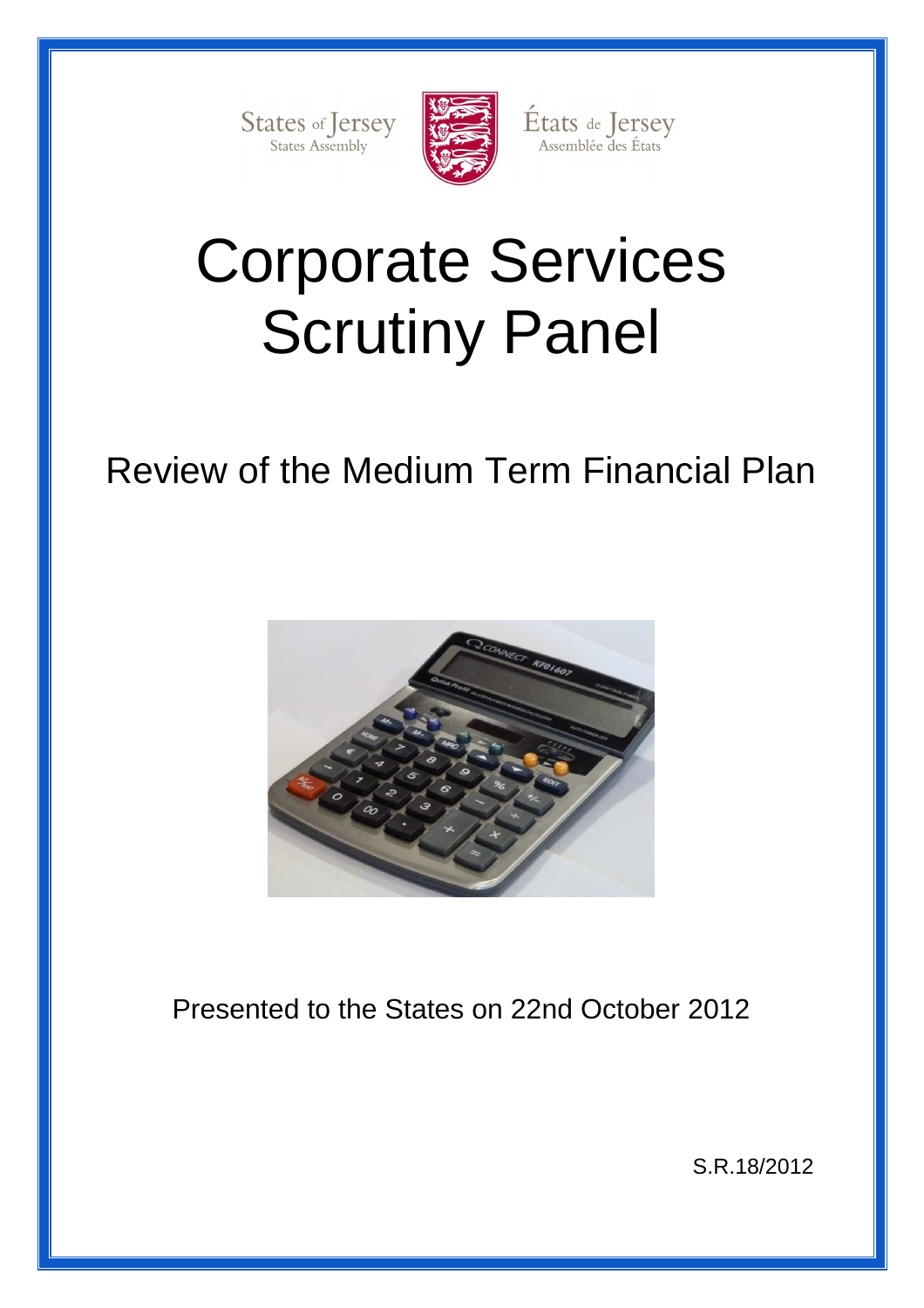States of Jersey
States Assembly

États de Jersey
Assemblée des États

# Corporate Services Scrutiny Panel

## Review of the Medium Term Financial Plan

Presented to the States on 22nd October 2012

S.R.18/2012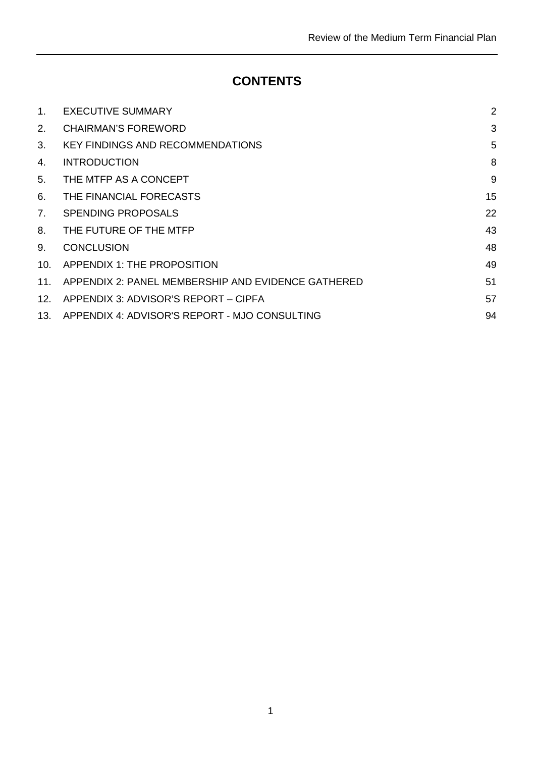# CONTENTS

| | | |
|---|---|---|
| 1. | EXECUTIVE SUMMARY | 2 |
| 2. | CHAIRMAN'S FOREWORD | 3 |
| 3. | KEY FINDINGS AND RECOMMENDATIONS | 5 |
| 4. | INTRODUCTION | 8 |
| 5. | THE MTFP AS A CONCEPT | 9 |
| 6. | THE FINANCIAL FORECASTS | 15 |
| 7. | SPENDING PROPOSALS | 22 |
| 8. | THE FUTURE OF THE MTFP | 43 |
| 9. | CONCLUSION | 48 |
| 10. | APPENDIX 1: THE PROPOSITION | 49 |
| 11. | APPENDIX 2: PANEL MEMBERSHIP AND EVIDENCE GATHERED | 51 |
| 12. | APPENDIX 3: ADVISOR'S REPORT – CIPFA | 57 |
| 13. | APPENDIX 4: ADVISOR'S REPORT - MJO CONSULTING | 94 |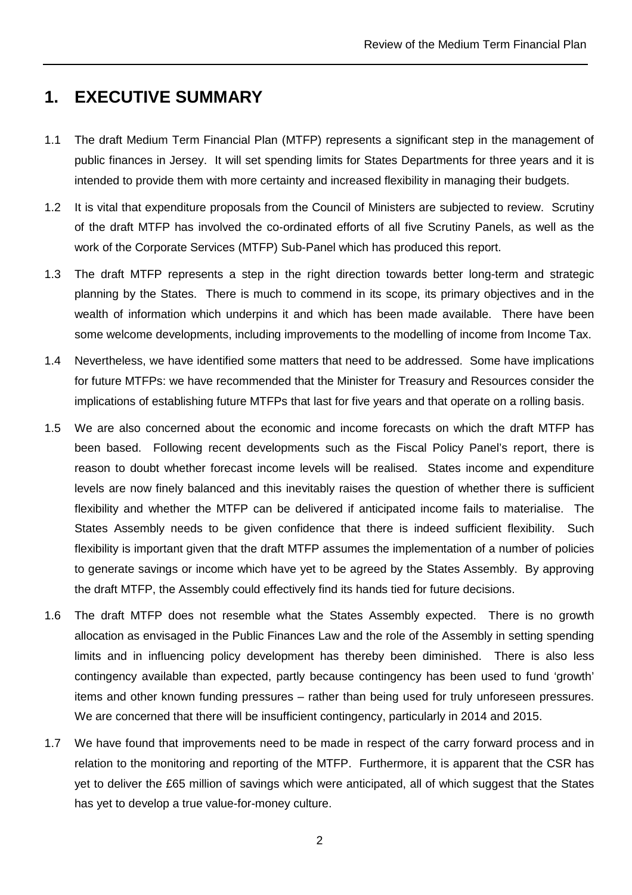# 1. EXECUTIVE SUMMARY

1.1 The draft Medium Term Financial Plan (MTFP) represents a significant step in the management of public finances in Jersey. It will set spending limits for States Departments for three years and it is intended to provide them with more certainty and increased flexibility in managing their budgets.

1.2 It is vital that expenditure proposals from the Council of Ministers are subjected to review. Scrutiny of the draft MTFP has involved the co-ordinated efforts of all five Scrutiny Panels, as well as the work of the Corporate Services (MTFP) Sub-Panel which has produced this report.

1.3 The draft MTFP represents a step in the right direction towards better long-term and strategic planning by the States. There is much to commend in its scope, its primary objectives and in the wealth of information which underpins it and which has been made available. There have been some welcome developments, including improvements to the modelling of income from Income Tax.

1.4 Nevertheless, we have identified some matters that need to be addressed. Some have implications for future MTFPs: we have recommended that the Minister for Treasury and Resources consider the implications of establishing future MTFPs that last for five years and that operate on a rolling basis.

1.5 We are also concerned about the economic and income forecasts on which the draft MTFP has been based. Following recent developments such as the Fiscal Policy Panel's report, there is reason to doubt whether forecast income levels will be realised. States income and expenditure levels are now finely balanced and this inevitably raises the question of whether there is sufficient flexibility and whether the MTFP can be delivered if anticipated income fails to materialise. The States Assembly needs to be given confidence that there is indeed sufficient flexibility. Such flexibility is important given that the draft MTFP assumes the implementation of a number of policies to generate savings or income which have yet to be agreed by the States Assembly. By approving the draft MTFP, the Assembly could effectively find its hands tied for future decisions.

1.6 The draft MTFP does not resemble what the States Assembly expected. There is no growth allocation as envisaged in the Public Finances Law and the role of the Assembly in setting spending limits and in influencing policy development has thereby been diminished. There is also less contingency available than expected, partly because contingency has been used to fund 'growth' items and other known funding pressures – rather than being used for truly unforeseen pressures. We are concerned that there will be insufficient contingency, particularly in 2014 and 2015.

1.7 We have found that improvements need to be made in respect of the carry forward process and in relation to the monitoring and reporting of the MTFP. Furthermore, it is apparent that the CSR has yet to deliver the £65 million of savings which were anticipated, all of which suggest that the States has yet to develop a true value-for-money culture.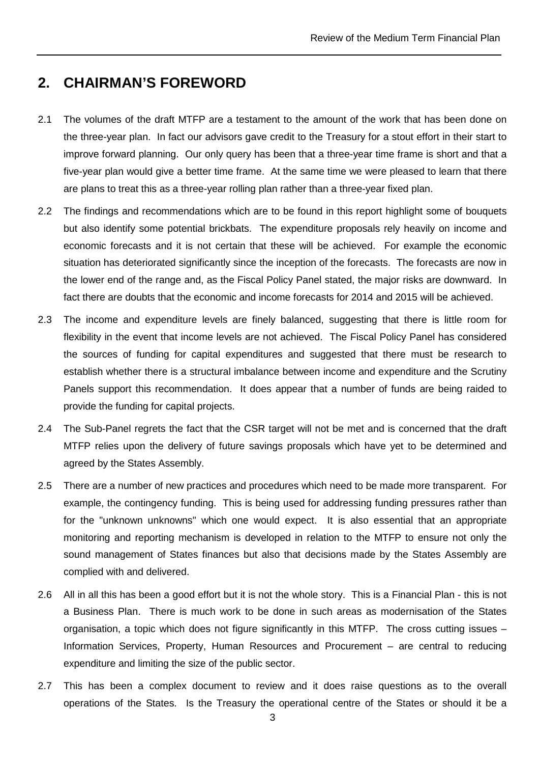## 2. CHAIRMAN'S FOREWORD

2.1 The volumes of the draft MTFP are a testament to the amount of the work that has been done on the three-year plan. In fact our advisors gave credit to the Treasury for a stout effort in their start to improve forward planning. Our only query has been that a three-year time frame is short and that a five-year plan would give a better time frame. At the same time we were pleased to learn that there are plans to treat this as a three-year rolling plan rather than a three-year fixed plan.

2.2 The findings and recommendations which are to be found in this report highlight some of bouquets but also identify some potential brickbats. The expenditure proposals rely heavily on income and economic forecasts and it is not certain that these will be achieved. For example the economic situation has deteriorated significantly since the inception of the forecasts. The forecasts are now in the lower end of the range and, as the Fiscal Policy Panel stated, the major risks are downward. In fact there are doubts that the economic and income forecasts for 2014 and 2015 will be achieved.

2.3 The income and expenditure levels are finely balanced, suggesting that there is little room for flexibility in the event that income levels are not achieved. The Fiscal Policy Panel has considered the sources of funding for capital expenditures and suggested that there must be research to establish whether there is a structural imbalance between income and expenditure and the Scrutiny Panels support this recommendation. It does appear that a number of funds are being raided to provide the funding for capital projects.

2.4 The Sub-Panel regrets the fact that the CSR target will not be met and is concerned that the draft MTFP relies upon the delivery of future savings proposals which have yet to be determined and agreed by the States Assembly.

2.5 There are a number of new practices and procedures which need to be made more transparent. For example, the contingency funding. This is being used for addressing funding pressures rather than for the "unknown unknowns" which one would expect. It is also essential that an appropriate monitoring and reporting mechanism is developed in relation to the MTFP to ensure not only the sound management of States finances but also that decisions made by the States Assembly are complied with and delivered.

2.6 All in all this has been a good effort but it is not the whole story. This is a Financial Plan - this is not a Business Plan. There is much work to be done in such areas as modernisation of the States organisation, a topic which does not figure significantly in this MTFP. The cross cutting issues – Information Services, Property, Human Resources and Procurement – are central to reducing expenditure and limiting the size of the public sector.

2.7 This has been a complex document to review and it does raise questions as to the overall operations of the States. Is the Treasury the operational centre of the States or should it be a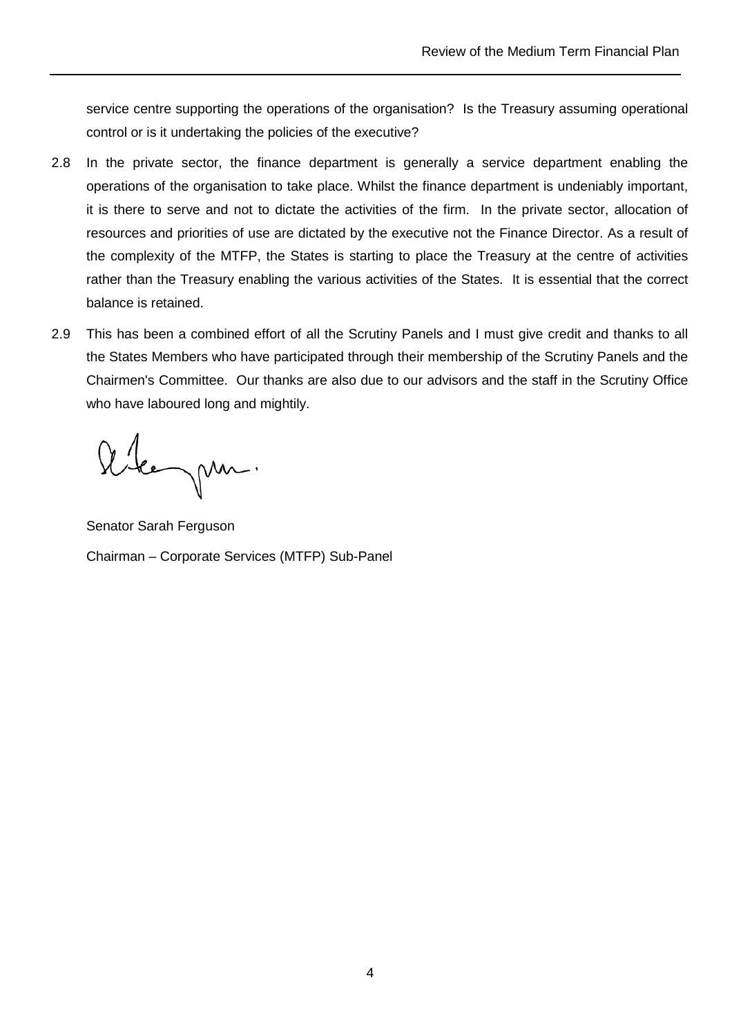service centre supporting the operations of the organisation? Is the Treasury assuming operational control or is it undertaking the policies of the executive?

2.8 In the private sector, the finance department is generally a service department enabling the operations of the organisation to take place. Whilst the finance department is undeniably important, it is there to serve and not to dictate the activities of the firm. In the private sector, allocation of resources and priorities of use are dictated by the executive not the Finance Director. As a result of the complexity of the MTFP, the States is starting to place the Treasury at the centre of activities rather than the Treasury enabling the various activities of the States. It is essential that the correct balance is retained.

2.9 This has been a combined effort of all the Scrutiny Panels and I must give credit and thanks to all the States Members who have participated through their membership of the Scrutiny Panels and the Chairmen's Committee. Our thanks are also due to our advisors and the staff in the Scrutiny Office who have laboured long and mightily.

Senator Sarah Ferguson

Chairman – Corporate Services (MTFP) Sub-Panel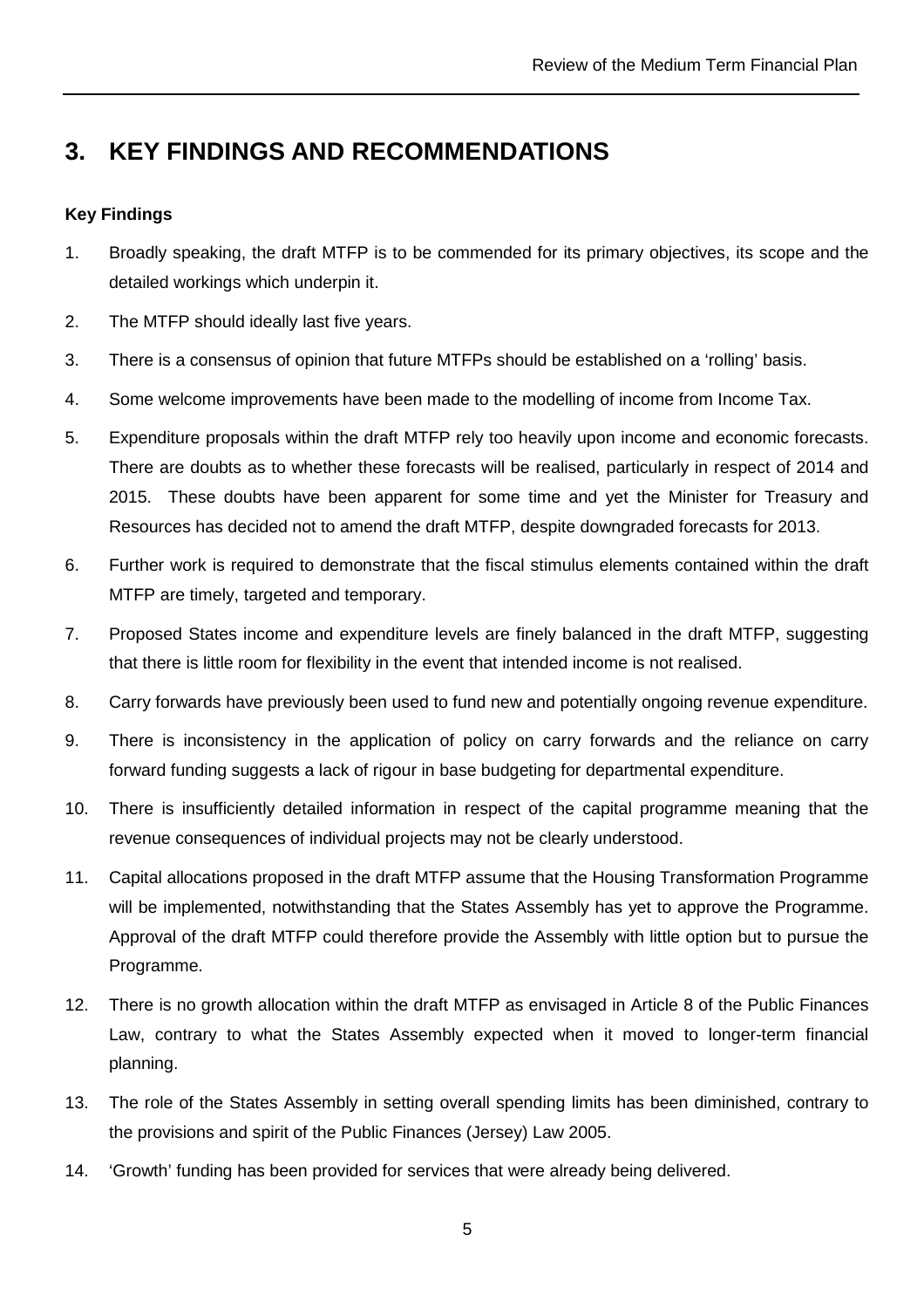## 3. KEY FINDINGS AND RECOMMENDATIONS

**Key Findings**

1. Broadly speaking, the draft MTFP is to be commended for its primary objectives, its scope and the detailed workings which underpin it.
2. The MTFP should ideally last five years.
3. There is a consensus of opinion that future MTFPs should be established on a 'rolling' basis.
4. Some welcome improvements have been made to the modelling of income from Income Tax.
5. Expenditure proposals within the draft MTFP rely too heavily upon income and economic forecasts. There are doubts as to whether these forecasts will be realised, particularly in respect of 2014 and 2015. These doubts have been apparent for some time and yet the Minister for Treasury and Resources has decided not to amend the draft MTFP, despite downgraded forecasts for 2013.
6. Further work is required to demonstrate that the fiscal stimulus elements contained within the draft MTFP are timely, targeted and temporary.
7. Proposed States income and expenditure levels are finely balanced in the draft MTFP, suggesting that there is little room for flexibility in the event that intended income is not realised.
8. Carry forwards have previously been used to fund new and potentially ongoing revenue expenditure.
9. There is inconsistency in the application of policy on carry forwards and the reliance on carry forward funding suggests a lack of rigour in base budgeting for departmental expenditure.
10. There is insufficiently detailed information in respect of the capital programme meaning that the revenue consequences of individual projects may not be clearly understood.
11. Capital allocations proposed in the draft MTFP assume that the Housing Transformation Programme will be implemented, notwithstanding that the States Assembly has yet to approve the Programme. Approval of the draft MTFP could therefore provide the Assembly with little option but to pursue the Programme.
12. There is no growth allocation within the draft MTFP as envisaged in Article 8 of the Public Finances Law, contrary to what the States Assembly expected when it moved to longer-term financial planning.
13. The role of the States Assembly in setting overall spending limits has been diminished, contrary to the provisions and spirit of the Public Finances (Jersey) Law 2005.
14. 'Growth' funding has been provided for services that were already being delivered.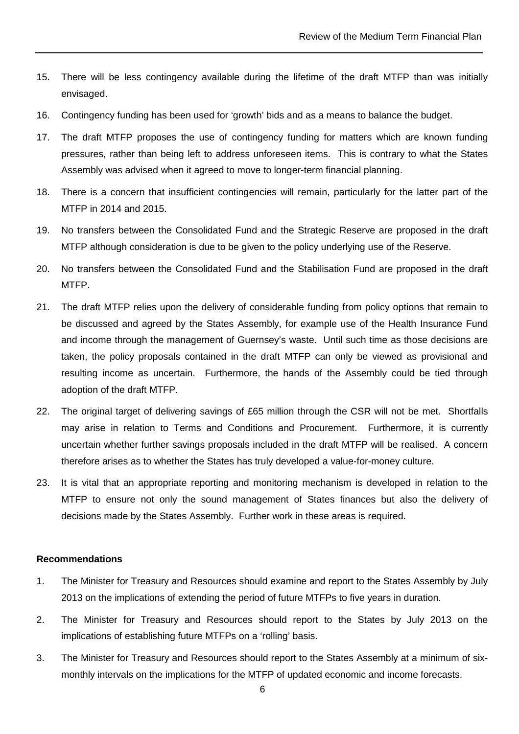15. There will be less contingency available during the lifetime of the draft MTFP than was initially envisaged.

16. Contingency funding has been used for 'growth' bids and as a means to balance the budget.

17. The draft MTFP proposes the use of contingency funding for matters which are known funding pressures, rather than being left to address unforeseen items. This is contrary to what the States Assembly was advised when it agreed to move to longer-term financial planning.

18. There is a concern that insufficient contingencies will remain, particularly for the latter part of the MTFP in 2014 and 2015.

19. No transfers between the Consolidated Fund and the Strategic Reserve are proposed in the draft MTFP although consideration is due to be given to the policy underlying use of the Reserve.

20. No transfers between the Consolidated Fund and the Stabilisation Fund are proposed in the draft MTFP.

21. The draft MTFP relies upon the delivery of considerable funding from policy options that remain to be discussed and agreed by the States Assembly, for example use of the Health Insurance Fund and income through the management of Guernsey's waste. Until such time as those decisions are taken, the policy proposals contained in the draft MTFP can only be viewed as provisional and resulting income as uncertain. Furthermore, the hands of the Assembly could be tied through adoption of the draft MTFP.

22. The original target of delivering savings of £65 million through the CSR will not be met. Shortfalls may arise in relation to Terms and Conditions and Procurement. Furthermore, it is currently uncertain whether further savings proposals included in the draft MTFP will be realised. A concern therefore arises as to whether the States has truly developed a value-for-money culture.

23. It is vital that an appropriate reporting and monitoring mechanism is developed in relation to the MTFP to ensure not only the sound management of States finances but also the delivery of decisions made by the States Assembly. Further work in these areas is required.

**Recommendations**

1. The Minister for Treasury and Resources should examine and report to the States Assembly by July 2013 on the implications of extending the period of future MTFPs to five years in duration.

2. The Minister for Treasury and Resources should report to the States by July 2013 on the implications of establishing future MTFPs on a 'rolling' basis.

3. The Minister for Treasury and Resources should report to the States Assembly at a minimum of six-monthly intervals on the implications for the MTFP of updated economic and income forecasts.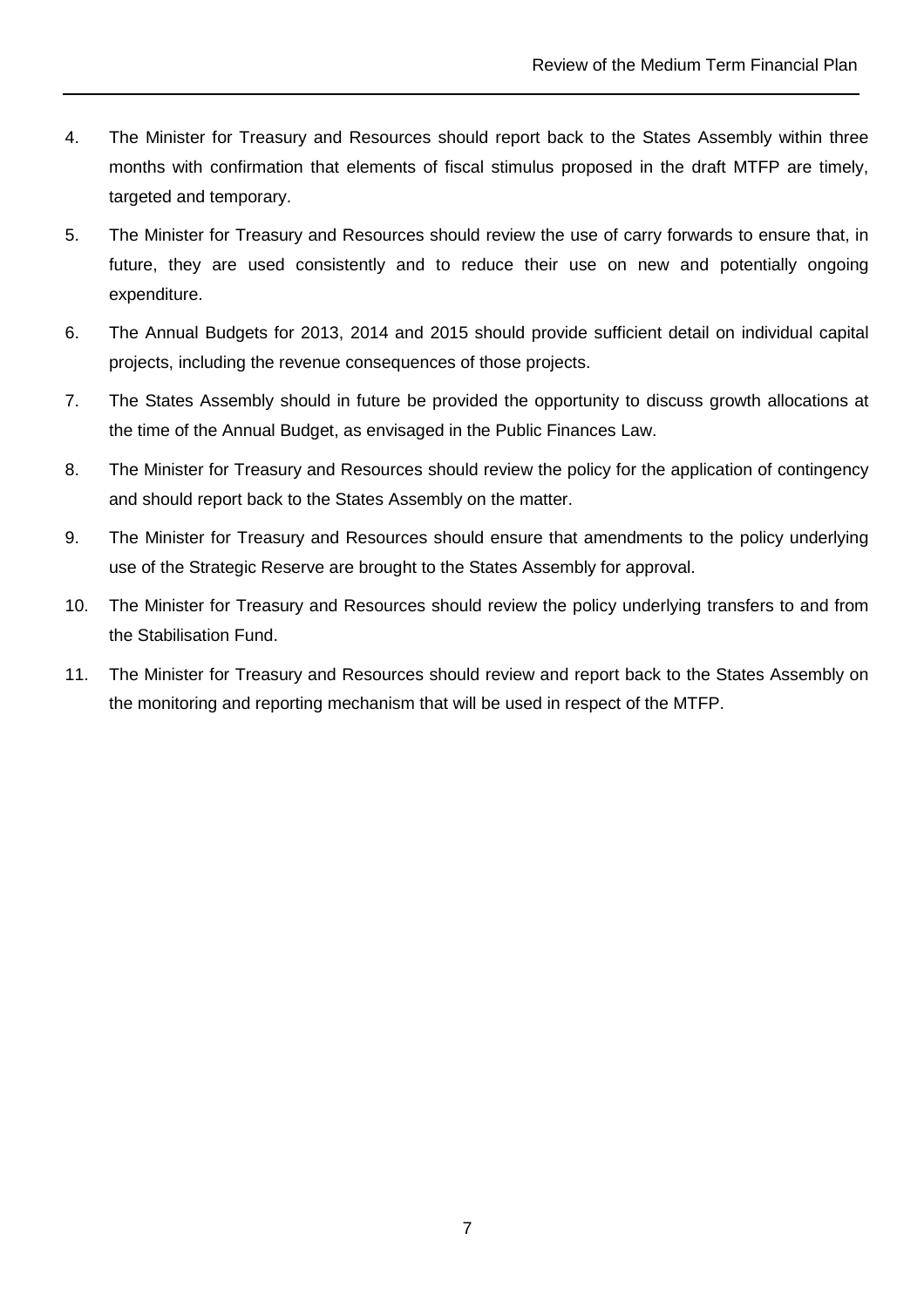4. The Minister for Treasury and Resources should report back to the States Assembly within three months with confirmation that elements of fiscal stimulus proposed in the draft MTFP are timely, targeted and temporary.

5. The Minister for Treasury and Resources should review the use of carry forwards to ensure that, in future, they are used consistently and to reduce their use on new and potentially ongoing expenditure.

6. The Annual Budgets for 2013, 2014 and 2015 should provide sufficient detail on individual capital projects, including the revenue consequences of those projects.

7. The States Assembly should in future be provided the opportunity to discuss growth allocations at the time of the Annual Budget, as envisaged in the Public Finances Law.

8. The Minister for Treasury and Resources should review the policy for the application of contingency and should report back to the States Assembly on the matter.

9. The Minister for Treasury and Resources should ensure that amendments to the policy underlying use of the Strategic Reserve are brought to the States Assembly for approval.

10. The Minister for Treasury and Resources should review the policy underlying transfers to and from the Stabilisation Fund.

11. The Minister for Treasury and Resources should review and report back to the States Assembly on the monitoring and reporting mechanism that will be used in respect of the MTFP.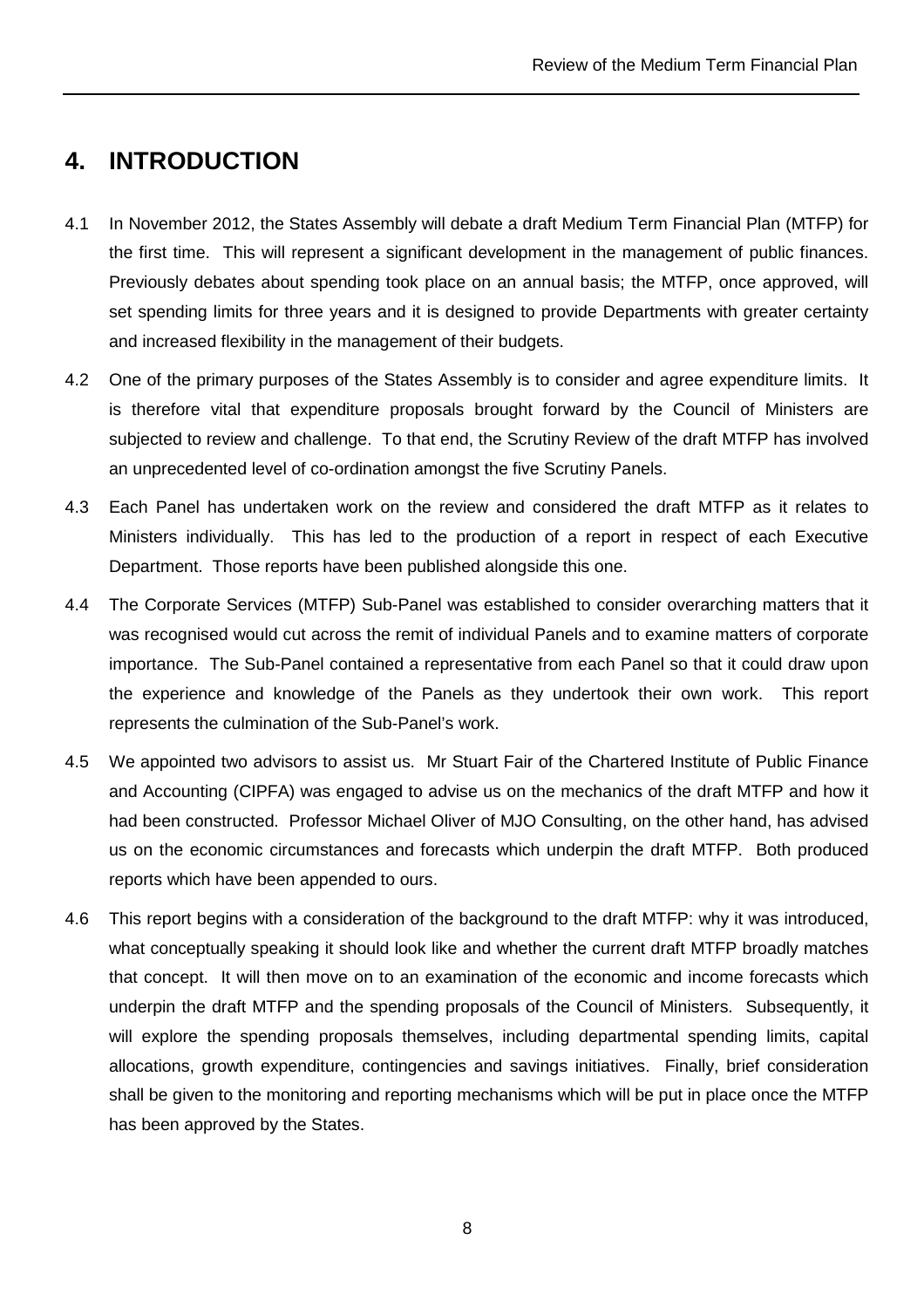# 4. INTRODUCTION

4.1 In November 2012, the States Assembly will debate a draft Medium Term Financial Plan (MTFP) for the first time. This will represent a significant development in the management of public finances. Previously debates about spending took place on an annual basis; the MTFP, once approved, will set spending limits for three years and it is designed to provide Departments with greater certainty and increased flexibility in the management of their budgets.

4.2 One of the primary purposes of the States Assembly is to consider and agree expenditure limits. It is therefore vital that expenditure proposals brought forward by the Council of Ministers are subjected to review and challenge. To that end, the Scrutiny Review of the draft MTFP has involved an unprecedented level of co-ordination amongst the five Scrutiny Panels.

4.3 Each Panel has undertaken work on the review and considered the draft MTFP as it relates to Ministers individually. This has led to the production of a report in respect of each Executive Department. Those reports have been published alongside this one.

4.4 The Corporate Services (MTFP) Sub-Panel was established to consider overarching matters that it was recognised would cut across the remit of individual Panels and to examine matters of corporate importance. The Sub-Panel contained a representative from each Panel so that it could draw upon the experience and knowledge of the Panels as they undertook their own work. This report represents the culmination of the Sub-Panel's work.

4.5 We appointed two advisors to assist us. Mr Stuart Fair of the Chartered Institute of Public Finance and Accounting (CIPFA) was engaged to advise us on the mechanics of the draft MTFP and how it had been constructed. Professor Michael Oliver of MJO Consulting, on the other hand, has advised us on the economic circumstances and forecasts which underpin the draft MTFP. Both produced reports which have been appended to ours.

4.6 This report begins with a consideration of the background to the draft MTFP: why it was introduced, what conceptually speaking it should look like and whether the current draft MTFP broadly matches that concept. It will then move on to an examination of the economic and income forecasts which underpin the draft MTFP and the spending proposals of the Council of Ministers. Subsequently, it will explore the spending proposals themselves, including departmental spending limits, capital allocations, growth expenditure, contingencies and savings initiatives. Finally, brief consideration shall be given to the monitoring and reporting mechanisms which will be put in place once the MTFP has been approved by the States.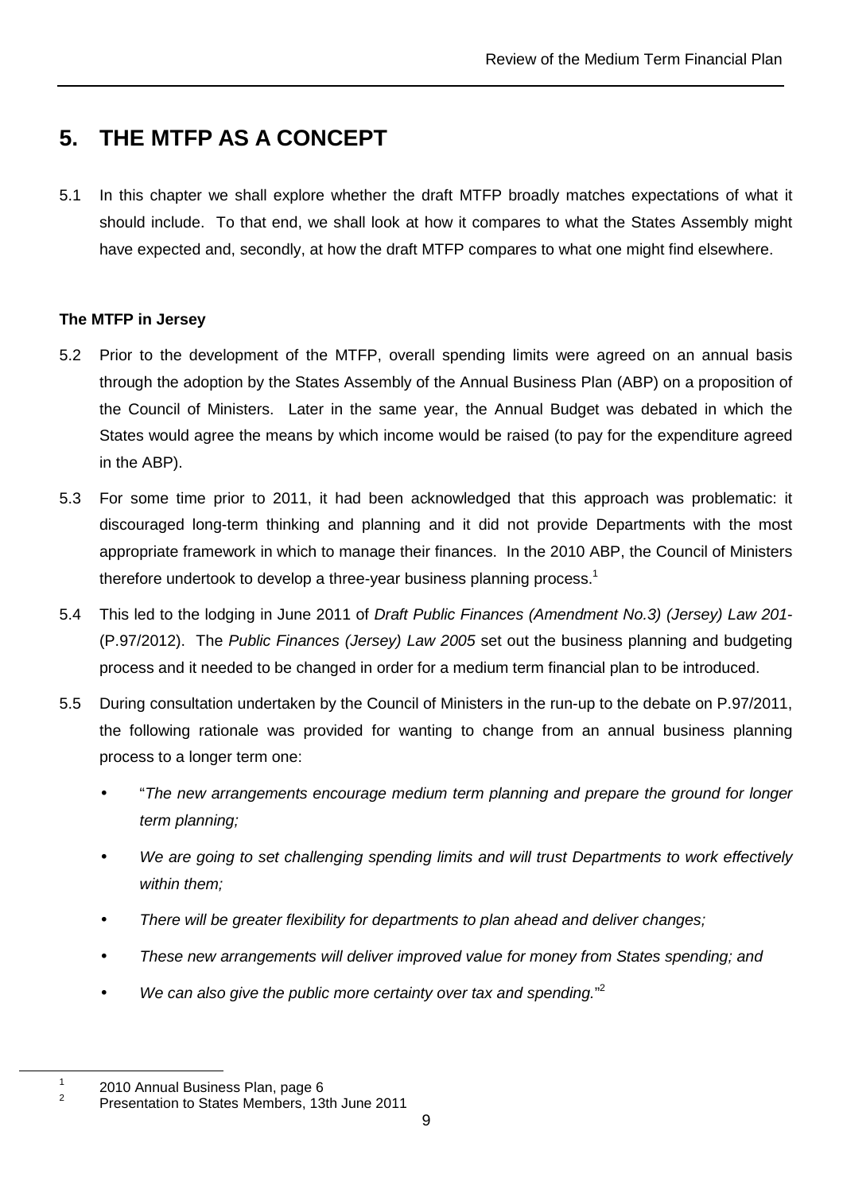# 5. THE MTFP AS A CONCEPT

5.1 In this chapter we shall explore whether the draft MTFP broadly matches expectations of what it should include. To that end, we shall look at how it compares to what the States Assembly might have expected and, secondly, at how the draft MTFP compares to what one might find elsewhere.

**The MTFP in Jersey**

5.2 Prior to the development of the MTFP, overall spending limits were agreed on an annual basis through the adoption by the States Assembly of the Annual Business Plan (ABP) on a proposition of the Council of Ministers. Later in the same year, the Annual Budget was debated in which the States would agree the means by which income would be raised (to pay for the expenditure agreed in the ABP).

5.3 For some time prior to 2011, it had been acknowledged that this approach was problematic: it discouraged long-term thinking and planning and it did not provide Departments with the most appropriate framework in which to manage their finances. In the 2010 ABP, the Council of Ministers therefore undertook to develop a three-year business planning process.[1]

5.4 This led to the lodging in June 2011 of *Draft Public Finances (Amendment No.3) (Jersey) Law 201-* (P.97/2012). The *Public Finances (Jersey) Law 2005* set out the business planning and budgeting process and it needed to be changed in order for a medium term financial plan to be introduced.

5.5 During consultation undertaken by the Council of Ministers in the run-up to the debate on P.97/2011, the following rationale was provided for wanting to change from an annual business planning process to a longer term one:

- "*The new arrangements encourage medium term planning and prepare the ground for longer term planning;*
- *We are going to set challenging spending limits and will trust Departments to work effectively within them;*
- *There will be greater flexibility for departments to plan ahead and deliver changes;*
- *These new arrangements will deliver improved value for money from States spending; and*
- *We can also give the public more certainty over tax and spending.*"[2]

---

[1] 2010 Annual Business Plan, page 6

[2] Presentation to States Members, 13th June 2011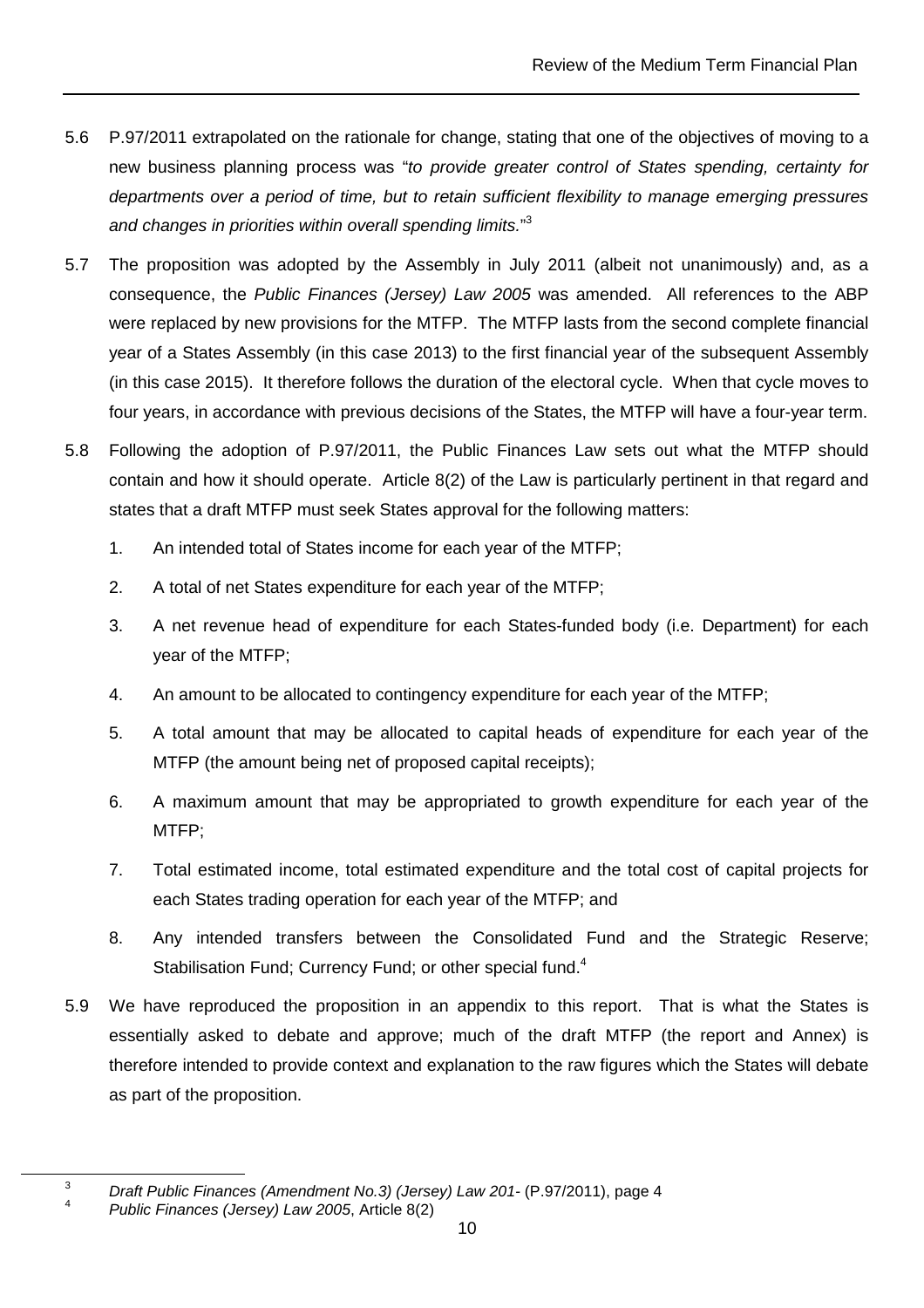5.6 P.97/2011 extrapolated on the rationale for change, stating that one of the objectives of moving to a new business planning process was "*to provide greater control of States spending, certainty for departments over a period of time, but to retain sufficient flexibility to manage emerging pressures and changes in priorities within overall spending limits.*"[3]

5.7 The proposition was adopted by the Assembly in July 2011 (albeit not unanimously) and, as a consequence, the *Public Finances (Jersey) Law 2005* was amended. All references to the ABP were replaced by new provisions for the MTFP. The MTFP lasts from the second complete financial year of a States Assembly (in this case 2013) to the first financial year of the subsequent Assembly (in this case 2015). It therefore follows the duration of the electoral cycle. When that cycle moves to four years, in accordance with previous decisions of the States, the MTFP will have a four-year term.

5.8 Following the adoption of P.97/2011, the Public Finances Law sets out what the MTFP should contain and how it should operate. Article 8(2) of the Law is particularly pertinent in that regard and states that a draft MTFP must seek States approval for the following matters:

1. An intended total of States income for each year of the MTFP;
2. A total of net States expenditure for each year of the MTFP;
3. A net revenue head of expenditure for each States-funded body (i.e. Department) for each year of the MTFP;
4. An amount to be allocated to contingency expenditure for each year of the MTFP;
5. A total amount that may be allocated to capital heads of expenditure for each year of the MTFP (the amount being net of proposed capital receipts);
6. A maximum amount that may be appropriated to growth expenditure for each year of the MTFP;
7. Total estimated income, total estimated expenditure and the total cost of capital projects for each States trading operation for each year of the MTFP; and
8. Any intended transfers between the Consolidated Fund and the Strategic Reserve; Stabilisation Fund; Currency Fund; or other special fund.[4]

5.9 We have reproduced the proposition in an appendix to this report. That is what the States is essentially asked to debate and approve; much of the draft MTFP (the report and Annex) is therefore intended to provide context and explanation to the raw figures which the States will debate as part of the proposition.

---

[3] *Draft Public Finances (Amendment No.3) (Jersey) Law 201-* (P.97/2011), page 4

[4] *Public Finances (Jersey) Law 2005*, Article 8(2)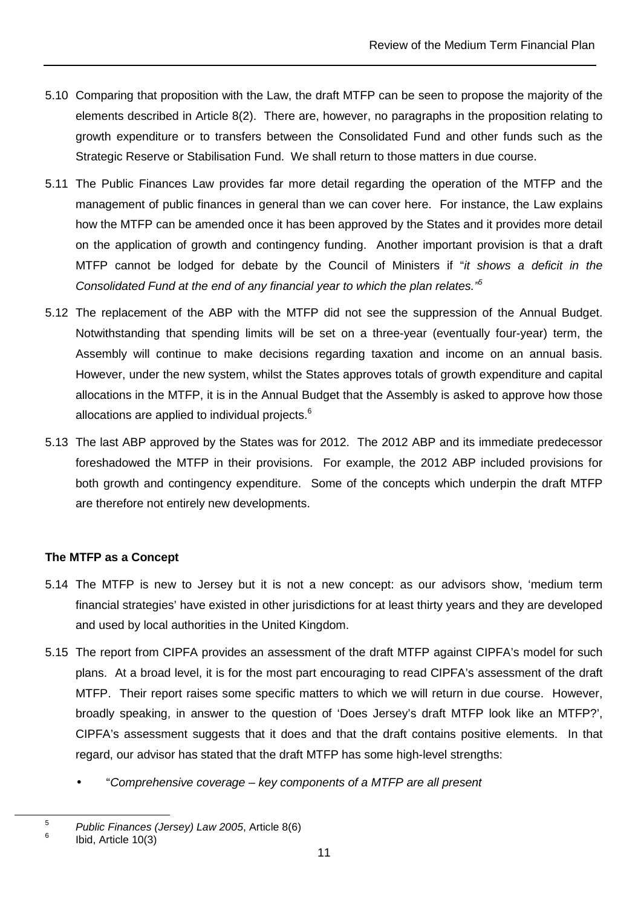5.10 Comparing that proposition with the Law, the draft MTFP can be seen to propose the majority of the elements described in Article 8(2). There are, however, no paragraphs in the proposition relating to growth expenditure or to transfers between the Consolidated Fund and other funds such as the Strategic Reserve or Stabilisation Fund. We shall return to those matters in due course.

5.11 The Public Finances Law provides far more detail regarding the operation of the MTFP and the management of public finances in general than we can cover here. For instance, the Law explains how the MTFP can be amended once it has been approved by the States and it provides more detail on the application of growth and contingency funding. Another important provision is that a draft MTFP cannot be lodged for debate by the Council of Ministers if "*it shows a deficit in the Consolidated Fund at the end of any financial year to which the plan relates.*"[5]

5.12 The replacement of the ABP with the MTFP did not see the suppression of the Annual Budget. Notwithstanding that spending limits will be set on a three-year (eventually four-year) term, the Assembly will continue to make decisions regarding taxation and income on an annual basis. However, under the new system, whilst the States approves totals of growth expenditure and capital allocations in the MTFP, it is in the Annual Budget that the Assembly is asked to approve how those allocations are applied to individual projects.[6]

5.13 The last ABP approved by the States was for 2012. The 2012 ABP and its immediate predecessor foreshadowed the MTFP in their provisions. For example, the 2012 ABP included provisions for both growth and contingency expenditure. Some of the concepts which underpin the draft MTFP are therefore not entirely new developments.

**The MTFP as a Concept**

5.14 The MTFP is new to Jersey but it is not a new concept: as our advisors show, 'medium term financial strategies' have existed in other jurisdictions for at least thirty years and they are developed and used by local authorities in the United Kingdom.

5.15 The report from CIPFA provides an assessment of the draft MTFP against CIPFA's model for such plans. At a broad level, it is for the most part encouraging to read CIPFA's assessment of the draft MTFP. Their report raises some specific matters to which we will return in due course. However, broadly speaking, in answer to the question of 'Does Jersey's draft MTFP look like an MTFP?', CIPFA's assessment suggests that it does and that the draft contains positive elements. In that regard, our advisor has stated that the draft MTFP has some high-level strengths:

- "*Comprehensive coverage – key components of a MTFP are all present*

---

[5] *Public Finances (Jersey) Law 2005*, Article 8(6)

[6] Ibid, Article 10(3)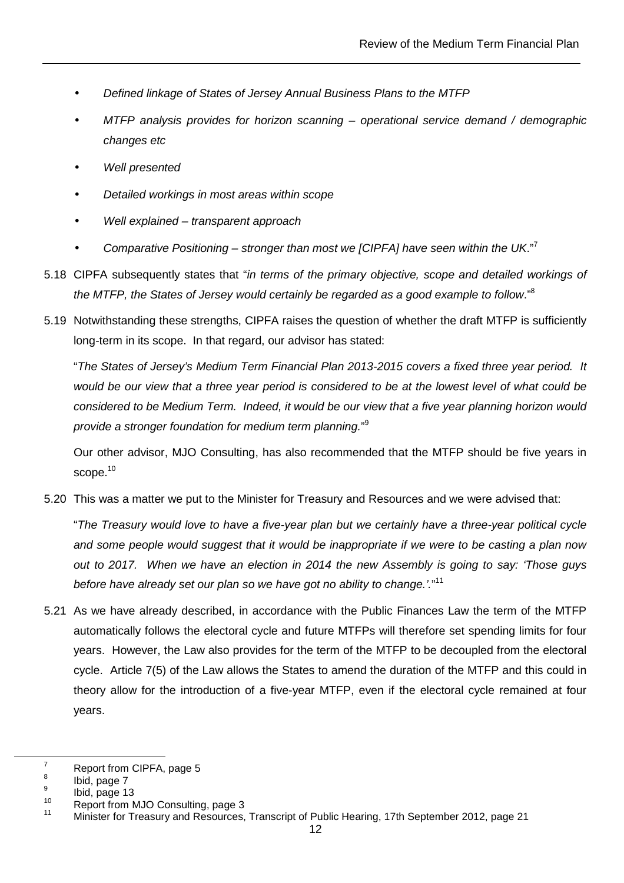- *Defined linkage of States of Jersey Annual Business Plans to the MTFP*
- *MTFP analysis provides for horizon scanning – operational service demand / demographic changes etc*
- *Well presented*
- *Detailed workings in most areas within scope*
- *Well explained – transparent approach*
- *Comparative Positioning – stronger than most we [CIPFA] have seen within the UK*."[7]

5.18 CIPFA subsequently states that "*in terms of the primary objective, scope and detailed workings of the MTFP, the States of Jersey would certainly be regarded as a good example to follow*."[8]

5.19 Notwithstanding these strengths, CIPFA raises the question of whether the draft MTFP is sufficiently long-term in its scope. In that regard, our advisor has stated:

"*The States of Jersey's Medium Term Financial Plan 2013-2015 covers a fixed three year period. It would be our view that a three year period is considered to be at the lowest level of what could be considered to be Medium Term. Indeed, it would be our view that a five year planning horizon would provide a stronger foundation for medium term planning.*"[9]

Our other advisor, MJO Consulting, has also recommended that the MTFP should be five years in scope.[10]

5.20 This was a matter we put to the Minister for Treasury and Resources and we were advised that:

"*The Treasury would love to have a five-year plan but we certainly have a three-year political cycle and some people would suggest that it would be inappropriate if we were to be casting a plan now out to 2017. When we have an election in 2014 the new Assembly is going to say: 'Those guys before have already set our plan so we have got no ability to change.'*."[11]

5.21 As we have already described, in accordance with the Public Finances Law the term of the MTFP automatically follows the electoral cycle and future MTFPs will therefore set spending limits for four years. However, the Law also provides for the term of the MTFP to be decoupled from the electoral cycle. Article 7(5) of the Law allows the States to amend the duration of the MTFP and this could in theory allow for the introduction of a five-year MTFP, even if the electoral cycle remained at four years.

---

[7] Report from CIPFA, page 5
[8] Ibid, page 7
[9] Ibid, page 13
[10] Report from MJO Consulting, page 3
[11] Minister for Treasury and Resources, Transcript of Public Hearing, 17th September 2012, page 21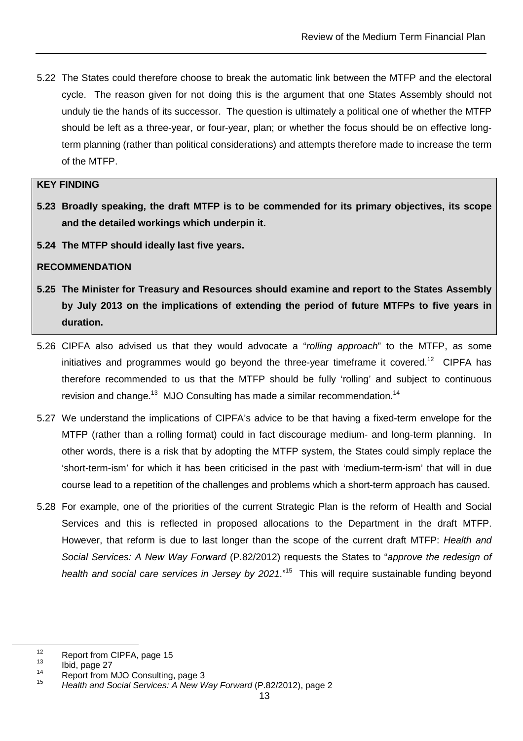5.22 The States could therefore choose to break the automatic link between the MTFP and the electoral cycle. The reason given for not doing this is the argument that one States Assembly should not unduly tie the hands of its successor. The question is ultimately a political one of whether the MTFP should be left as a three-year, or four-year, plan; or whether the focus should be on effective long-term planning (rather than political considerations) and attempts therefore made to increase the term of the MTFP.

**KEY FINDING**

**5.23 Broadly speaking, the draft MTFP is to be commended for its primary objectives, its scope and the detailed workings which underpin it.**

**5.24 The MTFP should ideally last five years.**

**RECOMMENDATION**

**5.25 The Minister for Treasury and Resources should examine and report to the States Assembly by July 2013 on the implications of extending the period of future MTFPs to five years in duration.**

5.26 CIPFA also advised us that they would advocate a "*rolling approach*" to the MTFP, as some initiatives and programmes would go beyond the three-year timeframe it covered.[12] CIPFA has therefore recommended to us that the MTFP should be fully 'rolling' and subject to continuous revision and change.[13] MJO Consulting has made a similar recommendation.[14]

5.27 We understand the implications of CIPFA's advice to be that having a fixed-term envelope for the MTFP (rather than a rolling format) could in fact discourage medium- and long-term planning. In other words, there is a risk that by adopting the MTFP system, the States could simply replace the 'short-term-ism' for which it has been criticised in the past with 'medium-term-ism' that will in due course lead to a repetition of the challenges and problems which a short-term approach has caused.

5.28 For example, one of the priorities of the current Strategic Plan is the reform of Health and Social Services and this is reflected in proposed allocations to the Department in the draft MTFP. However, that reform is due to last longer than the scope of the current draft MTFP: *Health and Social Services: A New Way Forward* (P.82/2012) requests the States to "*approve the redesign of health and social care services in Jersey by 2021*."[15] This will require sustainable funding beyond

---

[12] Report from CIPFA, page 15

[13] Ibid, page 27

[14] Report from MJO Consulting, page 3

[15] *Health and Social Services: A New Way Forward* (P.82/2012), page 2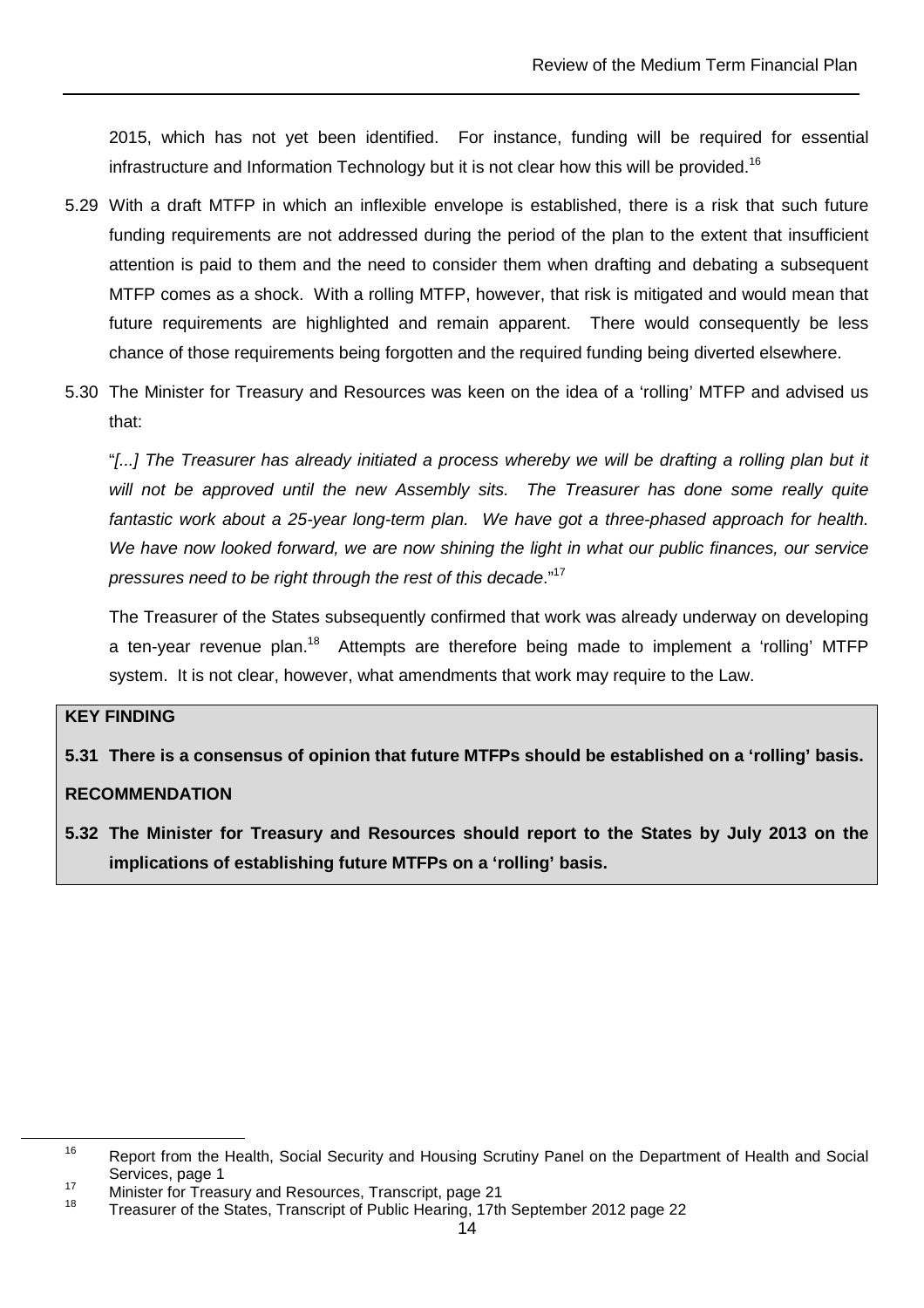2015, which has not yet been identified. For instance, funding will be required for essential infrastructure and Information Technology but it is not clear how this will be provided.[16]

5.29 With a draft MTFP in which an inflexible envelope is established, there is a risk that such future funding requirements are not addressed during the period of the plan to the extent that insufficient attention is paid to them and the need to consider them when drafting and debating a subsequent MTFP comes as a shock. With a rolling MTFP, however, that risk is mitigated and would mean that future requirements are highlighted and remain apparent. There would consequently be less chance of those requirements being forgotten and the required funding being diverted elsewhere.

5.30 The Minister for Treasury and Resources was keen on the idea of a 'rolling' MTFP and advised us that:

"*[...] The Treasurer has already initiated a process whereby we will be drafting a rolling plan but it will not be approved until the new Assembly sits. The Treasurer has done some really quite fantastic work about a 25-year long-term plan. We have got a three-phased approach for health. We have now looked forward, we are now shining the light in what our public finances, our service pressures need to be right through the rest of this decade*."[17]

The Treasurer of the States subsequently confirmed that work was already underway on developing a ten-year revenue plan.[18] Attempts are therefore being made to implement a 'rolling' MTFP system. It is not clear, however, what amendments that work may require to the Law.

**KEY FINDING**

**5.31 There is a consensus of opinion that future MTFPs should be established on a 'rolling' basis.**

**RECOMMENDATION**

**5.32 The Minister for Treasury and Resources should report to the States by July 2013 on the implications of establishing future MTFPs on a 'rolling' basis.**

---

[16] Report from the Health, Social Security and Housing Scrutiny Panel on the Department of Health and Social Services, page 1

[17] Minister for Treasury and Resources, Transcript, page 21

[18] Treasurer of the States, Transcript of Public Hearing, 17th September 2012 page 22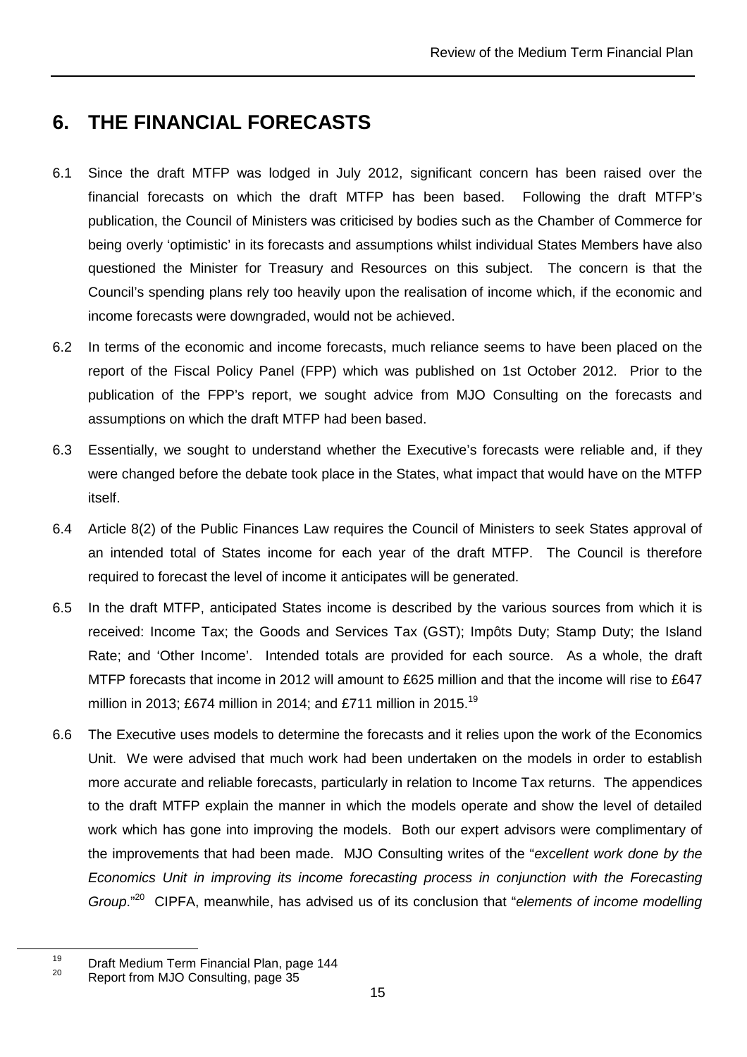## 6. THE FINANCIAL FORECASTS

6.1 Since the draft MTFP was lodged in July 2012, significant concern has been raised over the financial forecasts on which the draft MTFP has been based. Following the draft MTFP's publication, the Council of Ministers was criticised by bodies such as the Chamber of Commerce for being overly 'optimistic' in its forecasts and assumptions whilst individual States Members have also questioned the Minister for Treasury and Resources on this subject. The concern is that the Council's spending plans rely too heavily upon the realisation of income which, if the economic and income forecasts were downgraded, would not be achieved.

6.2 In terms of the economic and income forecasts, much reliance seems to have been placed on the report of the Fiscal Policy Panel (FPP) which was published on 1st October 2012. Prior to the publication of the FPP's report, we sought advice from MJO Consulting on the forecasts and assumptions on which the draft MTFP had been based.

6.3 Essentially, we sought to understand whether the Executive's forecasts were reliable and, if they were changed before the debate took place in the States, what impact that would have on the MTFP itself.

6.4 Article 8(2) of the Public Finances Law requires the Council of Ministers to seek States approval of an intended total of States income for each year of the draft MTFP. The Council is therefore required to forecast the level of income it anticipates will be generated.

6.5 In the draft MTFP, anticipated States income is described by the various sources from which it is received: Income Tax; the Goods and Services Tax (GST); Impôts Duty; Stamp Duty; the Island Rate; and 'Other Income'. Intended totals are provided for each source. As a whole, the draft MTFP forecasts that income in 2012 will amount to £625 million and that the income will rise to £647 million in 2013; £674 million in 2014; and £711 million in 2015.[19]

6.6 The Executive uses models to determine the forecasts and it relies upon the work of the Economics Unit. We were advised that much work had been undertaken on the models in order to establish more accurate and reliable forecasts, particularly in relation to Income Tax returns. The appendices to the draft MTFP explain the manner in which the models operate and show the level of detailed work which has gone into improving the models. Both our expert advisors were complimentary of the improvements that had been made. MJO Consulting writes of the "*excellent work done by the Economics Unit in improving its income forecasting process in conjunction with the Forecasting Group.*"[20] CIPFA, meanwhile, has advised us of its conclusion that "*elements of income modelling*

---

[19] Draft Medium Term Financial Plan, page 144

[20] Report from MJO Consulting, page 35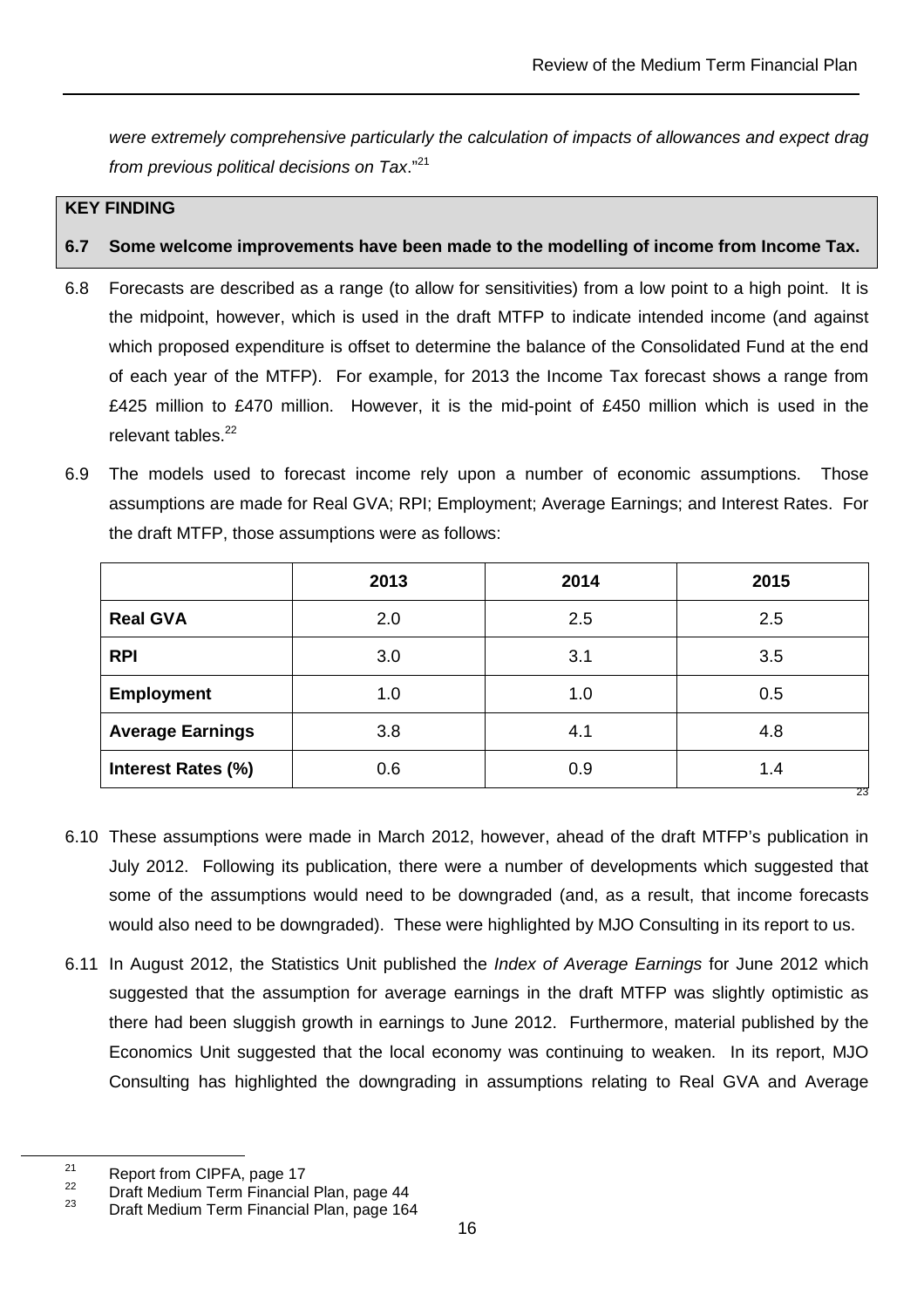*were extremely comprehensive particularly the calculation of impacts of allowances and expect drag from previous political decisions on Tax*."[21]

**KEY FINDING**

**6.7 Some welcome improvements have been made to the modelling of income from Income Tax.**

6.8 Forecasts are described as a range (to allow for sensitivities) from a low point to a high point. It is the midpoint, however, which is used in the draft MTFP to indicate intended income (and against which proposed expenditure is offset to determine the balance of the Consolidated Fund at the end of each year of the MTFP). For example, for 2013 the Income Tax forecast shows a range from £425 million to £470 million. However, it is the mid-point of £450 million which is used in the relevant tables.[22]

6.9 The models used to forecast income rely upon a number of economic assumptions. Those assumptions are made for Real GVA; RPI; Employment; Average Earnings; and Interest Rates. For the draft MTFP, those assumptions were as follows:

| | 2013 | 2014 | 2015 |
|---|---|---|---|
| **Real GVA** | 2.0 | 2.5 | 2.5 |
| **RPI** | 3.0 | 3.1 | 3.5 |
| **Employment** | 1.0 | 1.0 | 0.5 |
| **Average Earnings** | 3.8 | 4.1 | 4.8 |
| **Interest Rates (%)** | 0.6 | 0.9 | 1.4 |

[23]

6.10 These assumptions were made in March 2012, however, ahead of the draft MTFP's publication in July 2012. Following its publication, there were a number of developments which suggested that some of the assumptions would need to be downgraded (and, as a result, that income forecasts would also need to be downgraded). These were highlighted by MJO Consulting in its report to us.

6.11 In August 2012, the Statistics Unit published the *Index of Average Earnings* for June 2012 which suggested that the assumption for average earnings in the draft MTFP was slightly optimistic as there had been sluggish growth in earnings to June 2012. Furthermore, material published by the Economics Unit suggested that the local economy was continuing to weaken. In its report, MJO Consulting has highlighted the downgrading in assumptions relating to Real GVA and Average

---

[21] Report from CIPFA, page 17

[22] Draft Medium Term Financial Plan, page 44

[23] Draft Medium Term Financial Plan, page 164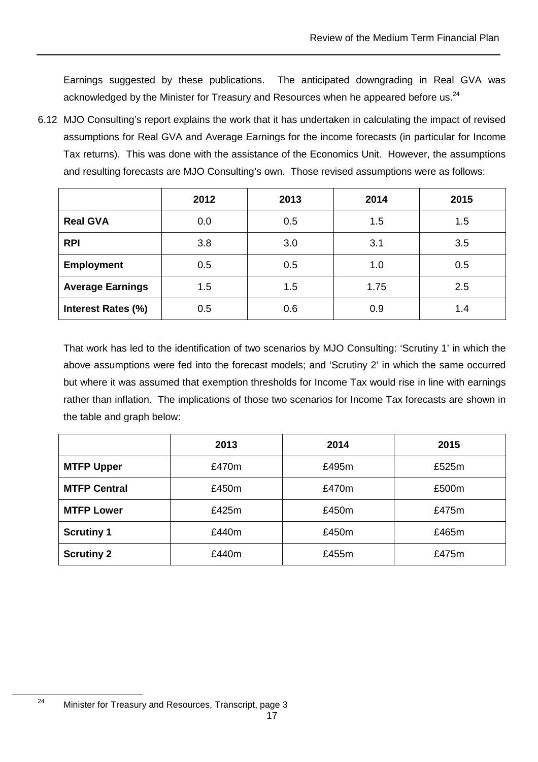Earnings suggested by these publications. The anticipated downgrading in Real GVA was acknowledged by the Minister for Treasury and Resources when he appeared before us.[24]

6.12 MJO Consulting's report explains the work that it has undertaken in calculating the impact of revised assumptions for Real GVA and Average Earnings for the income forecasts (in particular for Income Tax returns). This was done with the assistance of the Economics Unit. However, the assumptions and resulting forecasts are MJO Consulting's own. Those revised assumptions were as follows:

| | 2012 | 2013 | 2014 | 2015 |
|---|---|---|---|---|
| **Real GVA** | 0.0 | 0.5 | 1.5 | 1.5 |
| **RPI** | 3.8 | 3.0 | 3.1 | 3.5 |
| **Employment** | 0.5 | 0.5 | 1.0 | 0.5 |
| **Average Earnings** | 1.5 | 1.5 | 1.75 | 2.5 |
| **Interest Rates (%)** | 0.5 | 0.6 | 0.9 | 1.4 |

That work has led to the identification of two scenarios by MJO Consulting: 'Scrutiny 1' in which the above assumptions were fed into the forecast models; and 'Scrutiny 2' in which the same occurred but where it was assumed that exemption thresholds for Income Tax would rise in line with earnings rather than inflation. The implications of those two scenarios for Income Tax forecasts are shown in the table and graph below:

| | 2013 | 2014 | 2015 |
|---|---|---|---|
| **MTFP Upper** | £470m | £495m | £525m |
| **MTFP Central** | £450m | £470m | £500m |
| **MTFP Lower** | £425m | £450m | £475m |
| **Scrutiny 1** | £440m | £450m | £465m |
| **Scrutiny 2** | £440m | £455m | £475m |

[24] Minister for Treasury and Resources, Transcript, page 3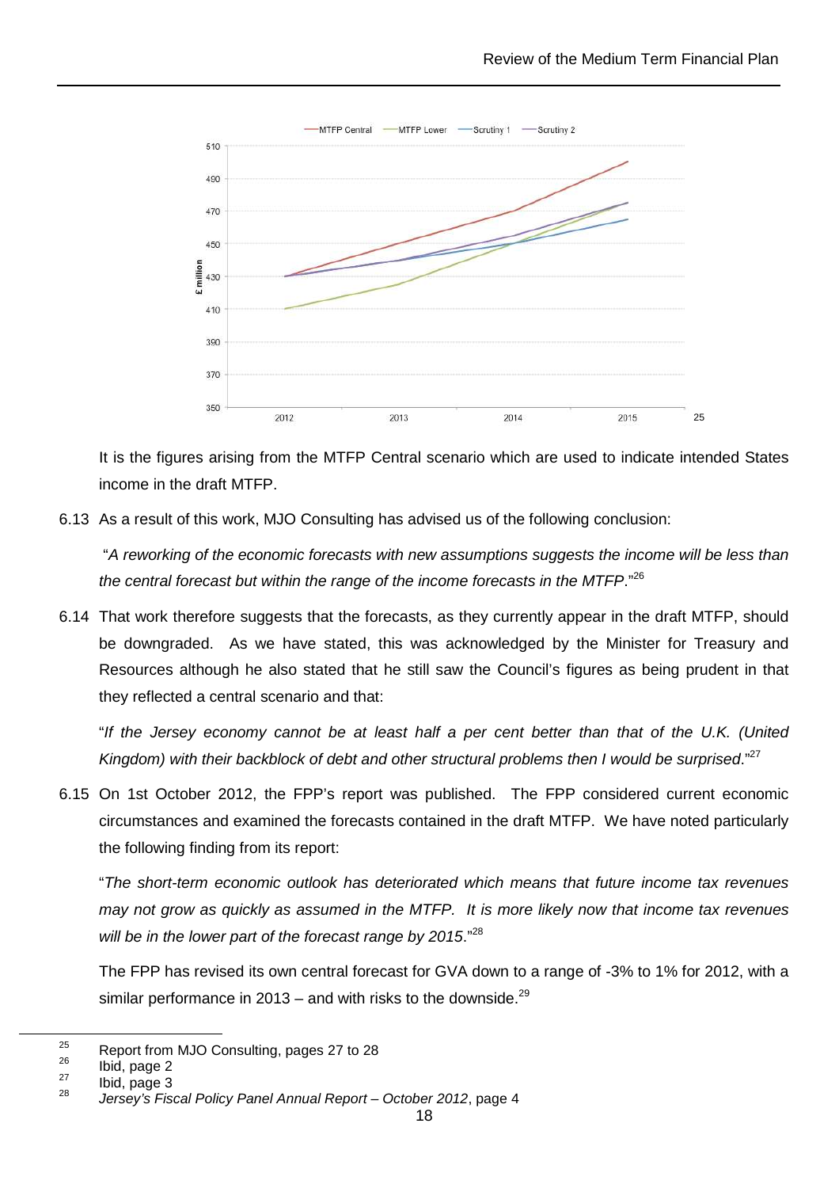[25]

It is the figures arising from the MTFP Central scenario which are used to indicate intended States income in the draft MTFP.

6.13 As a result of this work, MJO Consulting has advised us of the following conclusion:

"*A reworking of the economic forecasts with new assumptions suggests the income will be less than the central forecast but within the range of the income forecasts in the MTFP*."[26]

6.14 That work therefore suggests that the forecasts, as they currently appear in the draft MTFP, should be downgraded. As we have stated, this was acknowledged by the Minister for Treasury and Resources although he also stated that he still saw the Council's figures as being prudent in that they reflected a central scenario and that:

"*If the Jersey economy cannot be at least half a per cent better than that of the U.K. (United Kingdom) with their backblock of debt and other structural problems then I would be surprised*."[27]

6.15 On 1st October 2012, the FPP's report was published. The FPP considered current economic circumstances and examined the forecasts contained in the draft MTFP. We have noted particularly the following finding from its report:

"*The short-term economic outlook has deteriorated which means that future income tax revenues may not grow as quickly as assumed in the MTFP. It is more likely now that income tax revenues will be in the lower part of the forecast range by 2015*."[28]

The FPP has revised its own central forecast for GVA down to a range of -3% to 1% for 2012, with a similar performance in 2013 – and with risks to the downside.[29]

---

[25] Report from MJO Consulting, pages 27 to 28

[26] Ibid, page 2

[27] Ibid, page 3

[28] *Jersey's Fiscal Policy Panel Annual Report – October 2012*, page 4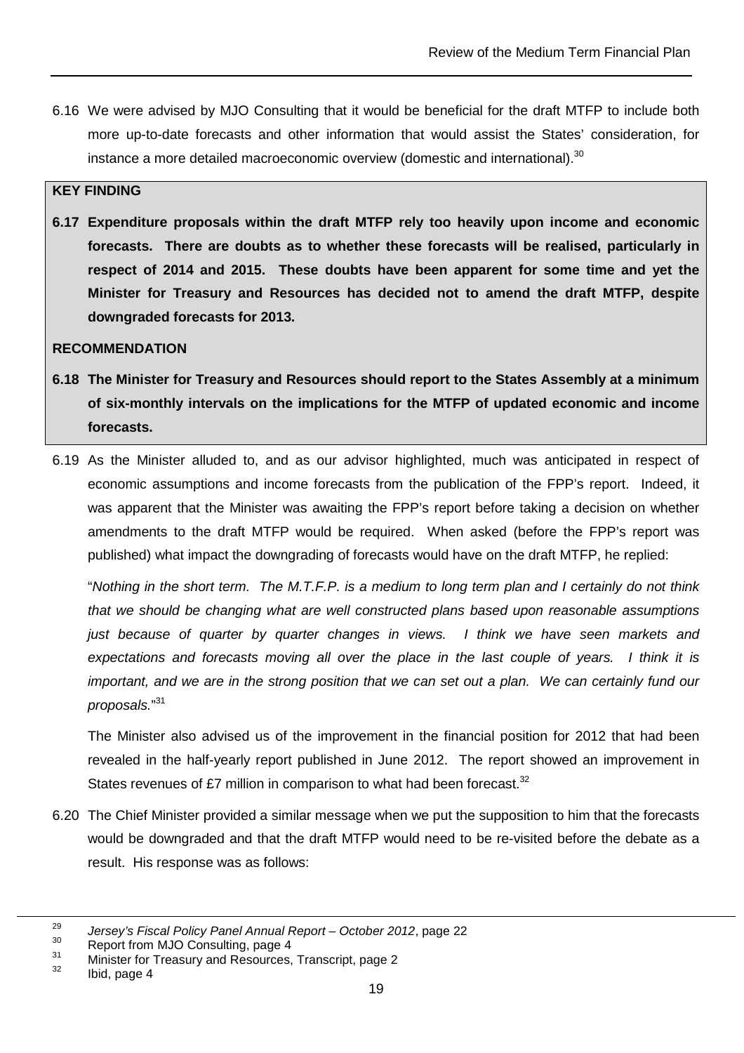6.16 We were advised by MJO Consulting that it would be beneficial for the draft MTFP to include both more up-to-date forecasts and other information that would assist the States' consideration, for instance a more detailed macroeconomic overview (domestic and international).[30]

**KEY FINDING**

**6.17 Expenditure proposals within the draft MTFP rely too heavily upon income and economic forecasts. There are doubts as to whether these forecasts will be realised, particularly in respect of 2014 and 2015. These doubts have been apparent for some time and yet the Minister for Treasury and Resources has decided not to amend the draft MTFP, despite downgraded forecasts for 2013.**

**RECOMMENDATION**

**6.18 The Minister for Treasury and Resources should report to the States Assembly at a minimum of six-monthly intervals on the implications for the MTFP of updated economic and income forecasts.**

6.19 As the Minister alluded to, and as our advisor highlighted, much was anticipated in respect of economic assumptions and income forecasts from the publication of the FPP's report. Indeed, it was apparent that the Minister was awaiting the FPP's report before taking a decision on whether amendments to the draft MTFP would be required. When asked (before the FPP's report was published) what impact the downgrading of forecasts would have on the draft MTFP, he replied:

"*Nothing in the short term. The M.T.F.P. is a medium to long term plan and I certainly do not think that we should be changing what are well constructed plans based upon reasonable assumptions just because of quarter by quarter changes in views. I think we have seen markets and expectations and forecasts moving all over the place in the last couple of years. I think it is important, and we are in the strong position that we can set out a plan. We can certainly fund our proposals.*"[31]

The Minister also advised us of the improvement in the financial position for 2012 that had been revealed in the half-yearly report published in June 2012. The report showed an improvement in States revenues of £7 million in comparison to what had been forecast.[32]

6.20 The Chief Minister provided a similar message when we put the supposition to him that the forecasts would be downgraded and that the draft MTFP would need to be re-visited before the debate as a result. His response was as follows:

---

[29] *Jersey's Fiscal Policy Panel Annual Report – October 2012*, page 22

[30] Report from MJO Consulting, page 4

[31] Minister for Treasury and Resources, Transcript, page 2

[32] Ibid, page 4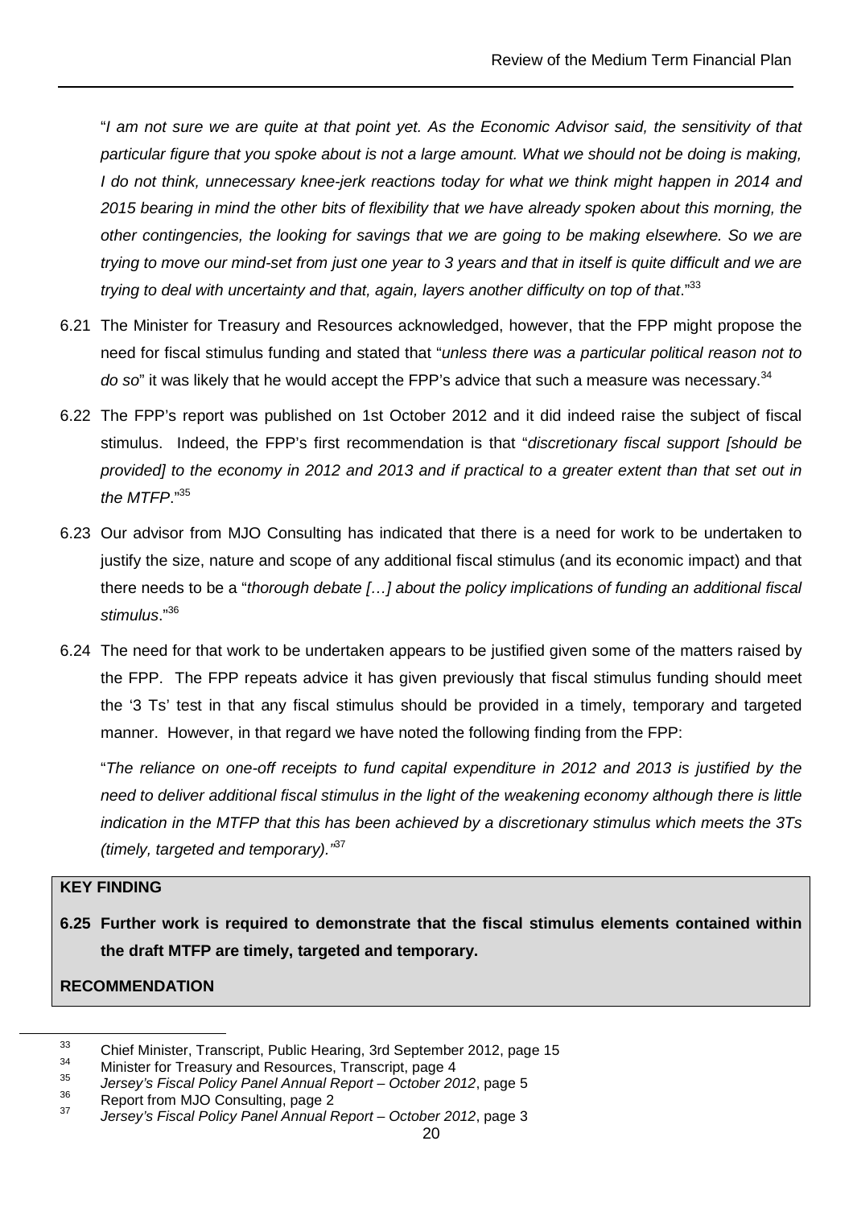"*I am not sure we are quite at that point yet. As the Economic Advisor said, the sensitivity of that particular figure that you spoke about is not a large amount. What we should not be doing is making, I do not think, unnecessary knee-jerk reactions today for what we think might happen in 2014 and 2015 bearing in mind the other bits of flexibility that we have already spoken about this morning, the other contingencies, the looking for savings that we are going to be making elsewhere. So we are trying to move our mind-set from just one year to 3 years and that in itself is quite difficult and we are trying to deal with uncertainty and that, again, layers another difficulty on top of that*."[33]

6.21 The Minister for Treasury and Resources acknowledged, however, that the FPP might propose the need for fiscal stimulus funding and stated that "*unless there was a particular political reason not to do so*" it was likely that he would accept the FPP's advice that such a measure was necessary.[34]

6.22 The FPP's report was published on 1st October 2012 and it did indeed raise the subject of fiscal stimulus. Indeed, the FPP's first recommendation is that "*discretionary fiscal support [should be provided] to the economy in 2012 and 2013 and if practical to a greater extent than that set out in the MTFP*."[35]

6.23 Our advisor from MJO Consulting has indicated that there is a need for work to be undertaken to justify the size, nature and scope of any additional fiscal stimulus (and its economic impact) and that there needs to be a "*thorough debate […] about the policy implications of funding an additional fiscal stimulus*."[36]

6.24 The need for that work to be undertaken appears to be justified given some of the matters raised by the FPP. The FPP repeats advice it has given previously that fiscal stimulus funding should meet the '3 Ts' test in that any fiscal stimulus should be provided in a timely, temporary and targeted manner. However, in that regard we have noted the following finding from the FPP:

"*The reliance on one-off receipts to fund capital expenditure in 2012 and 2013 is justified by the need to deliver additional fiscal stimulus in the light of the weakening economy although there is little indication in the MTFP that this has been achieved by a discretionary stimulus which meets the 3Ts (timely, targeted and temporary).*"[37]

**KEY FINDING**

**6.25 Further work is required to demonstrate that the fiscal stimulus elements contained within the draft MTFP are timely, targeted and temporary.**

**RECOMMENDATION**

---

[33] Chief Minister, Transcript, Public Hearing, 3rd September 2012, page 15
[34] Minister for Treasury and Resources, Transcript, page 4
[35] *Jersey's Fiscal Policy Panel Annual Report – October 2012*, page 5
[36] Report from MJO Consulting, page 2
[37] *Jersey's Fiscal Policy Panel Annual Report – October 2012*, page 3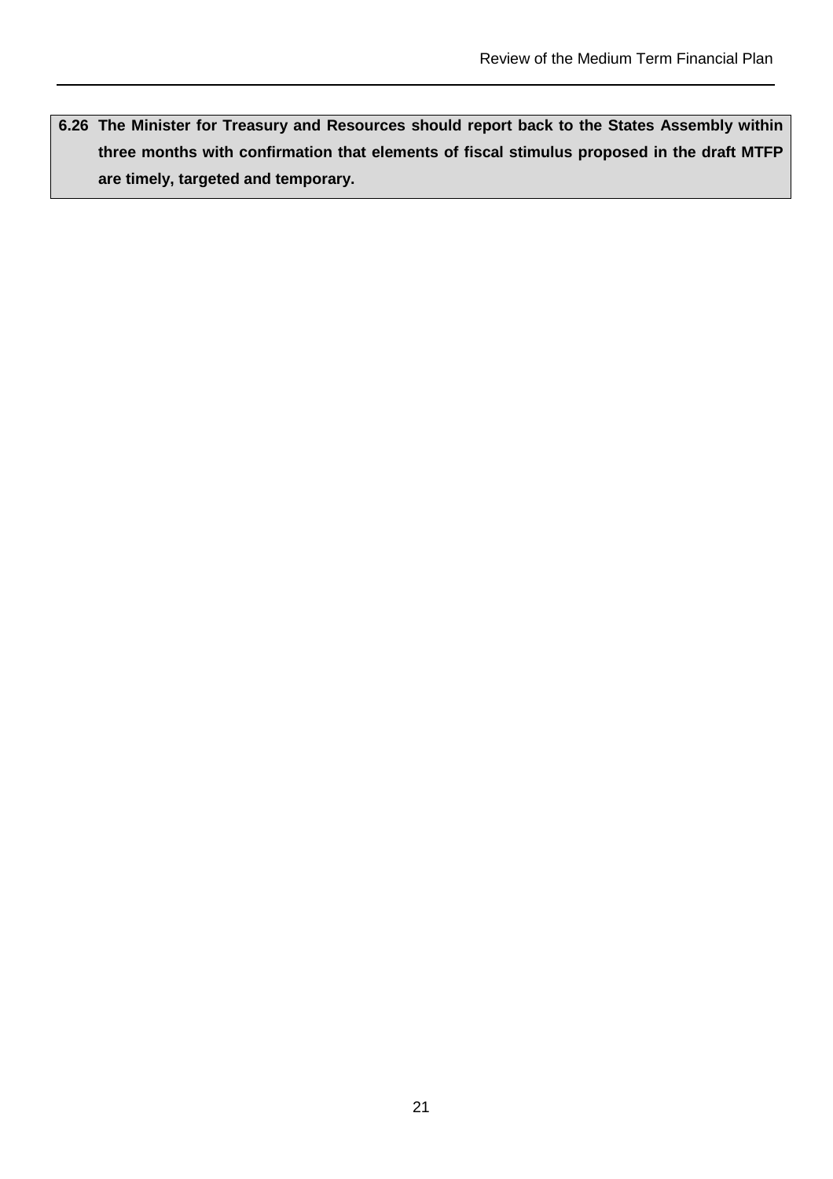**6.26 The Minister for Treasury and Resources should report back to the States Assembly within three months with confirmation that elements of fiscal stimulus proposed in the draft MTFP are timely, targeted and temporary.**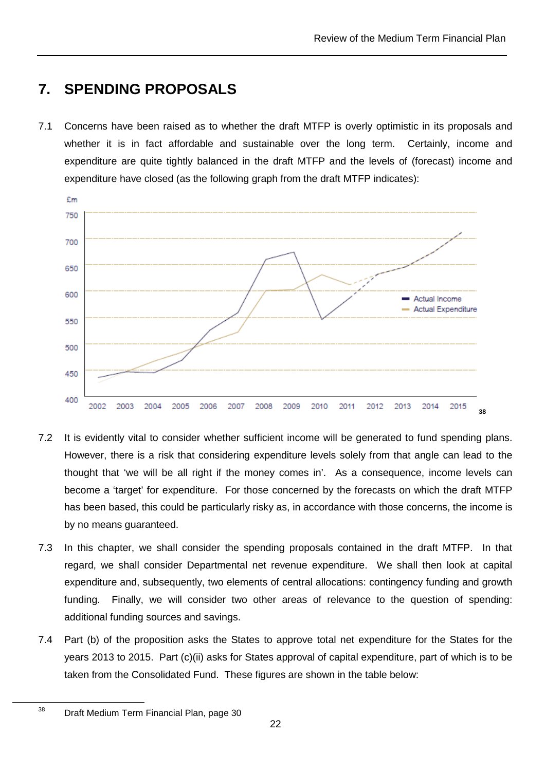## 7. SPENDING PROPOSALS

7.1 Concerns have been raised as to whether the draft MTFP is overly optimistic in its proposals and whether it is in fact affordable and sustainable over the long term. Certainly, income and expenditure are quite tightly balanced in the draft MTFP and the levels of (forecast) income and expenditure have closed (as the following graph from the draft MTFP indicates):

[38]

7.2 It is evidently vital to consider whether sufficient income will be generated to fund spending plans. However, there is a risk that considering expenditure levels solely from that angle can lead to the thought that 'we will be all right if the money comes in'. As a consequence, income levels can become a 'target' for expenditure. For those concerned by the forecasts on which the draft MTFP has been based, this could be particularly risky as, in accordance with those concerns, the income is by no means guaranteed.

7.3 In this chapter, we shall consider the spending proposals contained in the draft MTFP. In that regard, we shall consider Departmental net revenue expenditure. We shall then look at capital expenditure and, subsequently, two elements of central allocations: contingency funding and growth funding. Finally, we will consider two other areas of relevance to the question of spending: additional funding sources and savings.

7.4 Part (b) of the proposition asks the States to approve total net expenditure for the States for the years 2013 to 2015. Part (c)(ii) asks for States approval of capital expenditure, part of which is to be taken from the Consolidated Fund. These figures are shown in the table below:

---

[38] Draft Medium Term Financial Plan, page 30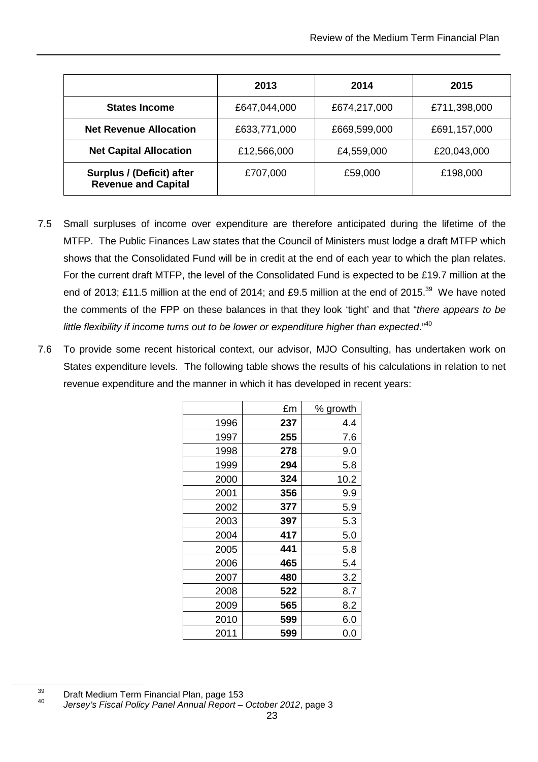| | 2013 | 2014 | 2015 |
|---|---|---|---|
| **States Income** | £647,044,000 | £674,217,000 | £711,398,000 |
| **Net Revenue Allocation** | £633,771,000 | £669,599,000 | £691,157,000 |
| **Net Capital Allocation** | £12,566,000 | £4,559,000 | £20,043,000 |
| **Surplus / (Deficit) after Revenue and Capital** | £707,000 | £59,000 | £198,000 |

7.5 Small surpluses of income over expenditure are therefore anticipated during the lifetime of the MTFP. The Public Finances Law states that the Council of Ministers must lodge a draft MTFP which shows that the Consolidated Fund will be in credit at the end of each year to which the plan relates. For the current draft MTFP, the level of the Consolidated Fund is expected to be £19.7 million at the end of 2013; £11.5 million at the end of 2014; and £9.5 million at the end of 2015.[39] We have noted the comments of the FPP on these balances in that they look 'tight' and that "*there appears to be little flexibility if income turns out to be lower or expenditure higher than expected*."[40]

7.6 To provide some recent historical context, our advisor, MJO Consulting, has undertaken work on States expenditure levels. The following table shows the results of his calculations in relation to net revenue expenditure and the manner in which it has developed in recent years:

| | £m | % growth |
|---|---|---|
| 1996 | **237** | 4.4 |
| 1997 | **255** | 7.6 |
| 1998 | **278** | 9.0 |
| 1999 | **294** | 5.8 |
| 2000 | **324** | 10.2 |
| 2001 | **356** | 9.9 |
| 2002 | **377** | 5.9 |
| 2003 | **397** | 5.3 |
| 2004 | **417** | 5.0 |
| 2005 | **441** | 5.8 |
| 2006 | **465** | 5.4 |
| 2007 | **480** | 3.2 |
| 2008 | **522** | 8.7 |
| 2009 | **565** | 8.2 |
| 2010 | **599** | 6.0 |
| 2011 | **599** | 0.0 |

[39] Draft Medium Term Financial Plan, page 153

[40] *Jersey's Fiscal Policy Panel Annual Report – October 2012*, page 3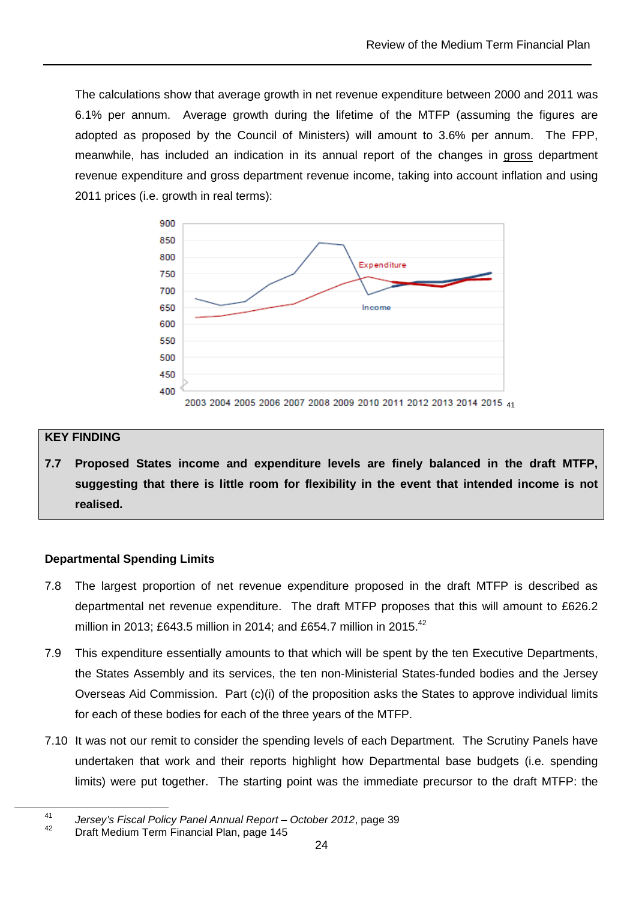The calculations show that average growth in net revenue expenditure between 2000 and 2011 was 6.1% per annum. Average growth during the lifetime of the MTFP (assuming the figures are adopted as proposed by the Council of Ministers) will amount to 3.6% per annum. The FPP, meanwhile, has included an indication in its annual report of the changes in gross department revenue expenditure and gross department revenue income, taking into account inflation and using 2011 prices (i.e. growth in real terms):

[41]

**KEY FINDING**

**7.7 Proposed States income and expenditure levels are finely balanced in the draft MTFP, suggesting that there is little room for flexibility in the event that intended income is not realised.**

### Departmental Spending Limits

7.8 The largest proportion of net revenue expenditure proposed in the draft MTFP is described as departmental net revenue expenditure. The draft MTFP proposes that this will amount to £626.2 million in 2013; £643.5 million in 2014; and £654.7 million in 2015.[42]

7.9 This expenditure essentially amounts to that which will be spent by the ten Executive Departments, the States Assembly and its services, the ten non-Ministerial States-funded bodies and the Jersey Overseas Aid Commission. Part (c)(i) of the proposition asks the States to approve individual limits for each of these bodies for each of the three years of the MTFP.

7.10 It was not our remit to consider the spending levels of each Department. The Scrutiny Panels have undertaken that work and their reports highlight how Departmental base budgets (i.e. spending limits) were put together. The starting point was the immediate precursor to the draft MTFP: the

[41] *Jersey's Fiscal Policy Panel Annual Report – October 2012*, page 39

[42] Draft Medium Term Financial Plan, page 145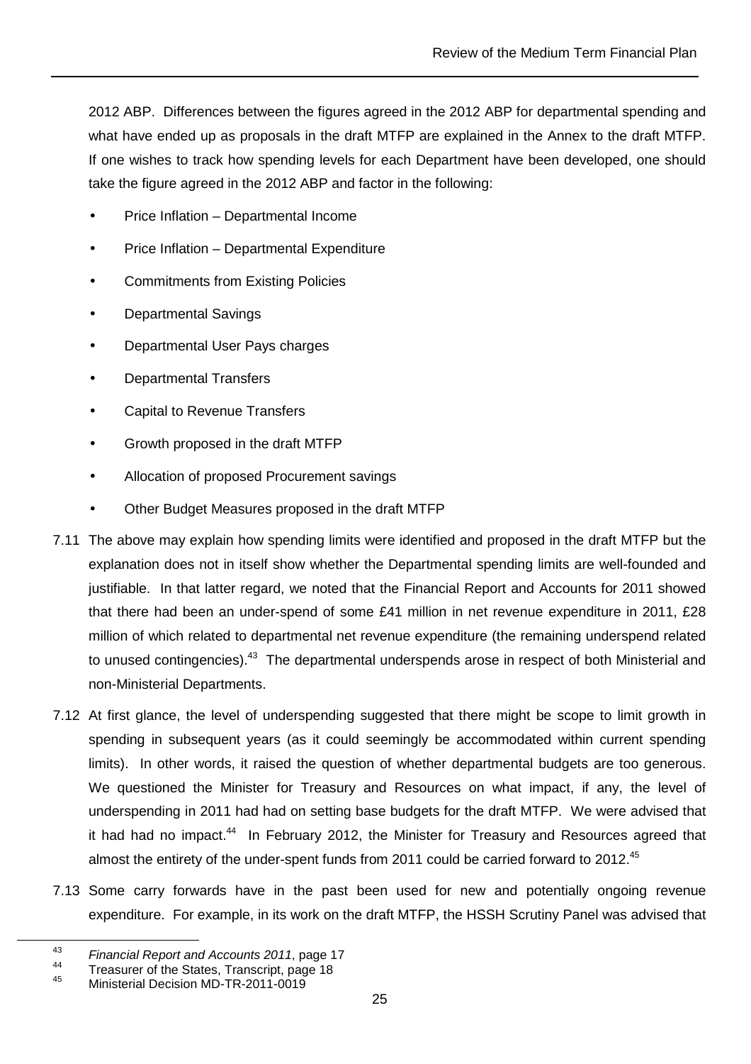2012 ABP. Differences between the figures agreed in the 2012 ABP for departmental spending and what have ended up as proposals in the draft MTFP are explained in the Annex to the draft MTFP. If one wishes to track how spending levels for each Department have been developed, one should take the figure agreed in the 2012 ABP and factor in the following:

- Price Inflation – Departmental Income
- Price Inflation – Departmental Expenditure
- Commitments from Existing Policies
- Departmental Savings
- Departmental User Pays charges
- Departmental Transfers
- Capital to Revenue Transfers
- Growth proposed in the draft MTFP
- Allocation of proposed Procurement savings
- Other Budget Measures proposed in the draft MTFP

7.11 The above may explain how spending limits were identified and proposed in the draft MTFP but the explanation does not in itself show whether the Departmental spending limits are well-founded and justifiable. In that latter regard, we noted that the Financial Report and Accounts for 2011 showed that there had been an under-spend of some £41 million in net revenue expenditure in 2011, £28 million of which related to departmental net revenue expenditure (the remaining underspend related to unused contingencies).[43] The departmental underspends arose in respect of both Ministerial and non-Ministerial Departments.

7.12 At first glance, the level of underspending suggested that there might be scope to limit growth in spending in subsequent years (as it could seemingly be accommodated within current spending limits). In other words, it raised the question of whether departmental budgets are too generous. We questioned the Minister for Treasury and Resources on what impact, if any, the level of underspending in 2011 had had on setting base budgets for the draft MTFP. We were advised that it had had no impact.[44] In February 2012, the Minister for Treasury and Resources agreed that almost the entirety of the under-spent funds from 2011 could be carried forward to 2012.[45]

7.13 Some carry forwards have in the past been used for new and potentially ongoing revenue expenditure. For example, in its work on the draft MTFP, the HSSH Scrutiny Panel was advised that

[43] *Financial Report and Accounts 2011*, page 17

[44] Treasurer of the States, Transcript, page 18

[45] Ministerial Decision MD-TR-2011-0019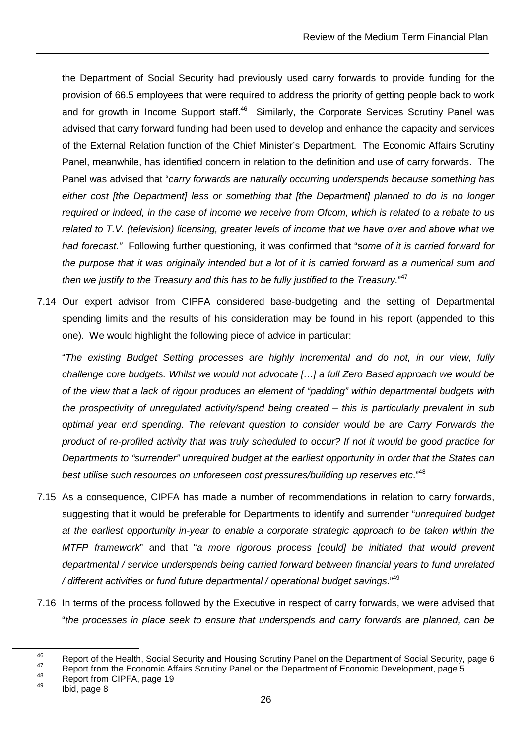the Department of Social Security had previously used carry forwards to provide funding for the provision of 66.5 employees that were required to address the priority of getting people back to work and for growth in Income Support staff.[46] Similarly, the Corporate Services Scrutiny Panel was advised that carry forward funding had been used to develop and enhance the capacity and services of the External Relation function of the Chief Minister's Department. The Economic Affairs Scrutiny Panel, meanwhile, has identified concern in relation to the definition and use of carry forwards. The Panel was advised that "*carry forwards are naturally occurring underspends because something has either cost [the Department] less or something that [the Department] planned to do is no longer required or indeed, in the case of income we receive from Ofcom, which is related to a rebate to us related to T.V. (television) licensing, greater levels of income that we have over and above what we had forecast."* Following further questioning, it was confirmed that "s*ome of it is carried forward for the purpose that it was originally intended but a lot of it is carried forward as a numerical sum and then we justify to the Treasury and this has to be fully justified to the Treasury.*"[47]

7.14 Our expert advisor from CIPFA considered base-budgeting and the setting of Departmental spending limits and the results of his consideration may be found in his report (appended to this one). We would highlight the following piece of advice in particular:

"*The existing Budget Setting processes are highly incremental and do not, in our view, fully challenge core budgets. Whilst we would not advocate […] a full Zero Based approach we would be of the view that a lack of rigour produces an element of "padding" within departmental budgets with the prospectivity of unregulated activity/spend being created – this is particularly prevalent in sub optimal year end spending. The relevant question to consider would be are Carry Forwards the product of re-profiled activity that was truly scheduled to occur? If not it would be good practice for Departments to "surrender" unrequired budget at the earliest opportunity in order that the States can best utilise such resources on unforeseen cost pressures/building up reserves etc*."[48]

7.15 As a consequence, CIPFA has made a number of recommendations in relation to carry forwards, suggesting that it would be preferable for Departments to identify and surrender "*unrequired budget at the earliest opportunity in-year to enable a corporate strategic approach to be taken within the MTFP framework*" and that "*a more rigorous process [could] be initiated that would prevent departmental / service underspends being carried forward between financial years to fund unrelated / different activities or fund future departmental / operational budget savings*."[49]

7.16 In terms of the process followed by the Executive in respect of carry forwards, we were advised that "*the processes in place seek to ensure that underspends and carry forwards are planned, can be*

---

[46] Report of the Health, Social Security and Housing Scrutiny Panel on the Department of Social Security, page 6

[47] Report from the Economic Affairs Scrutiny Panel on the Department of Economic Development, page 5

[48] Report from CIPFA, page 19

[49] Ibid, page 8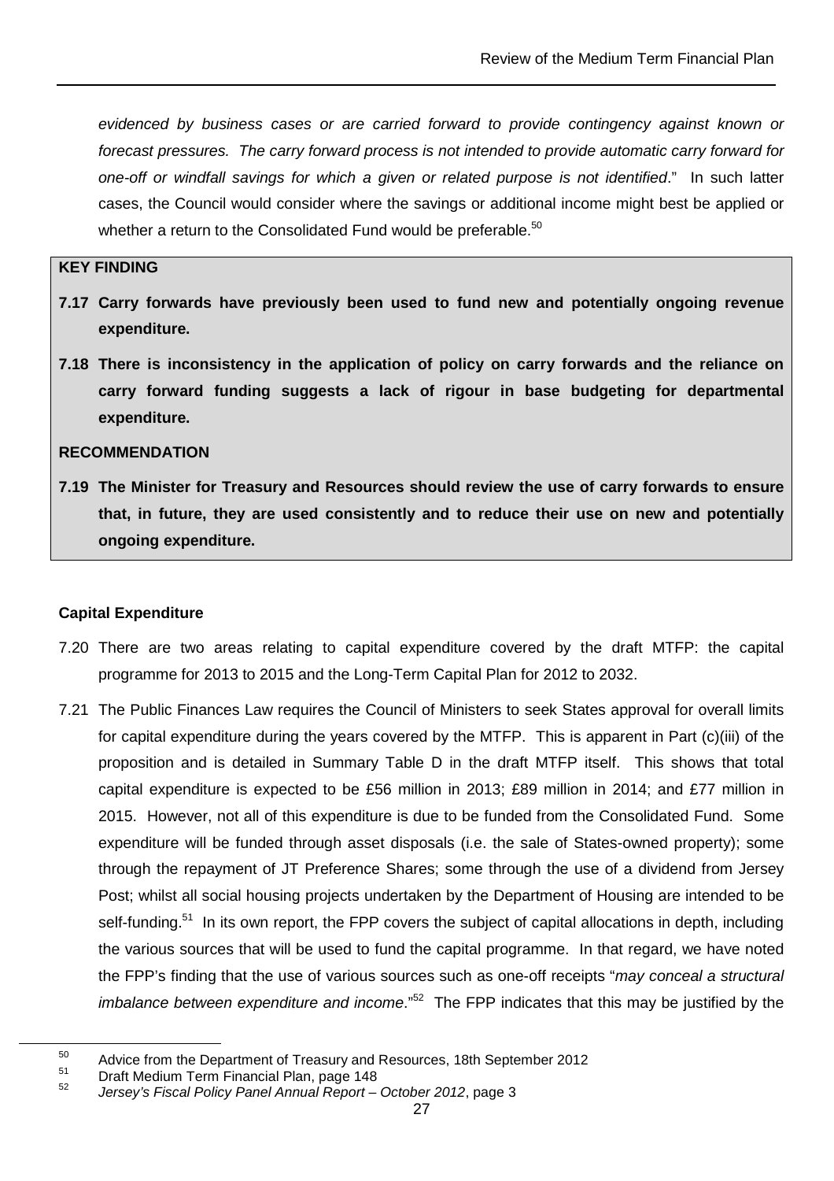*evidenced by business cases or are carried forward to provide contingency against known or forecast pressures. The carry forward process is not intended to provide automatic carry forward for one-off or windfall savings for which a given or related purpose is not identified*." In such latter cases, the Council would consider where the savings or additional income might best be applied or whether a return to the Consolidated Fund would be preferable.[50]

> **KEY FINDING**
>
> **7.17 Carry forwards have previously been used to fund new and potentially ongoing revenue expenditure.**
>
> **7.18 There is inconsistency in the application of policy on carry forwards and the reliance on carry forward funding suggests a lack of rigour in base budgeting for departmental expenditure.**
>
> **RECOMMENDATION**
>
> **7.19 The Minister for Treasury and Resources should review the use of carry forwards to ensure that, in future, they are used consistently and to reduce their use on new and potentially ongoing expenditure.**

**Capital Expenditure**

7.20 There are two areas relating to capital expenditure covered by the draft MTFP: the capital programme for 2013 to 2015 and the Long-Term Capital Plan for 2012 to 2032.

7.21 The Public Finances Law requires the Council of Ministers to seek States approval for overall limits for capital expenditure during the years covered by the MTFP. This is apparent in Part (c)(iii) of the proposition and is detailed in Summary Table D in the draft MTFP itself. This shows that total capital expenditure is expected to be £56 million in 2013; £89 million in 2014; and £77 million in 2015. However, not all of this expenditure is due to be funded from the Consolidated Fund. Some expenditure will be funded through asset disposals (i.e. the sale of States-owned property); some through the repayment of JT Preference Shares; some through the use of a dividend from Jersey Post; whilst all social housing projects undertaken by the Department of Housing are intended to be self-funding.[51] In its own report, the FPP covers the subject of capital allocations in depth, including the various sources that will be used to fund the capital programme. In that regard, we have noted the FPP's finding that the use of various sources such as one-off receipts "*may conceal a structural imbalance between expenditure and income*."[52] The FPP indicates that this may be justified by the

---

[50] Advice from the Department of Treasury and Resources, 18th September 2012

[51] Draft Medium Term Financial Plan, page 148

[52] *Jersey's Fiscal Policy Panel Annual Report – October 2012*, page 3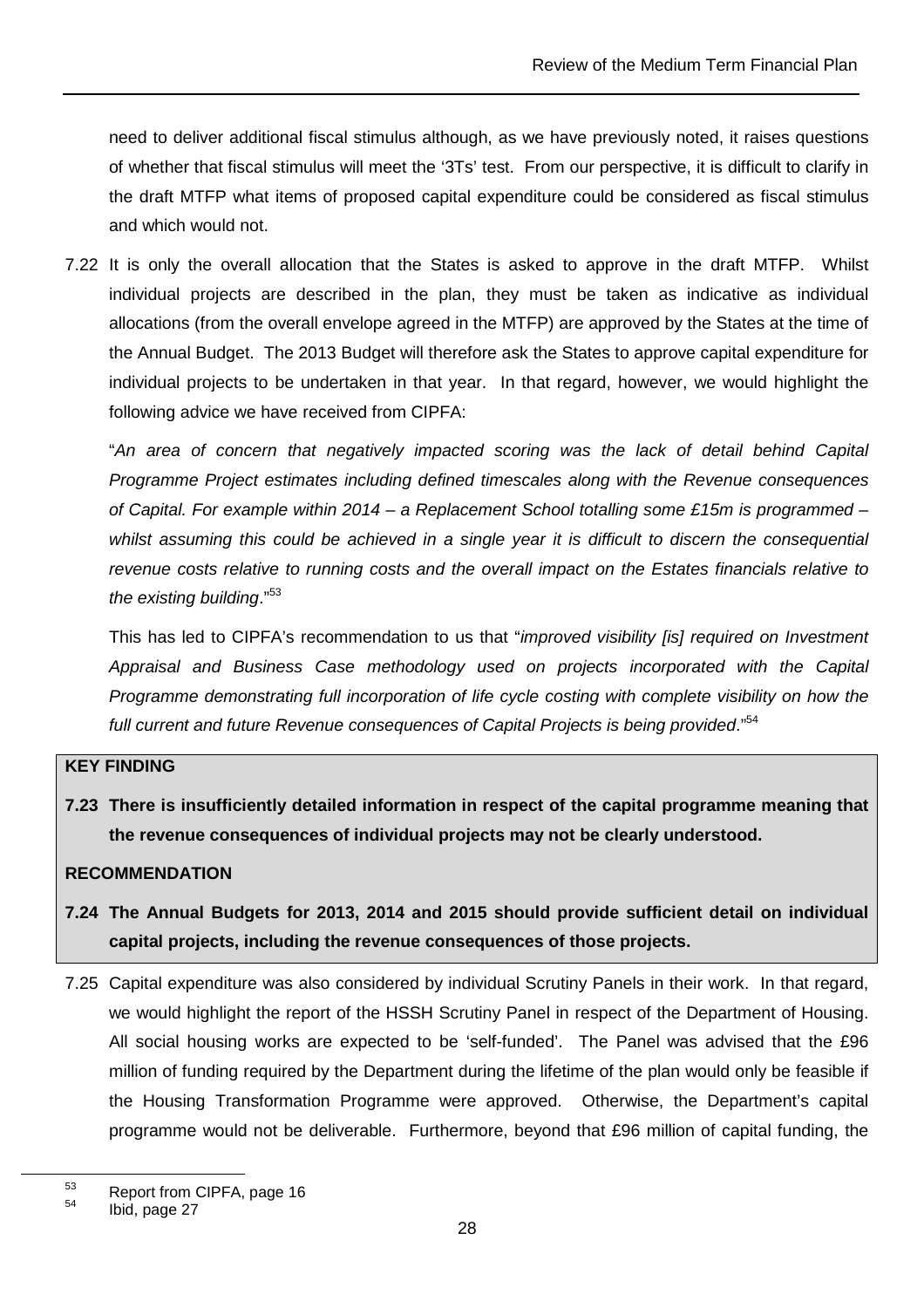need to deliver additional fiscal stimulus although, as we have previously noted, it raises questions of whether that fiscal stimulus will meet the '3Ts' test. From our perspective, it is difficult to clarify in the draft MTFP what items of proposed capital expenditure could be considered as fiscal stimulus and which would not.

7.22 It is only the overall allocation that the States is asked to approve in the draft MTFP. Whilst individual projects are described in the plan, they must be taken as indicative as individual allocations (from the overall envelope agreed in the MTFP) are approved by the States at the time of the Annual Budget. The 2013 Budget will therefore ask the States to approve capital expenditure for individual projects to be undertaken in that year. In that regard, however, we would highlight the following advice we have received from CIPFA:

"*An area of concern that negatively impacted scoring was the lack of detail behind Capital Programme Project estimates including defined timescales along with the Revenue consequences of Capital. For example within 2014 – a Replacement School totalling some £15m is programmed – whilst assuming this could be achieved in a single year it is difficult to discern the consequential revenue costs relative to running costs and the overall impact on the Estates financials relative to the existing building*."[53]

This has led to CIPFA's recommendation to us that "*improved visibility [is] required on Investment Appraisal and Business Case methodology used on projects incorporated with the Capital Programme demonstrating full incorporation of life cycle costing with complete visibility on how the full current and future Revenue consequences of Capital Projects is being provided*."[54]

**KEY FINDING**

**7.23 There is insufficiently detailed information in respect of the capital programme meaning that the revenue consequences of individual projects may not be clearly understood.**

**RECOMMENDATION**

**7.24 The Annual Budgets for 2013, 2014 and 2015 should provide sufficient detail on individual capital projects, including the revenue consequences of those projects.**

7.25 Capital expenditure was also considered by individual Scrutiny Panels in their work. In that regard, we would highlight the report of the HSSH Scrutiny Panel in respect of the Department of Housing. All social housing works are expected to be 'self-funded'. The Panel was advised that the £96 million of funding required by the Department during the lifetime of the plan would only be feasible if the Housing Transformation Programme were approved. Otherwise, the Department's capital programme would not be deliverable. Furthermore, beyond that £96 million of capital funding, the

---

[53] Report from CIPFA, page 16

[54] Ibid, page 27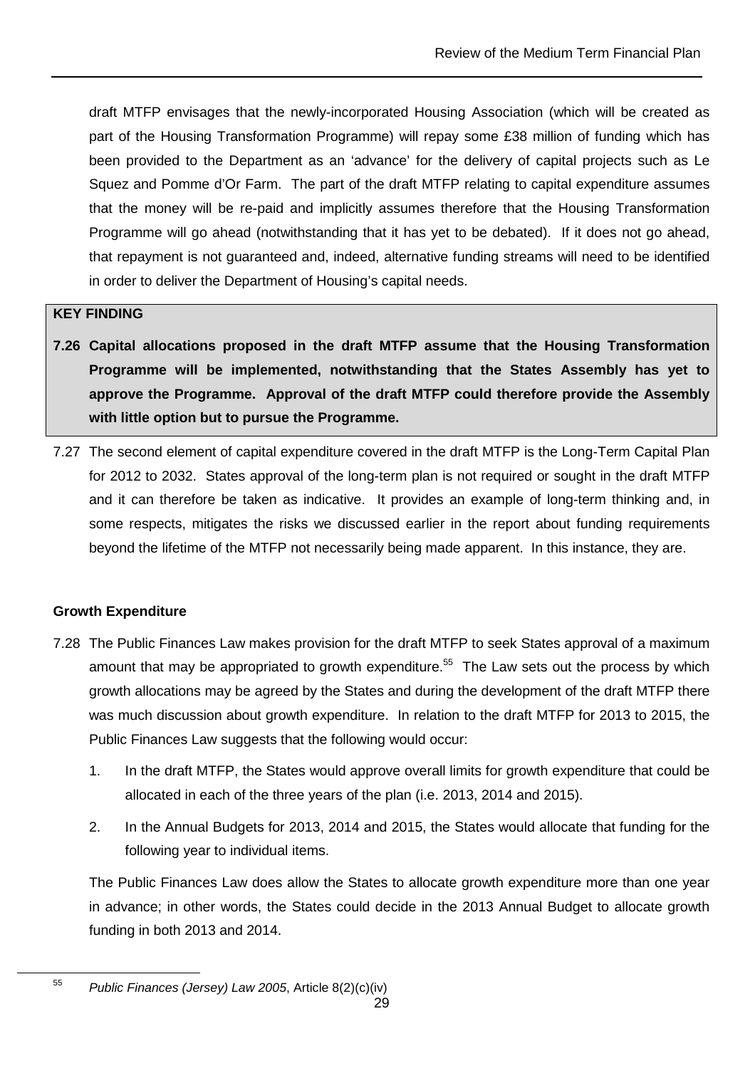draft MTFP envisages that the newly-incorporated Housing Association (which will be created as part of the Housing Transformation Programme) will repay some £38 million of funding which has been provided to the Department as an 'advance' for the delivery of capital projects such as Le Squez and Pomme d'Or Farm. The part of the draft MTFP relating to capital expenditure assumes that the money will be re-paid and implicitly assumes therefore that the Housing Transformation Programme will go ahead (notwithstanding that it has yet to be debated). If it does not go ahead, that repayment is not guaranteed and, indeed, alternative funding streams will need to be identified in order to deliver the Department of Housing's capital needs.

**KEY FINDING**

**7.26 Capital allocations proposed in the draft MTFP assume that the Housing Transformation Programme will be implemented, notwithstanding that the States Assembly has yet to approve the Programme. Approval of the draft MTFP could therefore provide the Assembly with little option but to pursue the Programme.**

7.27 The second element of capital expenditure covered in the draft MTFP is the Long-Term Capital Plan for 2012 to 2032. States approval of the long-term plan is not required or sought in the draft MTFP and it can therefore be taken as indicative. It provides an example of long-term thinking and, in some respects, mitigates the risks we discussed earlier in the report about funding requirements beyond the lifetime of the MTFP not necessarily being made apparent. In this instance, they are.

**Growth Expenditure**

7.28 The Public Finances Law makes provision for the draft MTFP to seek States approval of a maximum amount that may be appropriated to growth expenditure.[55] The Law sets out the process by which growth allocations may be agreed by the States and during the development of the draft MTFP there was much discussion about growth expenditure. In relation to the draft MTFP for 2013 to 2015, the Public Finances Law suggests that the following would occur:

1. In the draft MTFP, the States would approve overall limits for growth expenditure that could be allocated in each of the three years of the plan (i.e. 2013, 2014 and 2015).
2. In the Annual Budgets for 2013, 2014 and 2015, the States would allocate that funding for the following year to individual items.

The Public Finances Law does allow the States to allocate growth expenditure more than one year in advance; in other words, the States could decide in the 2013 Annual Budget to allocate growth funding in both 2013 and 2014.

[55] *Public Finances (Jersey) Law 2005*, Article 8(2)(c)(iv)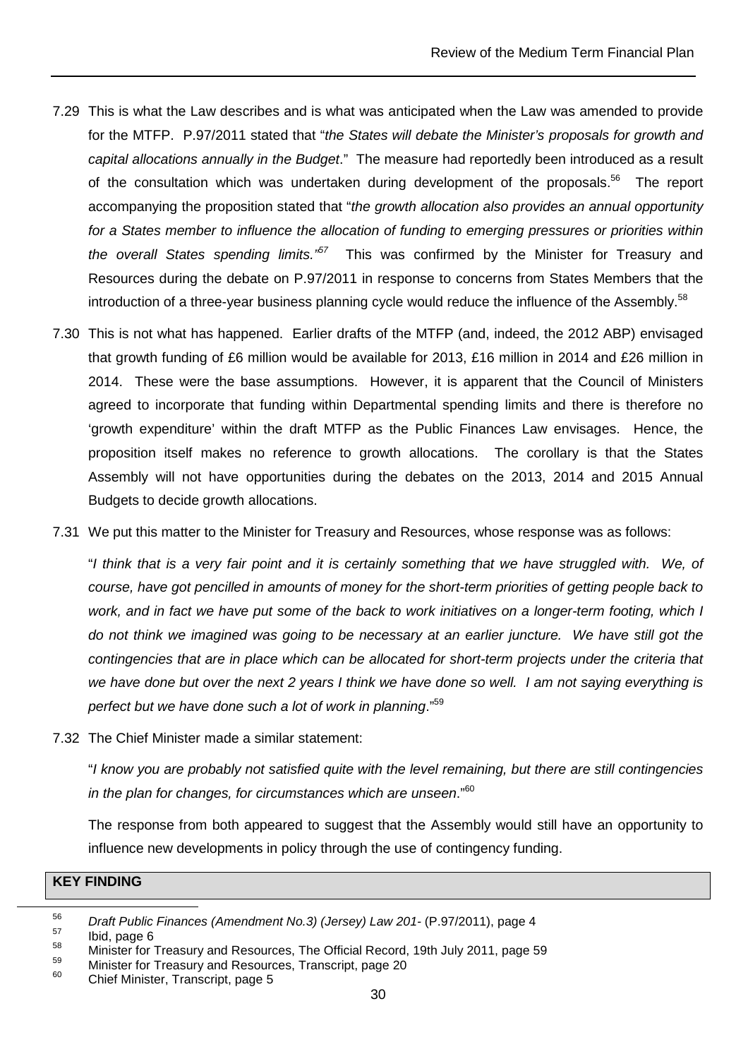7.29 This is what the Law describes and is what was anticipated when the Law was amended to provide for the MTFP. P.97/2011 stated that "*the States will debate the Minister's proposals for growth and capital allocations annually in the Budget*." The measure had reportedly been introduced as a result of the consultation which was undertaken during development of the proposals.[56] The report accompanying the proposition stated that "*the growth allocation also provides an annual opportunity for a States member to influence the allocation of funding to emerging pressures or priorities within the overall States spending limits.*"[57] This was confirmed by the Minister for Treasury and Resources during the debate on P.97/2011 in response to concerns from States Members that the introduction of a three-year business planning cycle would reduce the influence of the Assembly.[58]

7.30 This is not what has happened. Earlier drafts of the MTFP (and, indeed, the 2012 ABP) envisaged that growth funding of £6 million would be available for 2013, £16 million in 2014 and £26 million in 2014. These were the base assumptions. However, it is apparent that the Council of Ministers agreed to incorporate that funding within Departmental spending limits and there is therefore no 'growth expenditure' within the draft MTFP as the Public Finances Law envisages. Hence, the proposition itself makes no reference to growth allocations. The corollary is that the States Assembly will not have opportunities during the debates on the 2013, 2014 and 2015 Annual Budgets to decide growth allocations.

7.31 We put this matter to the Minister for Treasury and Resources, whose response was as follows:

"*I think that is a very fair point and it is certainly something that we have struggled with. We, of course, have got pencilled in amounts of money for the short-term priorities of getting people back to work, and in fact we have put some of the back to work initiatives on a longer-term footing, which I do not think we imagined was going to be necessary at an earlier juncture. We have still got the contingencies that are in place which can be allocated for short-term projects under the criteria that we have done but over the next 2 years I think we have done so well. I am not saying everything is perfect but we have done such a lot of work in planning*."[59]

7.32 The Chief Minister made a similar statement:

"*I know you are probably not satisfied quite with the level remaining, but there are still contingencies in the plan for changes, for circumstances which are unseen*."[60]

The response from both appeared to suggest that the Assembly would still have an opportunity to influence new developments in policy through the use of contingency funding.

**KEY FINDING**

---

[56] *Draft Public Finances (Amendment No.3) (Jersey) Law 201-* (P.97/2011), page 4

[57] Ibid, page 6

[58] Minister for Treasury and Resources, The Official Record, 19th July 2011, page 59

[59] Minister for Treasury and Resources, Transcript, page 20

[60] Chief Minister, Transcript, page 5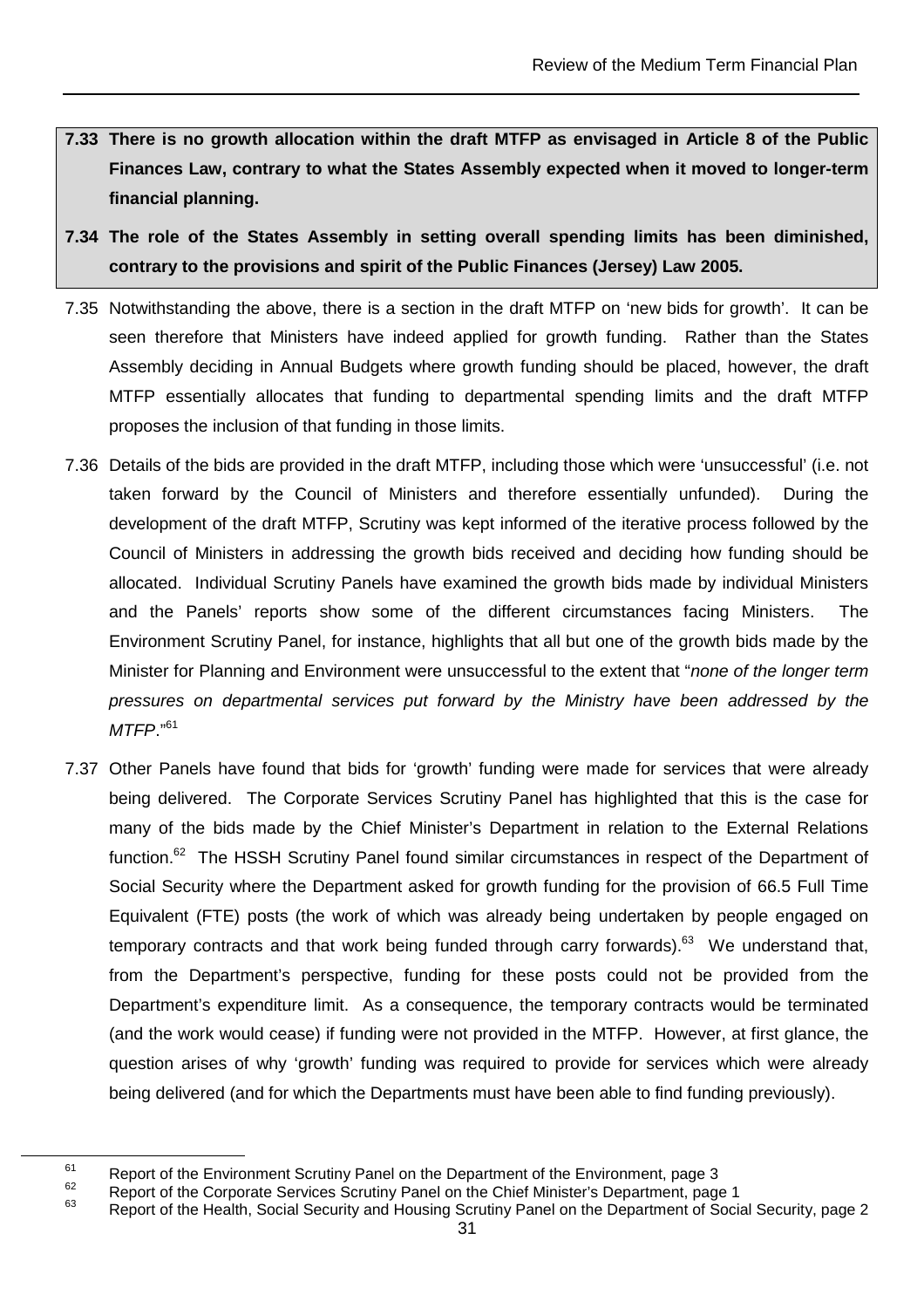**7.33 There is no growth allocation within the draft MTFP as envisaged in Article 8 of the Public Finances Law, contrary to what the States Assembly expected when it moved to longer-term financial planning.**

**7.34 The role of the States Assembly in setting overall spending limits has been diminished, contrary to the provisions and spirit of the Public Finances (Jersey) Law 2005.**

7.35 Notwithstanding the above, there is a section in the draft MTFP on 'new bids for growth'. It can be seen therefore that Ministers have indeed applied for growth funding. Rather than the States Assembly deciding in Annual Budgets where growth funding should be placed, however, the draft MTFP essentially allocates that funding to departmental spending limits and the draft MTFP proposes the inclusion of that funding in those limits.

7.36 Details of the bids are provided in the draft MTFP, including those which were 'unsuccessful' (i.e. not taken forward by the Council of Ministers and therefore essentially unfunded). During the development of the draft MTFP, Scrutiny was kept informed of the iterative process followed by the Council of Ministers in addressing the growth bids received and deciding how funding should be allocated. Individual Scrutiny Panels have examined the growth bids made by individual Ministers and the Panels' reports show some of the different circumstances facing Ministers. The Environment Scrutiny Panel, for instance, highlights that all but one of the growth bids made by the Minister for Planning and Environment were unsuccessful to the extent that "*none of the longer term pressures on departmental services put forward by the Ministry have been addressed by the MTFP*."[61]

7.37 Other Panels have found that bids for 'growth' funding were made for services that were already being delivered. The Corporate Services Scrutiny Panel has highlighted that this is the case for many of the bids made by the Chief Minister's Department in relation to the External Relations function.[62] The HSSH Scrutiny Panel found similar circumstances in respect of the Department of Social Security where the Department asked for growth funding for the provision of 66.5 Full Time Equivalent (FTE) posts (the work of which was already being undertaken by people engaged on temporary contracts and that work being funded through carry forwards).[63] We understand that, from the Department's perspective, funding for these posts could not be provided from the Department's expenditure limit. As a consequence, the temporary contracts would be terminated (and the work would cease) if funding were not provided in the MTFP. However, at first glance, the question arises of why 'growth' funding was required to provide for services which were already being delivered (and for which the Departments must have been able to find funding previously).

---

[61] Report of the Environment Scrutiny Panel on the Department of the Environment, page 3

[62] Report of the Corporate Services Scrutiny Panel on the Chief Minister's Department, page 1

[63] Report of the Health, Social Security and Housing Scrutiny Panel on the Department of Social Security, page 2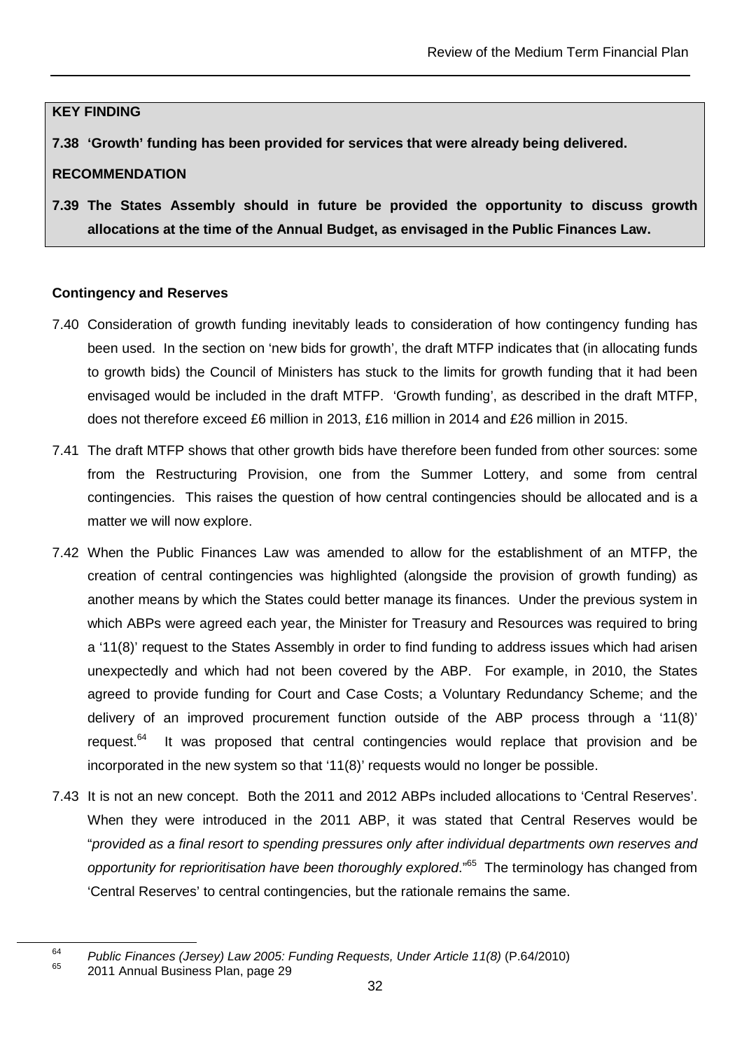**KEY FINDING**

**7.38 'Growth' funding has been provided for services that were already being delivered.**

**RECOMMENDATION**

**7.39 The States Assembly should in future be provided the opportunity to discuss growth allocations at the time of the Annual Budget, as envisaged in the Public Finances Law.**

**Contingency and Reserves**

7.40 Consideration of growth funding inevitably leads to consideration of how contingency funding has been used. In the section on 'new bids for growth', the draft MTFP indicates that (in allocating funds to growth bids) the Council of Ministers has stuck to the limits for growth funding that it had been envisaged would be included in the draft MTFP. 'Growth funding', as described in the draft MTFP, does not therefore exceed £6 million in 2013, £16 million in 2014 and £26 million in 2015.

7.41 The draft MTFP shows that other growth bids have therefore been funded from other sources: some from the Restructuring Provision, one from the Summer Lottery, and some from central contingencies. This raises the question of how central contingencies should be allocated and is a matter we will now explore.

7.42 When the Public Finances Law was amended to allow for the establishment of an MTFP, the creation of central contingencies was highlighted (alongside the provision of growth funding) as another means by which the States could better manage its finances. Under the previous system in which ABPs were agreed each year, the Minister for Treasury and Resources was required to bring a '11(8)' request to the States Assembly in order to find funding to address issues which had arisen unexpectedly and which had not been covered by the ABP. For example, in 2010, the States agreed to provide funding for Court and Case Costs; a Voluntary Redundancy Scheme; and the delivery of an improved procurement function outside of the ABP process through a '11(8)' request.[64] It was proposed that central contingencies would replace that provision and be incorporated in the new system so that '11(8)' requests would no longer be possible.

7.43 It is not an new concept. Both the 2011 and 2012 ABPs included allocations to 'Central Reserves'. When they were introduced in the 2011 ABP, it was stated that Central Reserves would be "*provided as a final resort to spending pressures only after individual departments own reserves and opportunity for reprioritisation have been thoroughly explored*."[65] The terminology has changed from 'Central Reserves' to central contingencies, but the rationale remains the same.

---

[64] *Public Finances (Jersey) Law 2005: Funding Requests, Under Article 11(8)* (P.64/2010)

[65] 2011 Annual Business Plan, page 29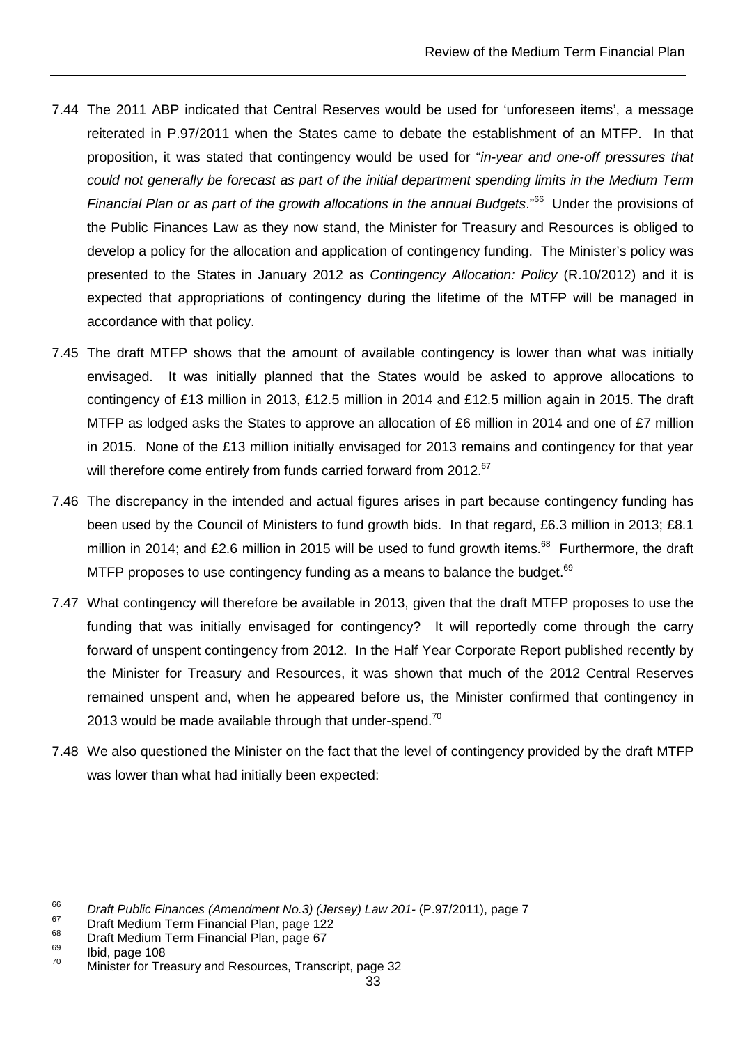7.44 The 2011 ABP indicated that Central Reserves would be used for 'unforeseen items', a message reiterated in P.97/2011 when the States came to debate the establishment of an MTFP. In that proposition, it was stated that contingency would be used for "*in-year and one-off pressures that could not generally be forecast as part of the initial department spending limits in the Medium Term Financial Plan or as part of the growth allocations in the annual Budgets*."[66] Under the provisions of the Public Finances Law as they now stand, the Minister for Treasury and Resources is obliged to develop a policy for the allocation and application of contingency funding. The Minister's policy was presented to the States in January 2012 as *Contingency Allocation: Policy* (R.10/2012) and it is expected that appropriations of contingency during the lifetime of the MTFP will be managed in accordance with that policy.

7.45 The draft MTFP shows that the amount of available contingency is lower than what was initially envisaged. It was initially planned that the States would be asked to approve allocations to contingency of £13 million in 2013, £12.5 million in 2014 and £12.5 million again in 2015. The draft MTFP as lodged asks the States to approve an allocation of £6 million in 2014 and one of £7 million in 2015. None of the £13 million initially envisaged for 2013 remains and contingency for that year will therefore come entirely from funds carried forward from 2012.[67]

7.46 The discrepancy in the intended and actual figures arises in part because contingency funding has been used by the Council of Ministers to fund growth bids. In that regard, £6.3 million in 2013; £8.1 million in 2014; and £2.6 million in 2015 will be used to fund growth items.[68] Furthermore, the draft MTFP proposes to use contingency funding as a means to balance the budget.[69]

7.47 What contingency will therefore be available in 2013, given that the draft MTFP proposes to use the funding that was initially envisaged for contingency? It will reportedly come through the carry forward of unspent contingency from 2012. In the Half Year Corporate Report published recently by the Minister for Treasury and Resources, it was shown that much of the 2012 Central Reserves remained unspent and, when he appeared before us, the Minister confirmed that contingency in 2013 would be made available through that under-spend.[70]

7.48 We also questioned the Minister on the fact that the level of contingency provided by the draft MTFP was lower than what had initially been expected:

---

[66] *Draft Public Finances (Amendment No.3) (Jersey) Law 201-* (P.97/2011), page 7

[67] Draft Medium Term Financial Plan, page 122

[68] Draft Medium Term Financial Plan, page 67

[69] Ibid, page 108

[70] Minister for Treasury and Resources, Transcript, page 32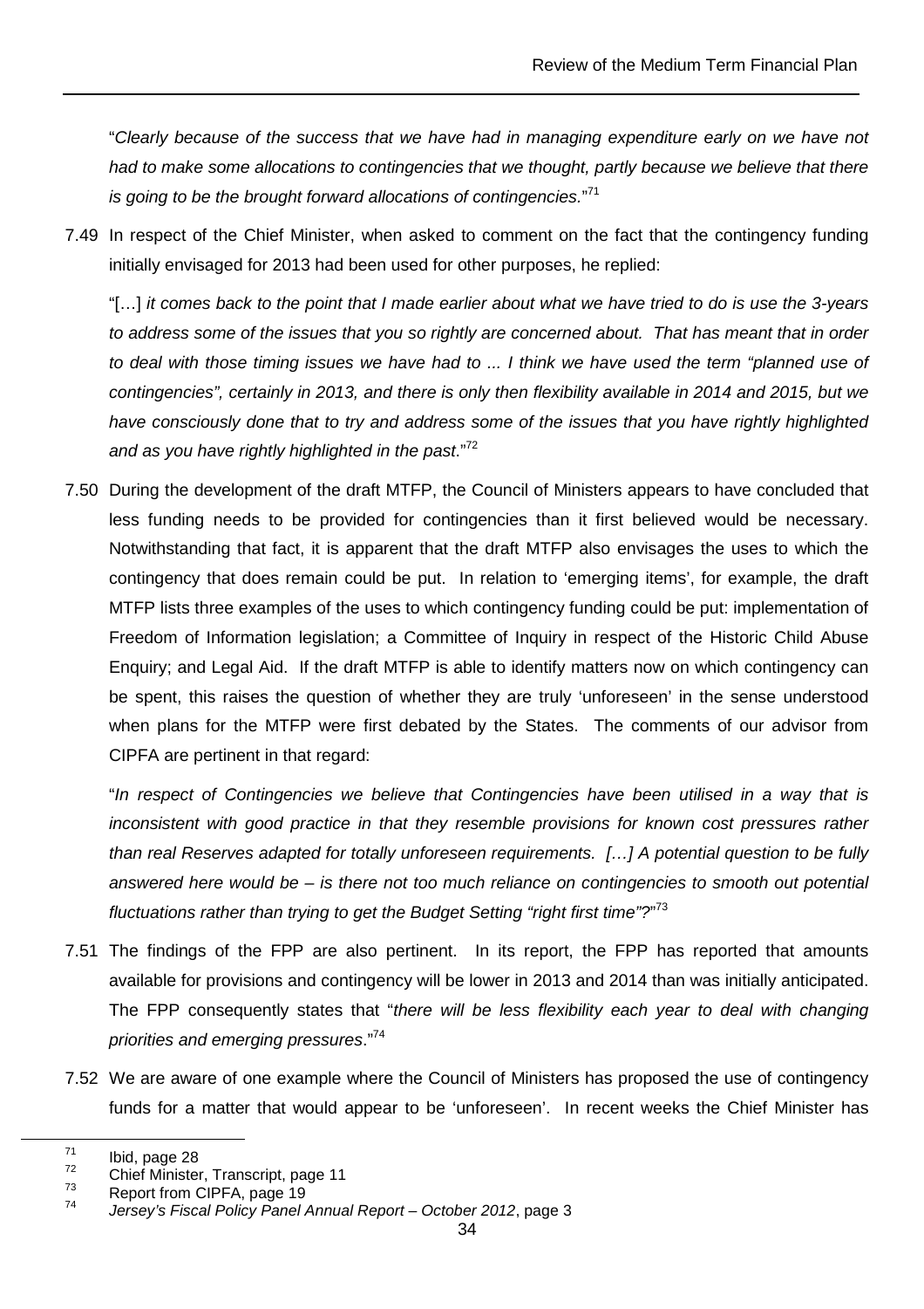"*Clearly because of the success that we have had in managing expenditure early on we have not had to make some allocations to contingencies that we thought, partly because we believe that there is going to be the brought forward allocations of contingencies.*"[71]

7.49 In respect of the Chief Minister, when asked to comment on the fact that the contingency funding initially envisaged for 2013 had been used for other purposes, he replied:

"[…] *it comes back to the point that I made earlier about what we have tried to do is use the 3-years to address some of the issues that you so rightly are concerned about. That has meant that in order to deal with those timing issues we have had to ... I think we have used the term "planned use of contingencies", certainly in 2013, and there is only then flexibility available in 2014 and 2015, but we have consciously done that to try and address some of the issues that you have rightly highlighted and as you have rightly highlighted in the past*."[72]

7.50 During the development of the draft MTFP, the Council of Ministers appears to have concluded that less funding needs to be provided for contingencies than it first believed would be necessary. Notwithstanding that fact, it is apparent that the draft MTFP also envisages the uses to which the contingency that does remain could be put. In relation to 'emerging items', for example, the draft MTFP lists three examples of the uses to which contingency funding could be put: implementation of Freedom of Information legislation; a Committee of Inquiry in respect of the Historic Child Abuse Enquiry; and Legal Aid. If the draft MTFP is able to identify matters now on which contingency can be spent, this raises the question of whether they are truly 'unforeseen' in the sense understood when plans for the MTFP were first debated by the States. The comments of our advisor from CIPFA are pertinent in that regard:

"*In respect of Contingencies we believe that Contingencies have been utilised in a way that is inconsistent with good practice in that they resemble provisions for known cost pressures rather than real Reserves adapted for totally unforeseen requirements. […] A potential question to be fully answered here would be – is there not too much reliance on contingencies to smooth out potential fluctuations rather than trying to get the Budget Setting "right first time"?*"[73]

7.51 The findings of the FPP are also pertinent. In its report, the FPP has reported that amounts available for provisions and contingency will be lower in 2013 and 2014 than was initially anticipated. The FPP consequently states that "*there will be less flexibility each year to deal with changing priorities and emerging pressures*."[74]

7.52 We are aware of one example where the Council of Ministers has proposed the use of contingency funds for a matter that would appear to be 'unforeseen'. In recent weeks the Chief Minister has

---

[71] Ibid, page 28

[72] Chief Minister, Transcript, page 11

[73] Report from CIPFA, page 19

[74] *Jersey's Fiscal Policy Panel Annual Report – October 2012*, page 3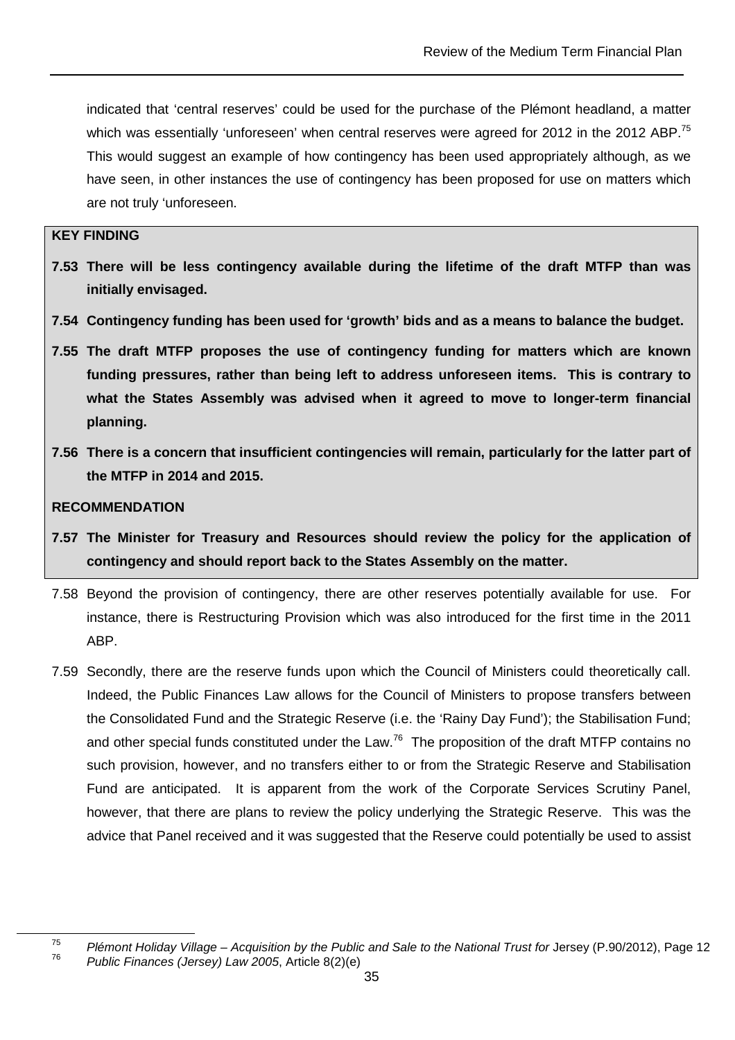indicated that 'central reserves' could be used for the purchase of the Plémont headland, a matter which was essentially 'unforeseen' when central reserves were agreed for 2012 in the 2012 ABP.[75] This would suggest an example of how contingency has been used appropriately although, as we have seen, in other instances the use of contingency has been proposed for use on matters which are not truly 'unforeseen.

**KEY FINDING**

**7.53 There will be less contingency available during the lifetime of the draft MTFP than was initially envisaged.**

**7.54 Contingency funding has been used for 'growth' bids and as a means to balance the budget.**

**7.55 The draft MTFP proposes the use of contingency funding for matters which are known funding pressures, rather than being left to address unforeseen items. This is contrary to what the States Assembly was advised when it agreed to move to longer-term financial planning.**

**7.56 There is a concern that insufficient contingencies will remain, particularly for the latter part of the MTFP in 2014 and 2015.**

**RECOMMENDATION**

**7.57 The Minister for Treasury and Resources should review the policy for the application of contingency and should report back to the States Assembly on the matter.**

7.58 Beyond the provision of contingency, there are other reserves potentially available for use. For instance, there is Restructuring Provision which was also introduced for the first time in the 2011 ABP.

7.59 Secondly, there are the reserve funds upon which the Council of Ministers could theoretically call. Indeed, the Public Finances Law allows for the Council of Ministers to propose transfers between the Consolidated Fund and the Strategic Reserve (i.e. the 'Rainy Day Fund'); the Stabilisation Fund; and other special funds constituted under the Law.[76] The proposition of the draft MTFP contains no such provision, however, and no transfers either to or from the Strategic Reserve and Stabilisation Fund are anticipated. It is apparent from the work of the Corporate Services Scrutiny Panel, however, that there are plans to review the policy underlying the Strategic Reserve. This was the advice that Panel received and it was suggested that the Reserve could potentially be used to assist

[75] *Plémont Holiday Village – Acquisition by the Public and Sale to the National Trust for* Jersey (P.90/2012), Page 12

[76] *Public Finances (Jersey) Law 2005*, Article 8(2)(e)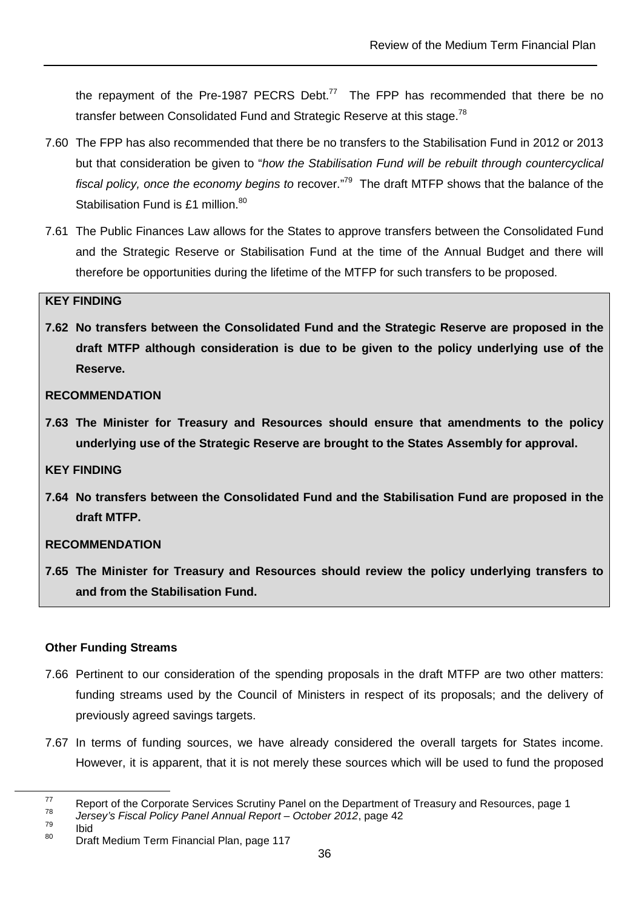the repayment of the Pre-1987 PECRS Debt.[77] The FPP has recommended that there be no transfer between Consolidated Fund and Strategic Reserve at this stage.[78]

7.60 The FPP has also recommended that there be no transfers to the Stabilisation Fund in 2012 or 2013 but that consideration be given to "*how the Stabilisation Fund will be rebuilt through countercyclical fiscal policy, once the economy begins to* recover."[79] The draft MTFP shows that the balance of the Stabilisation Fund is £1 million.[80]

7.61 The Public Finances Law allows for the States to approve transfers between the Consolidated Fund and the Strategic Reserve or Stabilisation Fund at the time of the Annual Budget and there will therefore be opportunities during the lifetime of the MTFP for such transfers to be proposed.

**KEY FINDING**

**7.62 No transfers between the Consolidated Fund and the Strategic Reserve are proposed in the draft MTFP although consideration is due to be given to the policy underlying use of the Reserve.**

**RECOMMENDATION**

**7.63 The Minister for Treasury and Resources should ensure that amendments to the policy underlying use of the Strategic Reserve are brought to the States Assembly for approval.**

**KEY FINDING**

**7.64 No transfers between the Consolidated Fund and the Stabilisation Fund are proposed in the draft MTFP.**

**RECOMMENDATION**

**7.65 The Minister for Treasury and Resources should review the policy underlying transfers to and from the Stabilisation Fund.**

**Other Funding Streams**

7.66 Pertinent to our consideration of the spending proposals in the draft MTFP are two other matters: funding streams used by the Council of Ministers in respect of its proposals; and the delivery of previously agreed savings targets.

7.67 In terms of funding sources, we have already considered the overall targets for States income. However, it is apparent, that it is not merely these sources which will be used to fund the proposed

---

[77] Report of the Corporate Services Scrutiny Panel on the Department of Treasury and Resources, page 1

[78] *Jersey's Fiscal Policy Panel Annual Report – October 2012*, page 42

[79] Ibid

[80] Draft Medium Term Financial Plan, page 117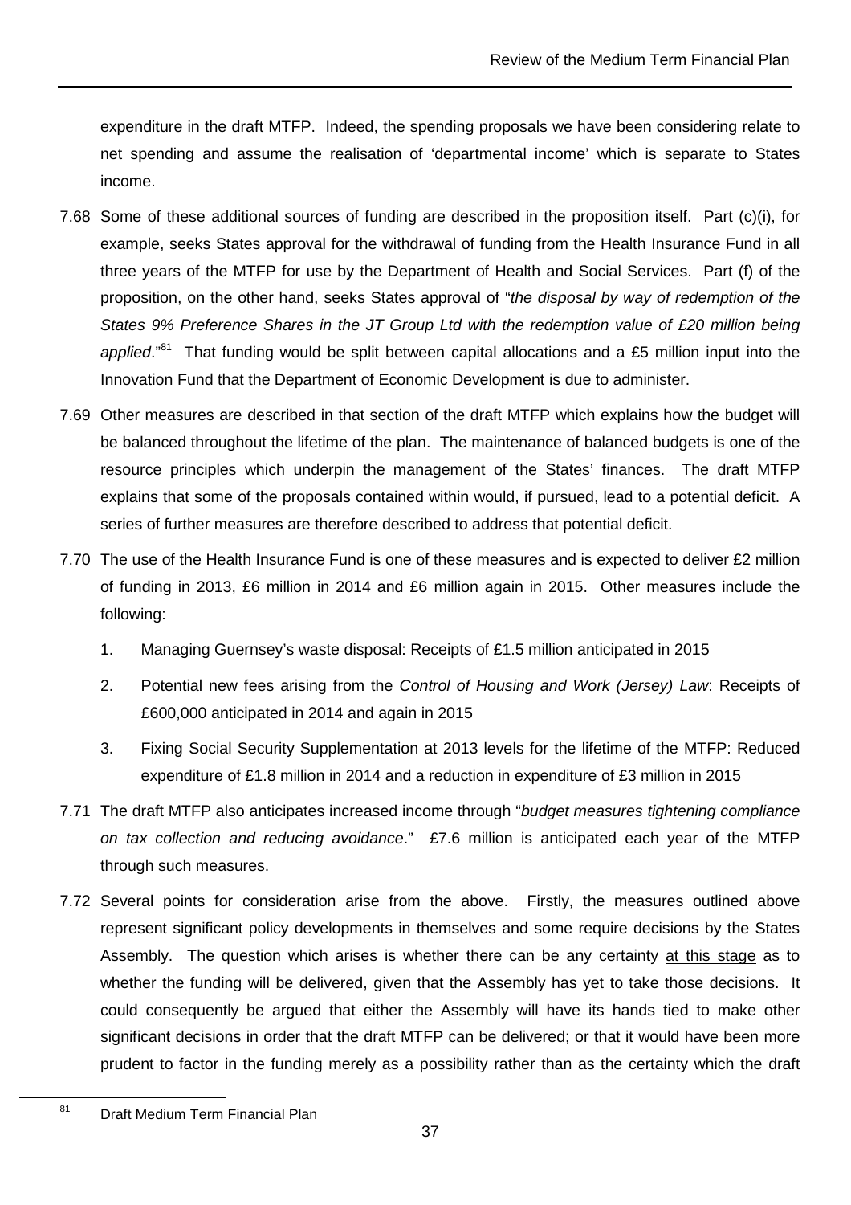expenditure in the draft MTFP. Indeed, the spending proposals we have been considering relate to net spending and assume the realisation of 'departmental income' which is separate to States income.

7.68 Some of these additional sources of funding are described in the proposition itself. Part (c)(i), for example, seeks States approval for the withdrawal of funding from the Health Insurance Fund in all three years of the MTFP for use by the Department of Health and Social Services. Part (f) of the proposition, on the other hand, seeks States approval of "*the disposal by way of redemption of the States 9% Preference Shares in the JT Group Ltd with the redemption value of £20 million being applied*."[81] That funding would be split between capital allocations and a £5 million input into the Innovation Fund that the Department of Economic Development is due to administer.

7.69 Other measures are described in that section of the draft MTFP which explains how the budget will be balanced throughout the lifetime of the plan. The maintenance of balanced budgets is one of the resource principles which underpin the management of the States' finances. The draft MTFP explains that some of the proposals contained within would, if pursued, lead to a potential deficit. A series of further measures are therefore described to address that potential deficit.

7.70 The use of the Health Insurance Fund is one of these measures and is expected to deliver £2 million of funding in 2013, £6 million in 2014 and £6 million again in 2015. Other measures include the following:

1. Managing Guernsey's waste disposal: Receipts of £1.5 million anticipated in 2015
2. Potential new fees arising from the *Control of Housing and Work (Jersey) Law*: Receipts of £600,000 anticipated in 2014 and again in 2015
3. Fixing Social Security Supplementation at 2013 levels for the lifetime of the MTFP: Reduced expenditure of £1.8 million in 2014 and a reduction in expenditure of £3 million in 2015

7.71 The draft MTFP also anticipates increased income through "*budget measures tightening compliance on tax collection and reducing avoidance*." £7.6 million is anticipated each year of the MTFP through such measures.

7.72 Several points for consideration arise from the above. Firstly, the measures outlined above represent significant policy developments in themselves and some require decisions by the States Assembly. The question which arises is whether there can be any certainty at this stage as to whether the funding will be delivered, given that the Assembly has yet to take those decisions. It could consequently be argued that either the Assembly will have its hands tied to make other significant decisions in order that the draft MTFP can be delivered; or that it would have been more prudent to factor in the funding merely as a possibility rather than as the certainty which the draft

[81] Draft Medium Term Financial Plan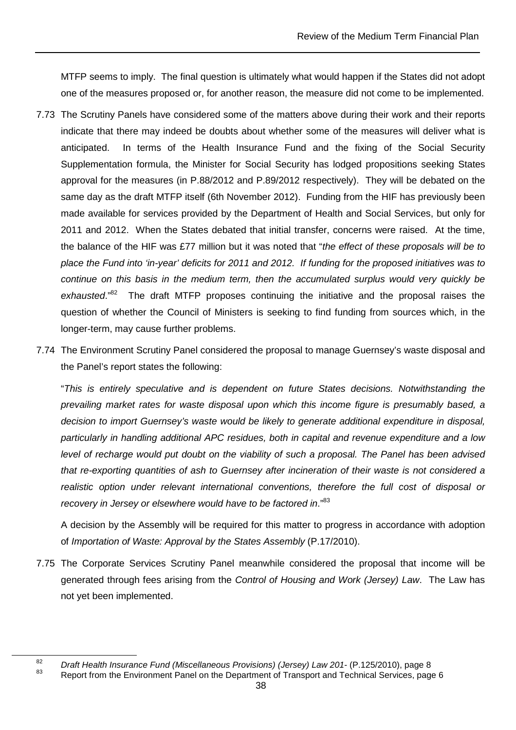MTFP seems to imply. The final question is ultimately what would happen if the States did not adopt one of the measures proposed or, for another reason, the measure did not come to be implemented.

7.73 The Scrutiny Panels have considered some of the matters above during their work and their reports indicate that there may indeed be doubts about whether some of the measures will deliver what is anticipated. In terms of the Health Insurance Fund and the fixing of the Social Security Supplementation formula, the Minister for Social Security has lodged propositions seeking States approval for the measures (in P.88/2012 and P.89/2012 respectively). They will be debated on the same day as the draft MTFP itself (6th November 2012). Funding from the HIF has previously been made available for services provided by the Department of Health and Social Services, but only for 2011 and 2012. When the States debated that initial transfer, concerns were raised. At the time, the balance of the HIF was £77 million but it was noted that "*the effect of these proposals will be to place the Fund into 'in-year' deficits for 2011 and 2012. If funding for the proposed initiatives was to continue on this basis in the medium term, then the accumulated surplus would very quickly be exhausted*."[82] The draft MTFP proposes continuing the initiative and the proposal raises the question of whether the Council of Ministers is seeking to find funding from sources which, in the longer-term, may cause further problems.

7.74 The Environment Scrutiny Panel considered the proposal to manage Guernsey's waste disposal and the Panel's report states the following:

"*This is entirely speculative and is dependent on future States decisions. Notwithstanding the prevailing market rates for waste disposal upon which this income figure is presumably based, a decision to import Guernsey's waste would be likely to generate additional expenditure in disposal, particularly in handling additional APC residues, both in capital and revenue expenditure and a low level of recharge would put doubt on the viability of such a proposal. The Panel has been advised that re-exporting quantities of ash to Guernsey after incineration of their waste is not considered a realistic option under relevant international conventions, therefore the full cost of disposal or recovery in Jersey or elsewhere would have to be factored in*."[83]

A decision by the Assembly will be required for this matter to progress in accordance with adoption of *Importation of Waste: Approval by the States Assembly* (P.17/2010).

7.75 The Corporate Services Scrutiny Panel meanwhile considered the proposal that income will be generated through fees arising from the *Control of Housing and Work (Jersey) Law*. The Law has not yet been implemented.

---

[82] *Draft Health Insurance Fund (Miscellaneous Provisions) (Jersey) Law 201-* (P.125/2010), page 8

[83] Report from the Environment Panel on the Department of Transport and Technical Services, page 6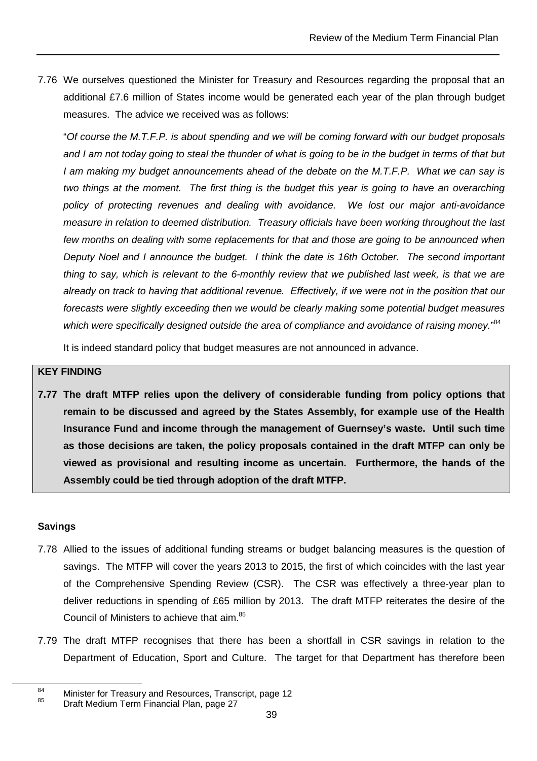7.76 We ourselves questioned the Minister for Treasury and Resources regarding the proposal that an additional £7.6 million of States income would be generated each year of the plan through budget measures. The advice we received was as follows:

"*Of course the M.T.F.P. is about spending and we will be coming forward with our budget proposals and I am not today going to steal the thunder of what is going to be in the budget in terms of that but I am making my budget announcements ahead of the debate on the M.T.F.P. What we can say is two things at the moment. The first thing is the budget this year is going to have an overarching policy of protecting revenues and dealing with avoidance. We lost our major anti-avoidance measure in relation to deemed distribution. Treasury officials have been working throughout the last few months on dealing with some replacements for that and those are going to be announced when Deputy Noel and I announce the budget. I think the date is 16th October. The second important thing to say, which is relevant to the 6-monthly review that we published last week, is that we are already on track to having that additional revenue. Effectively, if we were not in the position that our forecasts were slightly exceeding then we would be clearly making some potential budget measures which were specifically designed outside the area of compliance and avoidance of raising money.*"[84]

It is indeed standard policy that budget measures are not announced in advance.

**KEY FINDING**

**7.77 The draft MTFP relies upon the delivery of considerable funding from policy options that remain to be discussed and agreed by the States Assembly, for example use of the Health Insurance Fund and income through the management of Guernsey's waste. Until such time as those decisions are taken, the policy proposals contained in the draft MTFP can only be viewed as provisional and resulting income as uncertain. Furthermore, the hands of the Assembly could be tied through adoption of the draft MTFP.**

**Savings**

7.78 Allied to the issues of additional funding streams or budget balancing measures is the question of savings. The MTFP will cover the years 2013 to 2015, the first of which coincides with the last year of the Comprehensive Spending Review (CSR). The CSR was effectively a three-year plan to deliver reductions in spending of £65 million by 2013. The draft MTFP reiterates the desire of the Council of Ministers to achieve that aim.[85]

7.79 The draft MTFP recognises that there has been a shortfall in CSR savings in relation to the Department of Education, Sport and Culture. The target for that Department has therefore been

[84] Minister for Treasury and Resources, Transcript, page 12
[85] Draft Medium Term Financial Plan, page 27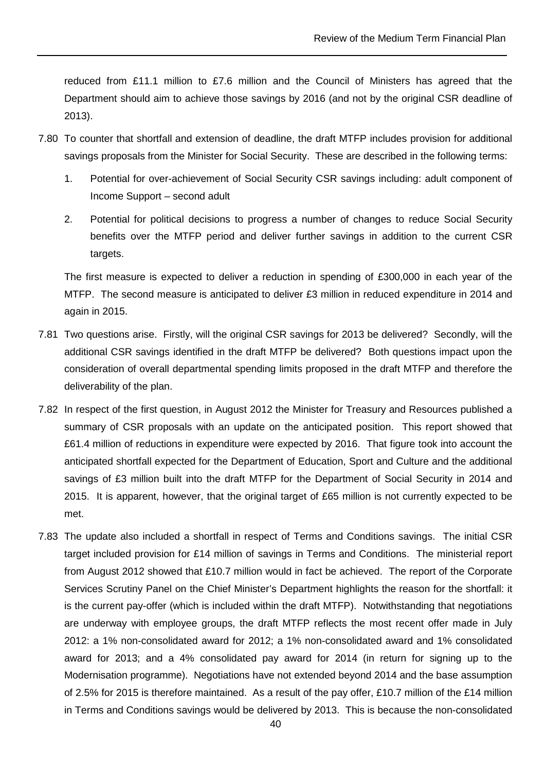reduced from £11.1 million to £7.6 million and the Council of Ministers has agreed that the Department should aim to achieve those savings by 2016 (and not by the original CSR deadline of 2013).

7.80 To counter that shortfall and extension of deadline, the draft MTFP includes provision for additional savings proposals from the Minister for Social Security. These are described in the following terms:

1. Potential for over-achievement of Social Security CSR savings including: adult component of Income Support – second adult

2. Potential for political decisions to progress a number of changes to reduce Social Security benefits over the MTFP period and deliver further savings in addition to the current CSR targets.

The first measure is expected to deliver a reduction in spending of £300,000 in each year of the MTFP. The second measure is anticipated to deliver £3 million in reduced expenditure in 2014 and again in 2015.

7.81 Two questions arise. Firstly, will the original CSR savings for 2013 be delivered? Secondly, will the additional CSR savings identified in the draft MTFP be delivered? Both questions impact upon the consideration of overall departmental spending limits proposed in the draft MTFP and therefore the deliverability of the plan.

7.82 In respect of the first question, in August 2012 the Minister for Treasury and Resources published a summary of CSR proposals with an update on the anticipated position. This report showed that £61.4 million of reductions in expenditure were expected by 2016. That figure took into account the anticipated shortfall expected for the Department of Education, Sport and Culture and the additional savings of £3 million built into the draft MTFP for the Department of Social Security in 2014 and 2015. It is apparent, however, that the original target of £65 million is not currently expected to be met.

7.83 The update also included a shortfall in respect of Terms and Conditions savings. The initial CSR target included provision for £14 million of savings in Terms and Conditions. The ministerial report from August 2012 showed that £10.7 million would in fact be achieved. The report of the Corporate Services Scrutiny Panel on the Chief Minister's Department highlights the reason for the shortfall: it is the current pay-offer (which is included within the draft MTFP). Notwithstanding that negotiations are underway with employee groups, the draft MTFP reflects the most recent offer made in July 2012: a 1% non-consolidated award for 2012; a 1% non-consolidated award and 1% consolidated award for 2013; and a 4% consolidated pay award for 2014 (in return for signing up to the Modernisation programme). Negotiations have not extended beyond 2014 and the base assumption of 2.5% for 2015 is therefore maintained. As a result of the pay offer, £10.7 million of the £14 million in Terms and Conditions savings would be delivered by 2013. This is because the non-consolidated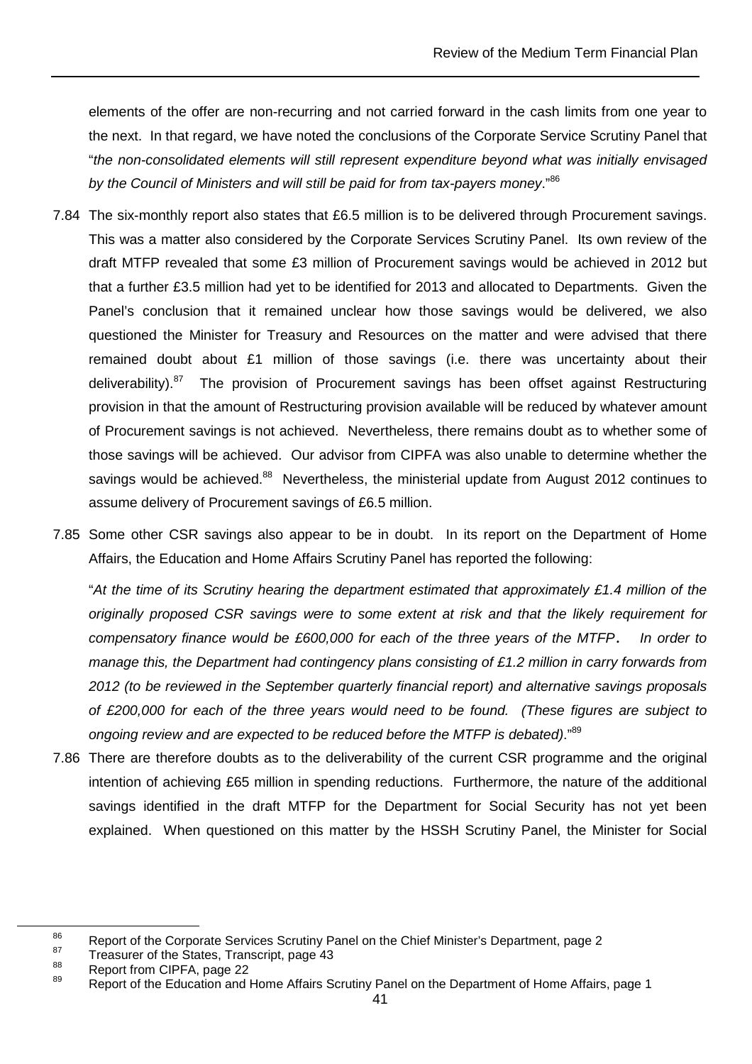elements of the offer are non-recurring and not carried forward in the cash limits from one year to the next. In that regard, we have noted the conclusions of the Corporate Service Scrutiny Panel that "*the non-consolidated elements will still represent expenditure beyond what was initially envisaged by the Council of Ministers and will still be paid for from tax-payers money*."[86]

7.84 The six-monthly report also states that £6.5 million is to be delivered through Procurement savings. This was a matter also considered by the Corporate Services Scrutiny Panel. Its own review of the draft MTFP revealed that some £3 million of Procurement savings would be achieved in 2012 but that a further £3.5 million had yet to be identified for 2013 and allocated to Departments. Given the Panel's conclusion that it remained unclear how those savings would be delivered, we also questioned the Minister for Treasury and Resources on the matter and were advised that there remained doubt about £1 million of those savings (i.e. there was uncertainty about their deliverability).[87] The provision of Procurement savings has been offset against Restructuring provision in that the amount of Restructuring provision available will be reduced by whatever amount of Procurement savings is not achieved. Nevertheless, there remains doubt as to whether some of those savings will be achieved. Our advisor from CIPFA was also unable to determine whether the savings would be achieved.[88] Nevertheless, the ministerial update from August 2012 continues to assume delivery of Procurement savings of £6.5 million.

7.85 Some other CSR savings also appear to be in doubt. In its report on the Department of Home Affairs, the Education and Home Affairs Scrutiny Panel has reported the following:

"*At the time of its Scrutiny hearing the department estimated that approximately £1.4 million of the originally proposed CSR savings were to some extent at risk and that the likely requirement for compensatory finance would be £600,000 for each of the three years of the MTFP. In order to manage this, the Department had contingency plans consisting of £1.2 million in carry forwards from 2012 (to be reviewed in the September quarterly financial report) and alternative savings proposals of £200,000 for each of the three years would need to be found. (These figures are subject to ongoing review and are expected to be reduced before the MTFP is debated)*."[89]

7.86 There are therefore doubts as to the deliverability of the current CSR programme and the original intention of achieving £65 million in spending reductions. Furthermore, the nature of the additional savings identified in the draft MTFP for the Department for Social Security has not yet been explained. When questioned on this matter by the HSSH Scrutiny Panel, the Minister for Social

---

[86] Report of the Corporate Services Scrutiny Panel on the Chief Minister's Department, page 2

[87] Treasurer of the States, Transcript, page 43

[88] Report from CIPFA, page 22

[89] Report of the Education and Home Affairs Scrutiny Panel on the Department of Home Affairs, page 1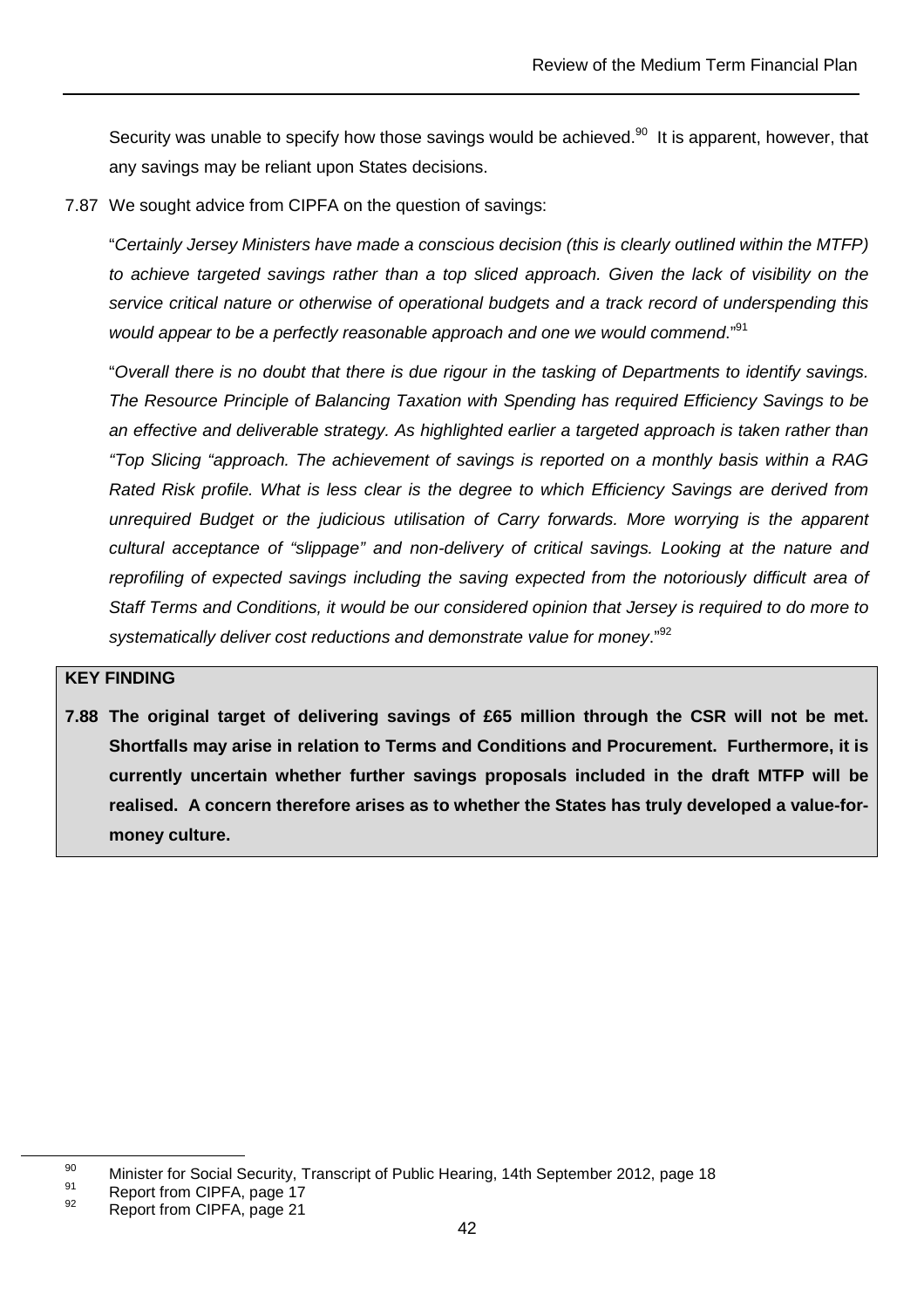Security was unable to specify how those savings would be achieved.[90] It is apparent, however, that any savings may be reliant upon States decisions.

7.87 We sought advice from CIPFA on the question of savings:

"*Certainly Jersey Ministers have made a conscious decision (this is clearly outlined within the MTFP) to achieve targeted savings rather than a top sliced approach. Given the lack of visibility on the service critical nature or otherwise of operational budgets and a track record of underspending this would appear to be a perfectly reasonable approach and one we would commend*."[91]

"*Overall there is no doubt that there is due rigour in the tasking of Departments to identify savings. The Resource Principle of Balancing Taxation with Spending has required Efficiency Savings to be an effective and deliverable strategy. As highlighted earlier a targeted approach is taken rather than "Top Slicing "approach. The achievement of savings is reported on a monthly basis within a RAG Rated Risk profile. What is less clear is the degree to which Efficiency Savings are derived from unrequired Budget or the judicious utilisation of Carry forwards. More worrying is the apparent cultural acceptance of "slippage" and non-delivery of critical savings. Looking at the nature and reprofiling of expected savings including the saving expected from the notoriously difficult area of Staff Terms and Conditions, it would be our considered opinion that Jersey is required to do more to systematically deliver cost reductions and demonstrate value for money*."[92]

**KEY FINDING**

**7.88 The original target of delivering savings of £65 million through the CSR will not be met. Shortfalls may arise in relation to Terms and Conditions and Procurement. Furthermore, it is currently uncertain whether further savings proposals included in the draft MTFP will be realised. A concern therefore arises as to whether the States has truly developed a value-for-money culture.**

---

[90] Minister for Social Security, Transcript of Public Hearing, 14th September 2012, page 18

[91] Report from CIPFA, page 17

[92] Report from CIPFA, page 21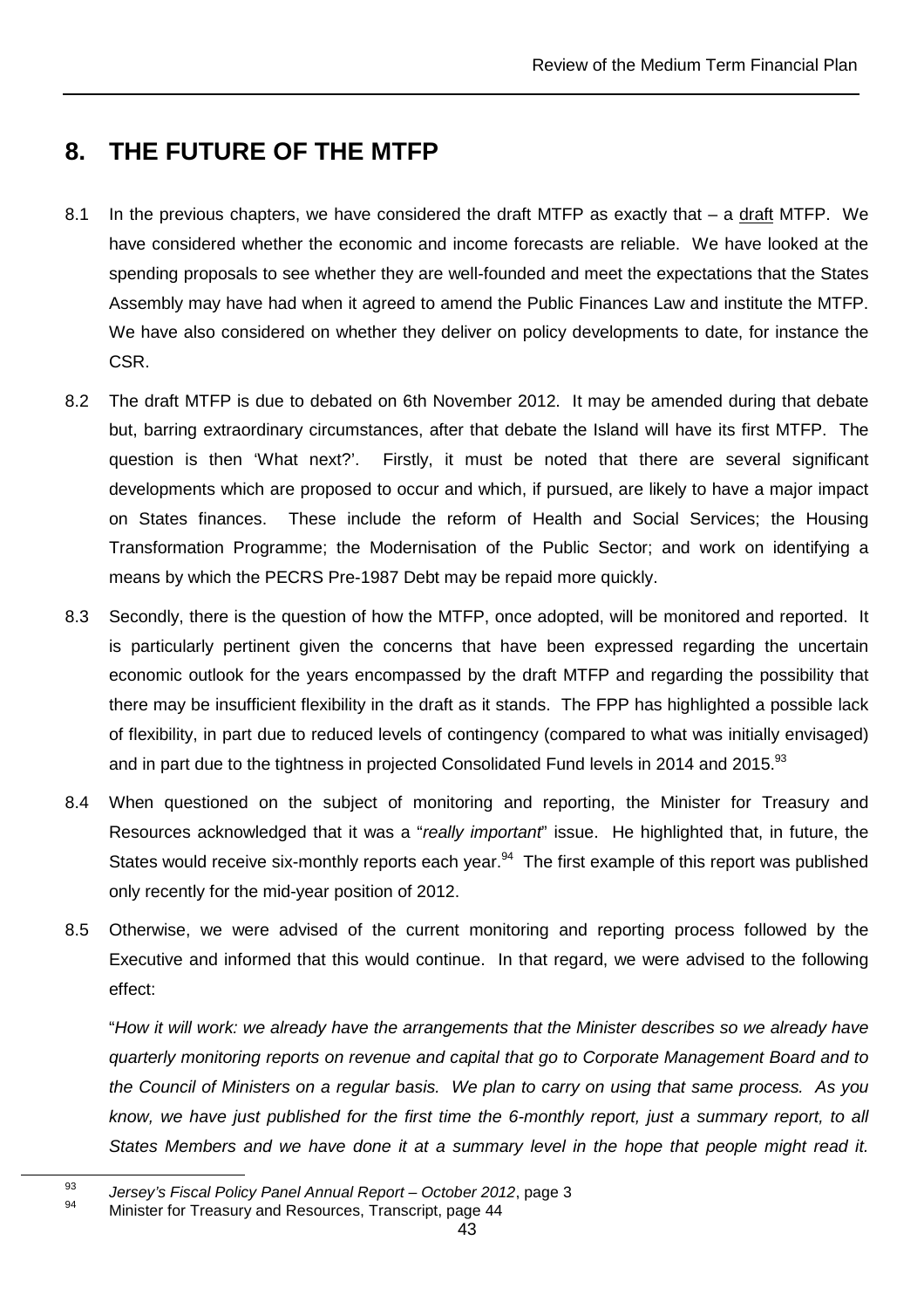## 8. THE FUTURE OF THE MTFP

8.1 In the previous chapters, we have considered the draft MTFP as exactly that – a draft MTFP. We have considered whether the economic and income forecasts are reliable. We have looked at the spending proposals to see whether they are well-founded and meet the expectations that the States Assembly may have had when it agreed to amend the Public Finances Law and institute the MTFP. We have also considered on whether they deliver on policy developments to date, for instance the CSR.

8.2 The draft MTFP is due to debated on 6th November 2012. It may be amended during that debate but, barring extraordinary circumstances, after that debate the Island will have its first MTFP. The question is then 'What next?'. Firstly, it must be noted that there are several significant developments which are proposed to occur and which, if pursued, are likely to have a major impact on States finances. These include the reform of Health and Social Services; the Housing Transformation Programme; the Modernisation of the Public Sector; and work on identifying a means by which the PECRS Pre-1987 Debt may be repaid more quickly.

8.3 Secondly, there is the question of how the MTFP, once adopted, will be monitored and reported. It is particularly pertinent given the concerns that have been expressed regarding the uncertain economic outlook for the years encompassed by the draft MTFP and regarding the possibility that there may be insufficient flexibility in the draft as it stands. The FPP has highlighted a possible lack of flexibility, in part due to reduced levels of contingency (compared to what was initially envisaged) and in part due to the tightness in projected Consolidated Fund levels in 2014 and 2015.[93]

8.4 When questioned on the subject of monitoring and reporting, the Minister for Treasury and Resources acknowledged that it was a "*really important*" issue. He highlighted that, in future, the States would receive six-monthly reports each year.[94] The first example of this report was published only recently for the mid-year position of 2012.

8.5 Otherwise, we were advised of the current monitoring and reporting process followed by the Executive and informed that this would continue. In that regard, we were advised to the following effect:

"*How it will work: we already have the arrangements that the Minister describes so we already have quarterly monitoring reports on revenue and capital that go to Corporate Management Board and to the Council of Ministers on a regular basis. We plan to carry on using that same process. As you know, we have just published for the first time the 6-monthly report, just a summary report, to all States Members and we have done it at a summary level in the hope that people might read it.*

---

[93] *Jersey's Fiscal Policy Panel Annual Report – October 2012*, page 3

[94] Minister for Treasury and Resources, Transcript, page 44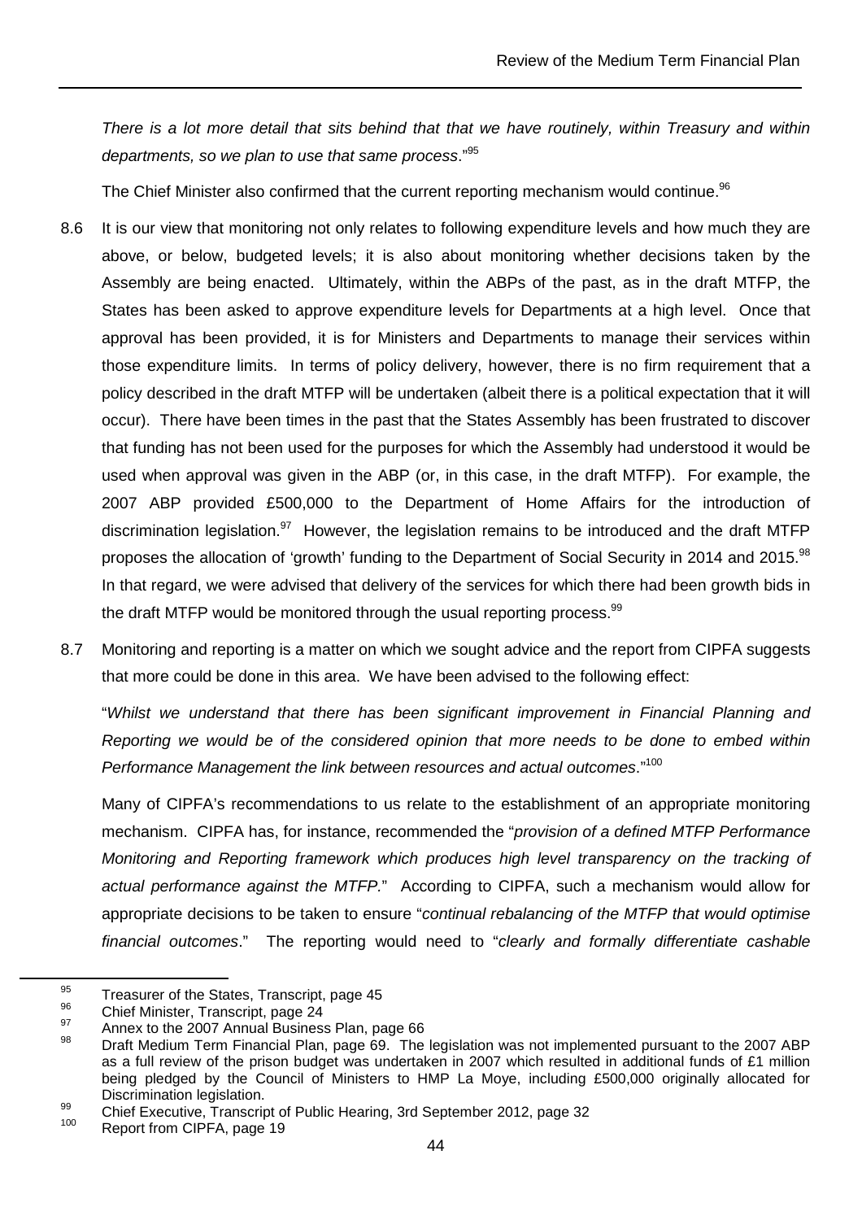*There is a lot more detail that sits behind that that we have routinely, within Treasury and within departments, so we plan to use that same process*."[95]

The Chief Minister also confirmed that the current reporting mechanism would continue.[96]

8.6 It is our view that monitoring not only relates to following expenditure levels and how much they are above, or below, budgeted levels; it is also about monitoring whether decisions taken by the Assembly are being enacted. Ultimately, within the ABPs of the past, as in the draft MTFP, the States has been asked to approve expenditure levels for Departments at a high level. Once that approval has been provided, it is for Ministers and Departments to manage their services within those expenditure limits. In terms of policy delivery, however, there is no firm requirement that a policy described in the draft MTFP will be undertaken (albeit there is a political expectation that it will occur). There have been times in the past that the States Assembly has been frustrated to discover that funding has not been used for the purposes for which the Assembly had understood it would be used when approval was given in the ABP (or, in this case, in the draft MTFP). For example, the 2007 ABP provided £500,000 to the Department of Home Affairs for the introduction of discrimination legislation.[97] However, the legislation remains to be introduced and the draft MTFP proposes the allocation of 'growth' funding to the Department of Social Security in 2014 and 2015.[98] In that regard, we were advised that delivery of the services for which there had been growth bids in the draft MTFP would be monitored through the usual reporting process.[99]

8.7 Monitoring and reporting is a matter on which we sought advice and the report from CIPFA suggests that more could be done in this area. We have been advised to the following effect:

"*Whilst we understand that there has been significant improvement in Financial Planning and Reporting we would be of the considered opinion that more needs to be done to embed within Performance Management the link between resources and actual outcomes*."[100]

Many of CIPFA's recommendations to us relate to the establishment of an appropriate monitoring mechanism. CIPFA has, for instance, recommended the "*provision of a defined MTFP Performance Monitoring and Reporting framework which produces high level transparency on the tracking of actual performance against the MTFP.*" According to CIPFA, such a mechanism would allow for appropriate decisions to be taken to ensure "*continual rebalancing of the MTFP that would optimise financial outcomes*." The reporting would need to "*clearly and formally differentiate cashable*

---

[95] Treasurer of the States, Transcript, page 45

[96] Chief Minister, Transcript, page 24

[97] Annex to the 2007 Annual Business Plan, page 66

[98] Draft Medium Term Financial Plan, page 69. The legislation was not implemented pursuant to the 2007 ABP as a full review of the prison budget was undertaken in 2007 which resulted in additional funds of £1 million being pledged by the Council of Ministers to HMP La Moye, including £500,000 originally allocated for Discrimination legislation.

[99] Chief Executive, Transcript of Public Hearing, 3rd September 2012, page 32

[100] Report from CIPFA, page 19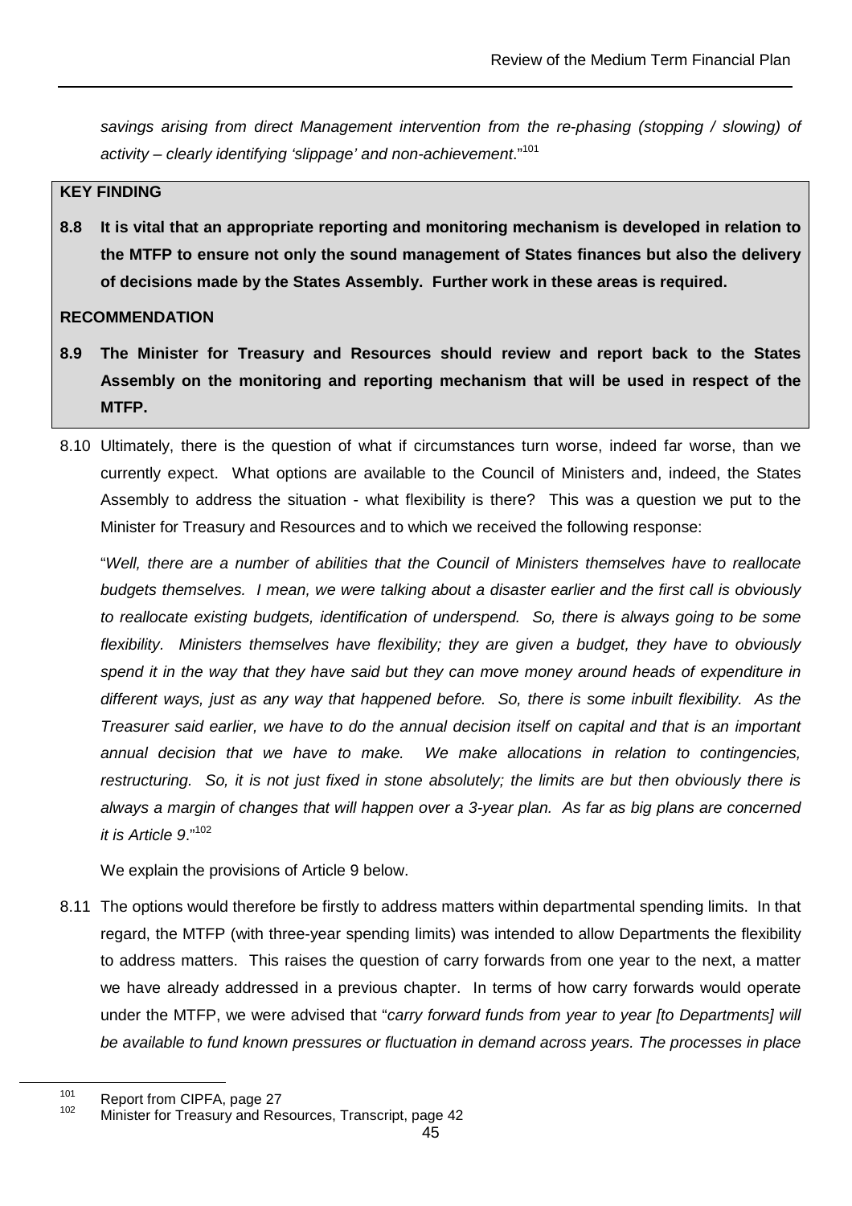*savings arising from direct Management intervention from the re-phasing (stopping / slowing) of activity – clearly identifying 'slippage' and non-achievement*."[101]

**KEY FINDING**

**8.8 It is vital that an appropriate reporting and monitoring mechanism is developed in relation to the MTFP to ensure not only the sound management of States finances but also the delivery of decisions made by the States Assembly. Further work in these areas is required.**

**RECOMMENDATION**

**8.9 The Minister for Treasury and Resources should review and report back to the States Assembly on the monitoring and reporting mechanism that will be used in respect of the MTFP.**

8.10 Ultimately, there is the question of what if circumstances turn worse, indeed far worse, than we currently expect. What options are available to the Council of Ministers and, indeed, the States Assembly to address the situation - what flexibility is there? This was a question we put to the Minister for Treasury and Resources and to which we received the following response:

"*Well, there are a number of abilities that the Council of Ministers themselves have to reallocate budgets themselves. I mean, we were talking about a disaster earlier and the first call is obviously to reallocate existing budgets, identification of underspend. So, there is always going to be some flexibility. Ministers themselves have flexibility; they are given a budget, they have to obviously spend it in the way that they have said but they can move money around heads of expenditure in different ways, just as any way that happened before. So, there is some inbuilt flexibility. As the Treasurer said earlier, we have to do the annual decision itself on capital and that is an important annual decision that we have to make. We make allocations in relation to contingencies, restructuring. So, it is not just fixed in stone absolutely; the limits are but then obviously there is always a margin of changes that will happen over a 3-year plan. As far as big plans are concerned it is Article 9*."[102]

We explain the provisions of Article 9 below.

8.11 The options would therefore be firstly to address matters within departmental spending limits. In that regard, the MTFP (with three-year spending limits) was intended to allow Departments the flexibility to address matters. This raises the question of carry forwards from one year to the next, a matter we have already addressed in a previous chapter. In terms of how carry forwards would operate under the MTFP, we were advised that "*carry forward funds from year to year [to Departments] will be available to fund known pressures or fluctuation in demand across years. The processes in place*

[101] Report from CIPFA, page 27

[102] Minister for Treasury and Resources, Transcript, page 42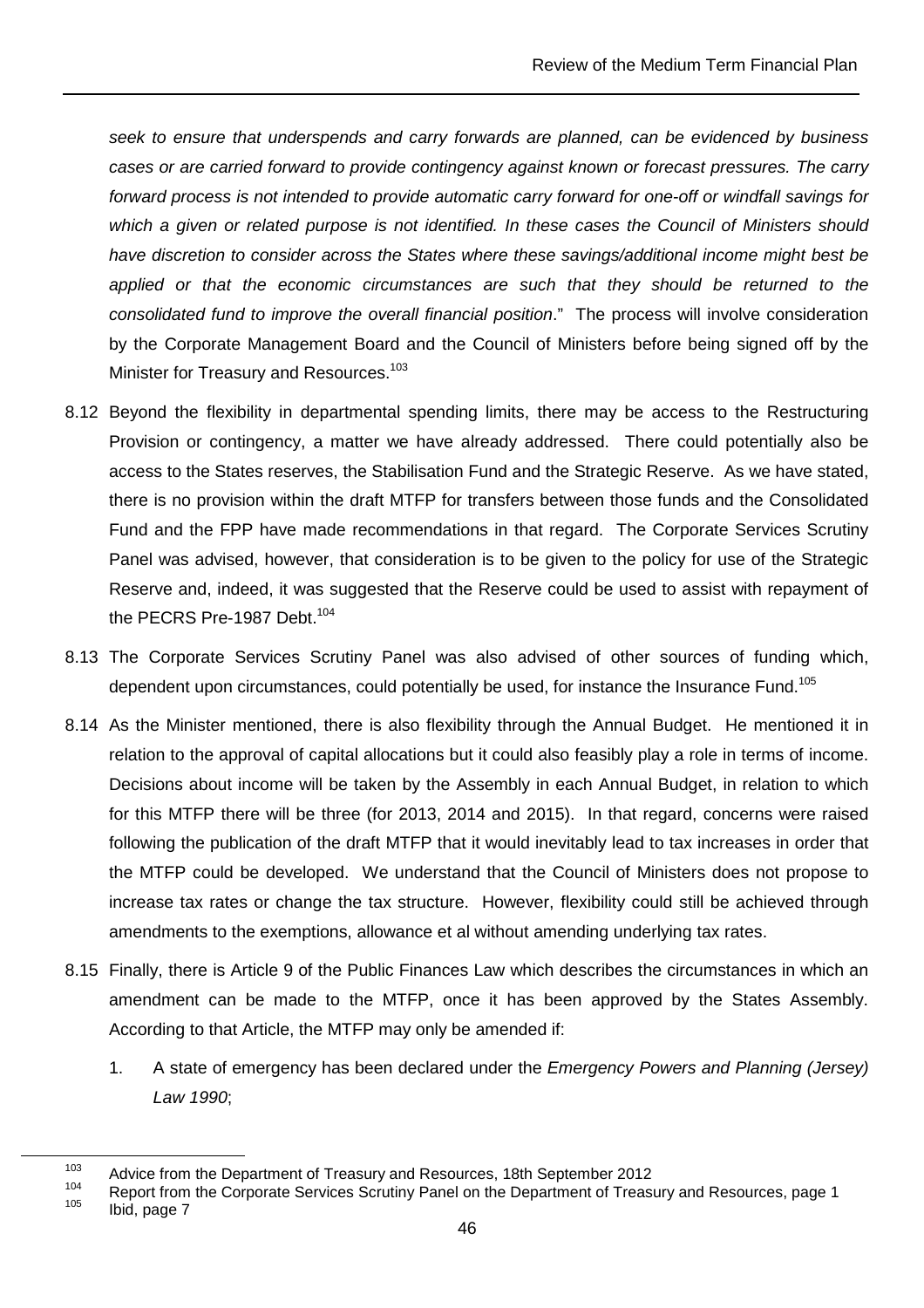*seek to ensure that underspends and carry forwards are planned, can be evidenced by business cases or are carried forward to provide contingency against known or forecast pressures. The carry forward process is not intended to provide automatic carry forward for one-off or windfall savings for which a given or related purpose is not identified. In these cases the Council of Ministers should have discretion to consider across the States where these savings/additional income might best be applied or that the economic circumstances are such that they should be returned to the consolidated fund to improve the overall financial position*." The process will involve consideration by the Corporate Management Board and the Council of Ministers before being signed off by the Minister for Treasury and Resources.[103]

8.12 Beyond the flexibility in departmental spending limits, there may be access to the Restructuring Provision or contingency, a matter we have already addressed. There could potentially also be access to the States reserves, the Stabilisation Fund and the Strategic Reserve. As we have stated, there is no provision within the draft MTFP for transfers between those funds and the Consolidated Fund and the FPP have made recommendations in that regard. The Corporate Services Scrutiny Panel was advised, however, that consideration is to be given to the policy for use of the Strategic Reserve and, indeed, it was suggested that the Reserve could be used to assist with repayment of the PECRS Pre-1987 Debt.[104]

8.13 The Corporate Services Scrutiny Panel was also advised of other sources of funding which, dependent upon circumstances, could potentially be used, for instance the Insurance Fund.[105]

8.14 As the Minister mentioned, there is also flexibility through the Annual Budget. He mentioned it in relation to the approval of capital allocations but it could also feasibly play a role in terms of income. Decisions about income will be taken by the Assembly in each Annual Budget, in relation to which for this MTFP there will be three (for 2013, 2014 and 2015). In that regard, concerns were raised following the publication of the draft MTFP that it would inevitably lead to tax increases in order that the MTFP could be developed. We understand that the Council of Ministers does not propose to increase tax rates or change the tax structure. However, flexibility could still be achieved through amendments to the exemptions, allowance et al without amending underlying tax rates.

8.15 Finally, there is Article 9 of the Public Finances Law which describes the circumstances in which an amendment can be made to the MTFP, once it has been approved by the States Assembly. According to that Article, the MTFP may only be amended if:

1. A state of emergency has been declared under the *Emergency Powers and Planning (Jersey) Law 1990*;

---

[103] Advice from the Department of Treasury and Resources, 18th September 2012

[104] Report from the Corporate Services Scrutiny Panel on the Department of Treasury and Resources, page 1

[105] Ibid, page 7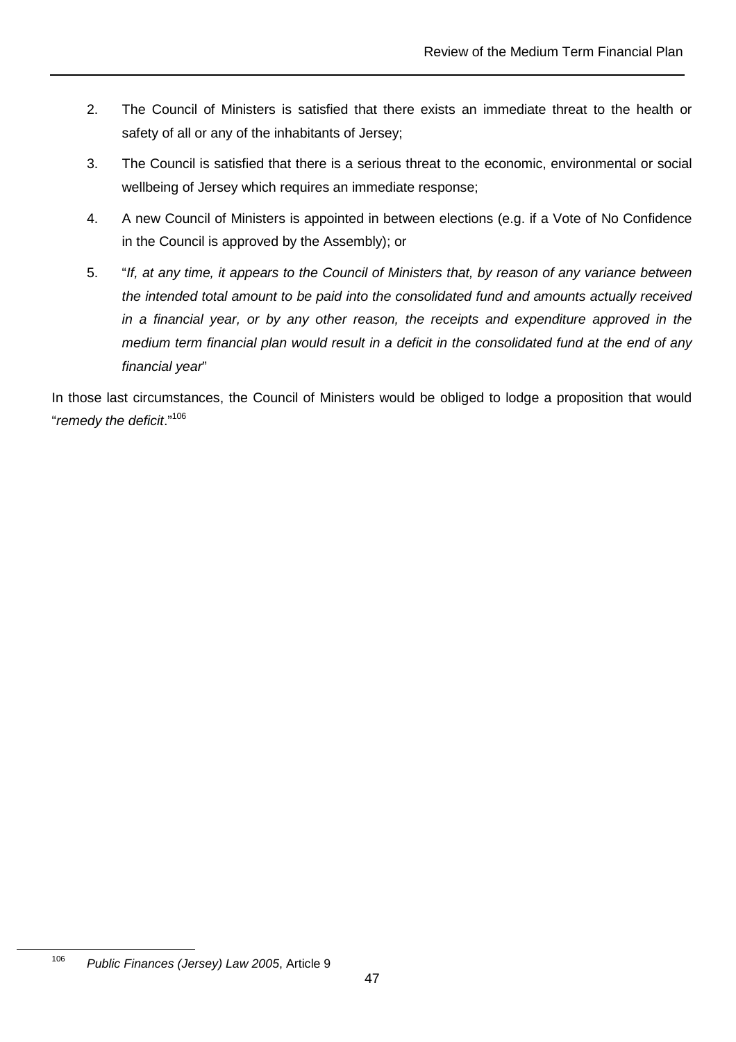2. The Council of Ministers is satisfied that there exists an immediate threat to the health or safety of all or any of the inhabitants of Jersey;
3. The Council is satisfied that there is a serious threat to the economic, environmental or social wellbeing of Jersey which requires an immediate response;
4. A new Council of Ministers is appointed in between elections (e.g. if a Vote of No Confidence in the Council is approved by the Assembly); or
5. "*If, at any time, it appears to the Council of Ministers that, by reason of any variance between the intended total amount to be paid into the consolidated fund and amounts actually received in a financial year, or by any other reason, the receipts and expenditure approved in the medium term financial plan would result in a deficit in the consolidated fund at the end of any financial year*"

In those last circumstances, the Council of Ministers would be obliged to lodge a proposition that would "*remedy the deficit*."[106]

---

[106] *Public Finances (Jersey) Law 2005*, Article 9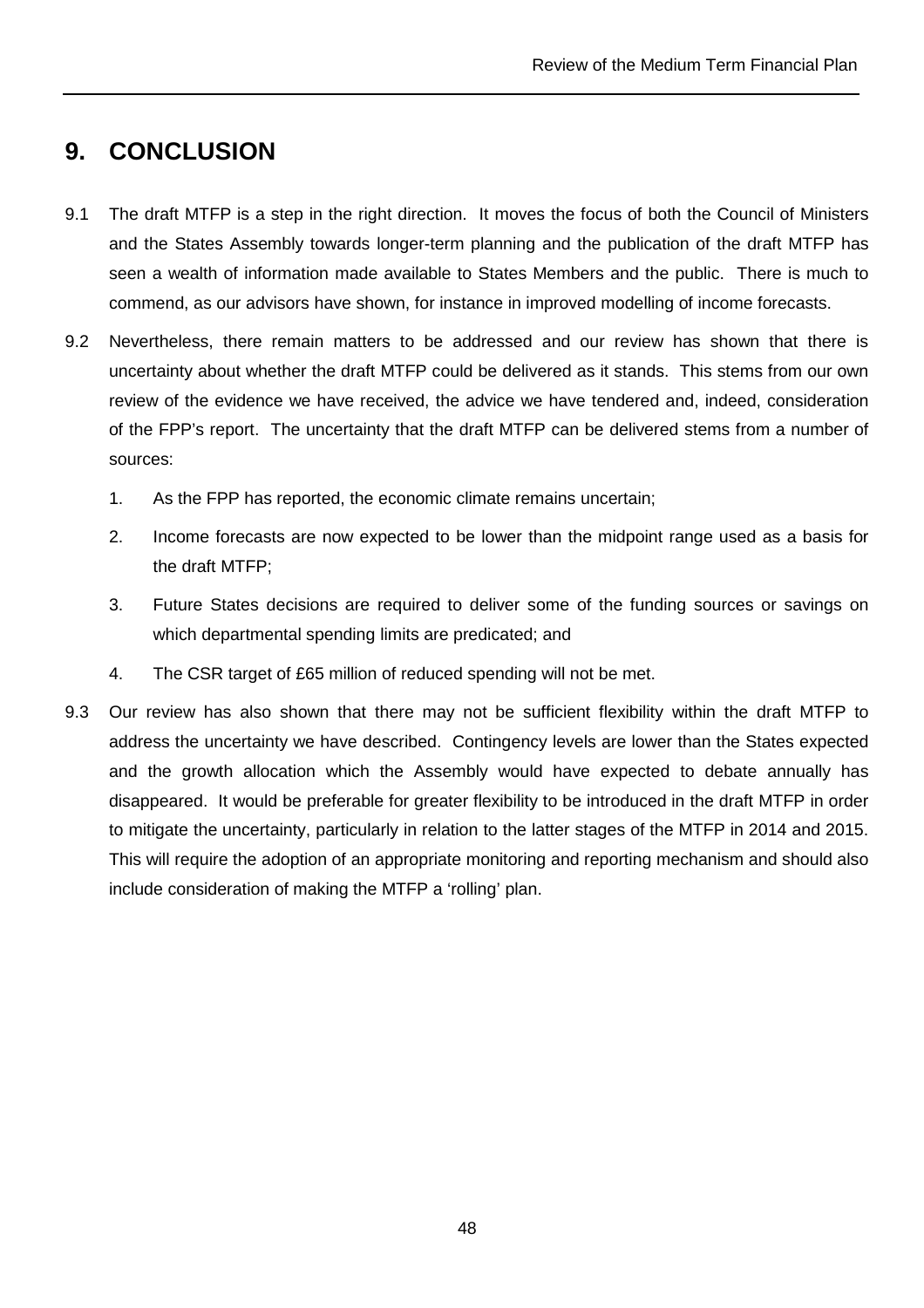## 9. CONCLUSION

9.1 The draft MTFP is a step in the right direction. It moves the focus of both the Council of Ministers and the States Assembly towards longer-term planning and the publication of the draft MTFP has seen a wealth of information made available to States Members and the public. There is much to commend, as our advisors have shown, for instance in improved modelling of income forecasts.

9.2 Nevertheless, there remain matters to be addressed and our review has shown that there is uncertainty about whether the draft MTFP could be delivered as it stands. This stems from our own review of the evidence we have received, the advice we have tendered and, indeed, consideration of the FPP's report. The uncertainty that the draft MTFP can be delivered stems from a number of sources:

1. As the FPP has reported, the economic climate remains uncertain;
2. Income forecasts are now expected to be lower than the midpoint range used as a basis for the draft MTFP;
3. Future States decisions are required to deliver some of the funding sources or savings on which departmental spending limits are predicated; and
4. The CSR target of £65 million of reduced spending will not be met.

9.3 Our review has also shown that there may not be sufficient flexibility within the draft MTFP to address the uncertainty we have described. Contingency levels are lower than the States expected and the growth allocation which the Assembly would have expected to debate annually has disappeared. It would be preferable for greater flexibility to be introduced in the draft MTFP in order to mitigate the uncertainty, particularly in relation to the latter stages of the MTFP in 2014 and 2015. This will require the adoption of an appropriate monitoring and reporting mechanism and should also include consideration of making the MTFP a 'rolling' plan.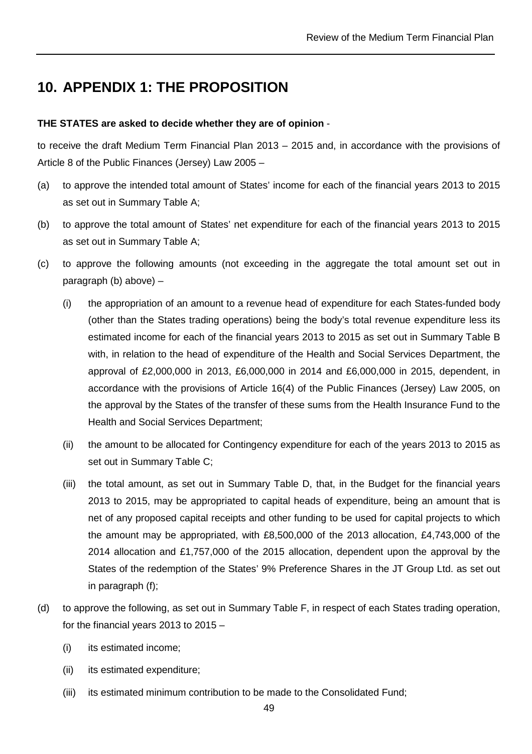# 10. APPENDIX 1: THE PROPOSITION

**THE STATES are asked to decide whether they are of opinion** -

to receive the draft Medium Term Financial Plan 2013 – 2015 and, in accordance with the provisions of Article 8 of the Public Finances (Jersey) Law 2005 –

(a) to approve the intended total amount of States' income for each of the financial years 2013 to 2015 as set out in Summary Table A;

(b) to approve the total amount of States' net expenditure for each of the financial years 2013 to 2015 as set out in Summary Table A;

(c) to approve the following amounts (not exceeding in the aggregate the total amount set out in paragraph (b) above) –

  (i) the appropriation of an amount to a revenue head of expenditure for each States-funded body (other than the States trading operations) being the body's total revenue expenditure less its estimated income for each of the financial years 2013 to 2015 as set out in Summary Table B with, in relation to the head of expenditure of the Health and Social Services Department, the approval of £2,000,000 in 2013, £6,000,000 in 2014 and £6,000,000 in 2015, dependent, in accordance with the provisions of Article 16(4) of the Public Finances (Jersey) Law 2005, on the approval by the States of the transfer of these sums from the Health Insurance Fund to the Health and Social Services Department;

  (ii) the amount to be allocated for Contingency expenditure for each of the years 2013 to 2015 as set out in Summary Table C;

  (iii) the total amount, as set out in Summary Table D, that, in the Budget for the financial years 2013 to 2015, may be appropriated to capital heads of expenditure, being an amount that is net of any proposed capital receipts and other funding to be used for capital projects to which the amount may be appropriated, with £8,500,000 of the 2013 allocation, £4,743,000 of the 2014 allocation and £1,757,000 of the 2015 allocation, dependent upon the approval by the States of the redemption of the States' 9% Preference Shares in the JT Group Ltd. as set out in paragraph (f);

(d) to approve the following, as set out in Summary Table F, in respect of each States trading operation, for the financial years 2013 to 2015 –

  (i) its estimated income;

  (ii) its estimated expenditure;

  (iii) its estimated minimum contribution to be made to the Consolidated Fund;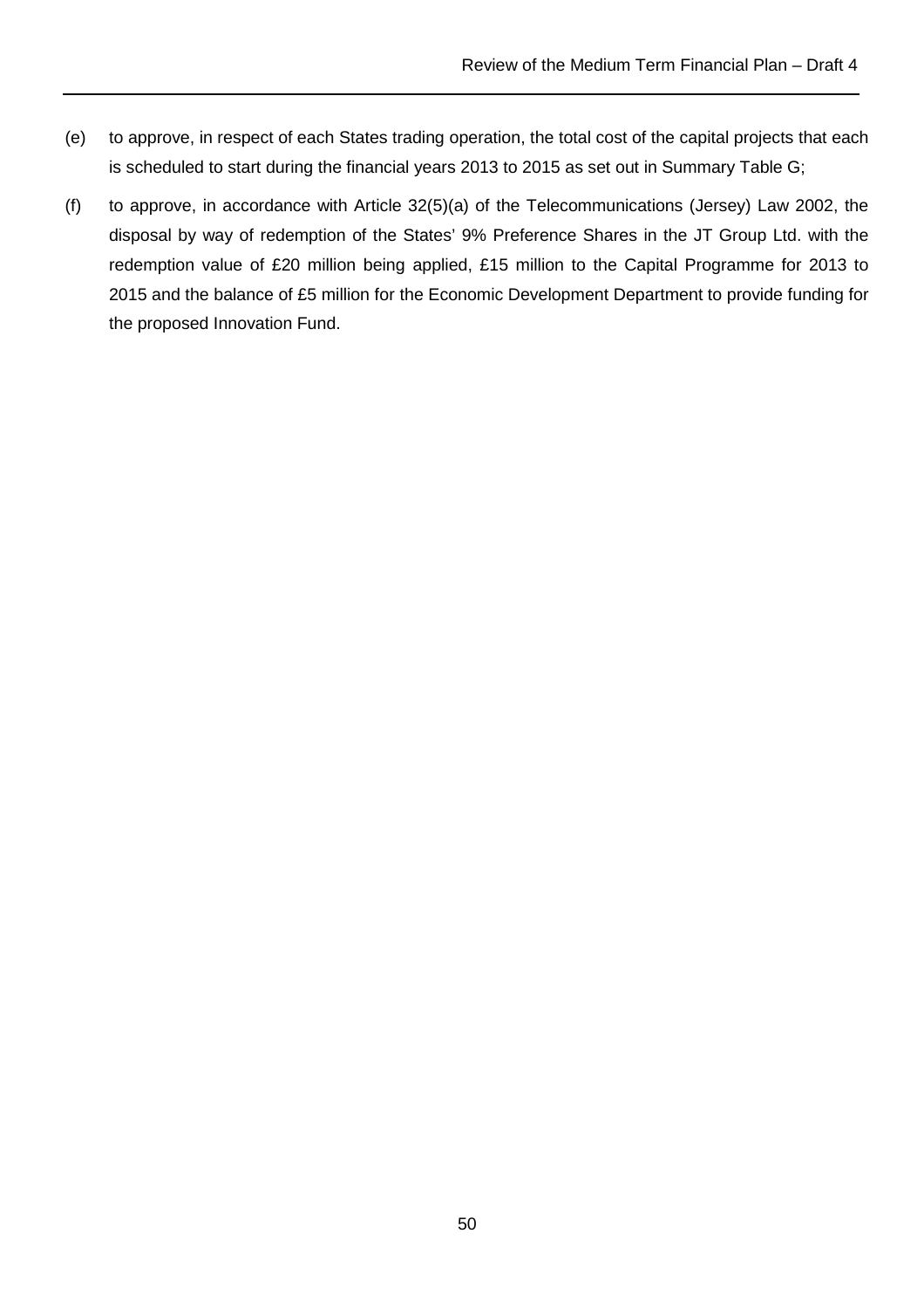(e) to approve, in respect of each States trading operation, the total cost of the capital projects that each is scheduled to start during the financial years 2013 to 2015 as set out in Summary Table G;

(f) to approve, in accordance with Article 32(5)(a) of the Telecommunications (Jersey) Law 2002, the disposal by way of redemption of the States' 9% Preference Shares in the JT Group Ltd. with the redemption value of £20 million being applied, £15 million to the Capital Programme for 2013 to 2015 and the balance of £5 million for the Economic Development Department to provide funding for the proposed Innovation Fund.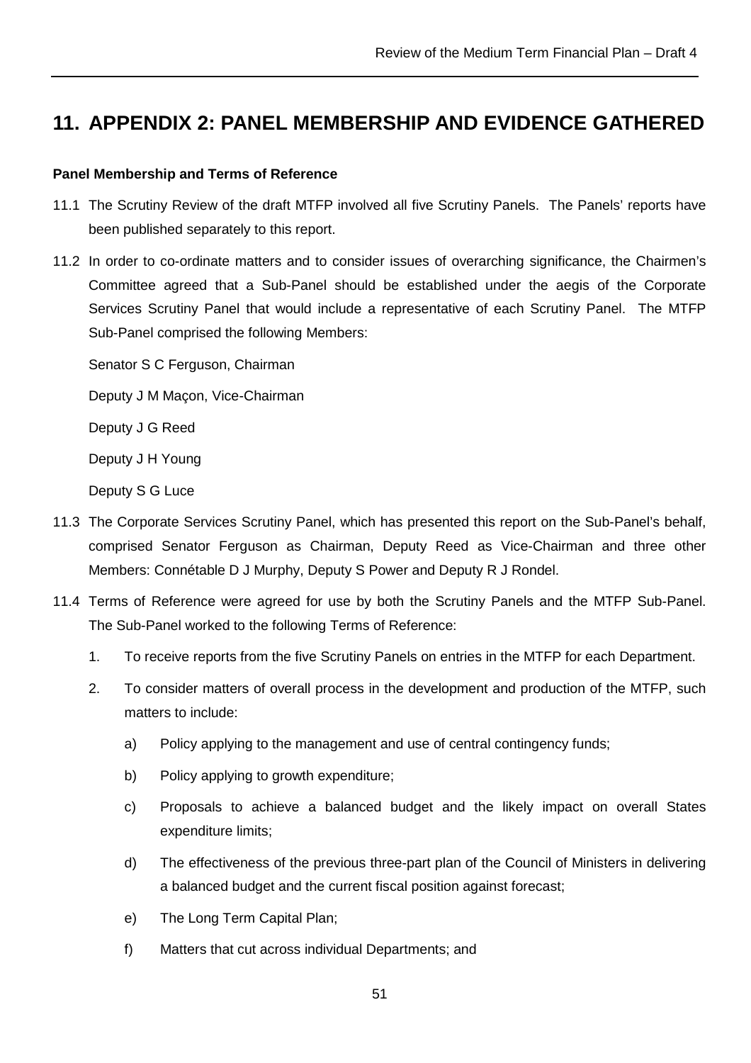# 11. APPENDIX 2: PANEL MEMBERSHIP AND EVIDENCE GATHERED

**Panel Membership and Terms of Reference**

11.1 The Scrutiny Review of the draft MTFP involved all five Scrutiny Panels. The Panels' reports have been published separately to this report.

11.2 In order to co-ordinate matters and to consider issues of overarching significance, the Chairmen's Committee agreed that a Sub-Panel should be established under the aegis of the Corporate Services Scrutiny Panel that would include a representative of each Scrutiny Panel. The MTFP Sub-Panel comprised the following Members:

Senator S C Ferguson, Chairman

Deputy J M Maçon, Vice-Chairman

Deputy J G Reed

Deputy J H Young

Deputy S G Luce

11.3 The Corporate Services Scrutiny Panel, which has presented this report on the Sub-Panel's behalf, comprised Senator Ferguson as Chairman, Deputy Reed as Vice-Chairman and three other Members: Connétable D J Murphy, Deputy S Power and Deputy R J Rondel.

11.4 Terms of Reference were agreed for use by both the Scrutiny Panels and the MTFP Sub-Panel. The Sub-Panel worked to the following Terms of Reference:

1. To receive reports from the five Scrutiny Panels on entries in the MTFP for each Department.

2. To consider matters of overall process in the development and production of the MTFP, such matters to include:

   a) Policy applying to the management and use of central contingency funds;

   b) Policy applying to growth expenditure;

   c) Proposals to achieve a balanced budget and the likely impact on overall States expenditure limits;

   d) The effectiveness of the previous three-part plan of the Council of Ministers in delivering a balanced budget and the current fiscal position against forecast;

   e) The Long Term Capital Plan;

   f) Matters that cut across individual Departments; and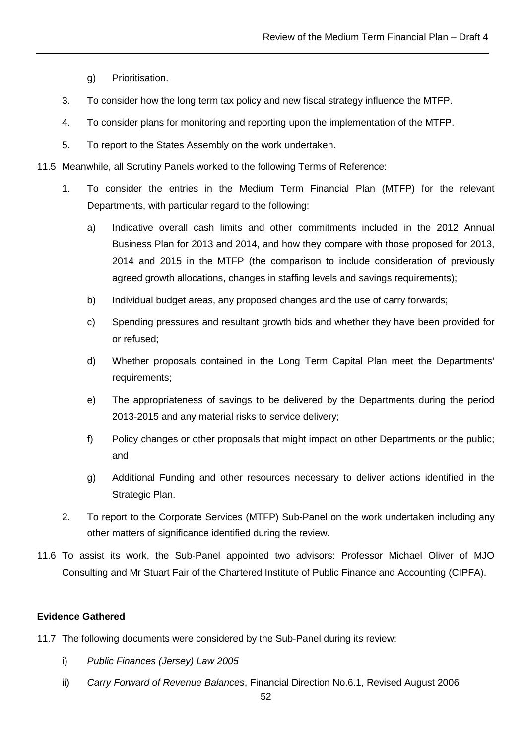g) Prioritisation.

3. To consider how the long term tax policy and new fiscal strategy influence the MTFP.

4. To consider plans for monitoring and reporting upon the implementation of the MTFP.

5. To report to the States Assembly on the work undertaken.

11.5 Meanwhile, all Scrutiny Panels worked to the following Terms of Reference:

1. To consider the entries in the Medium Term Financial Plan (MTFP) for the relevant Departments, with particular regard to the following:

   a) Indicative overall cash limits and other commitments included in the 2012 Annual Business Plan for 2013 and 2014, and how they compare with those proposed for 2013, 2014 and 2015 in the MTFP (the comparison to include consideration of previously agreed growth allocations, changes in staffing levels and savings requirements);

   b) Individual budget areas, any proposed changes and the use of carry forwards;

   c) Spending pressures and resultant growth bids and whether they have been provided for or refused;

   d) Whether proposals contained in the Long Term Capital Plan meet the Departments' requirements;

   e) The appropriateness of savings to be delivered by the Departments during the period 2013-2015 and any material risks to service delivery;

   f) Policy changes or other proposals that might impact on other Departments or the public; and

   g) Additional Funding and other resources necessary to deliver actions identified in the Strategic Plan.

2. To report to the Corporate Services (MTFP) Sub-Panel on the work undertaken including any other matters of significance identified during the review.

11.6 To assist its work, the Sub-Panel appointed two advisors: Professor Michael Oliver of MJO Consulting and Mr Stuart Fair of the Chartered Institute of Public Finance and Accounting (CIPFA).

**Evidence Gathered**

11.7 The following documents were considered by the Sub-Panel during its review:

i) *Public Finances (Jersey) Law 2005*

ii) *Carry Forward of Revenue Balances*, Financial Direction No.6.1, Revised August 2006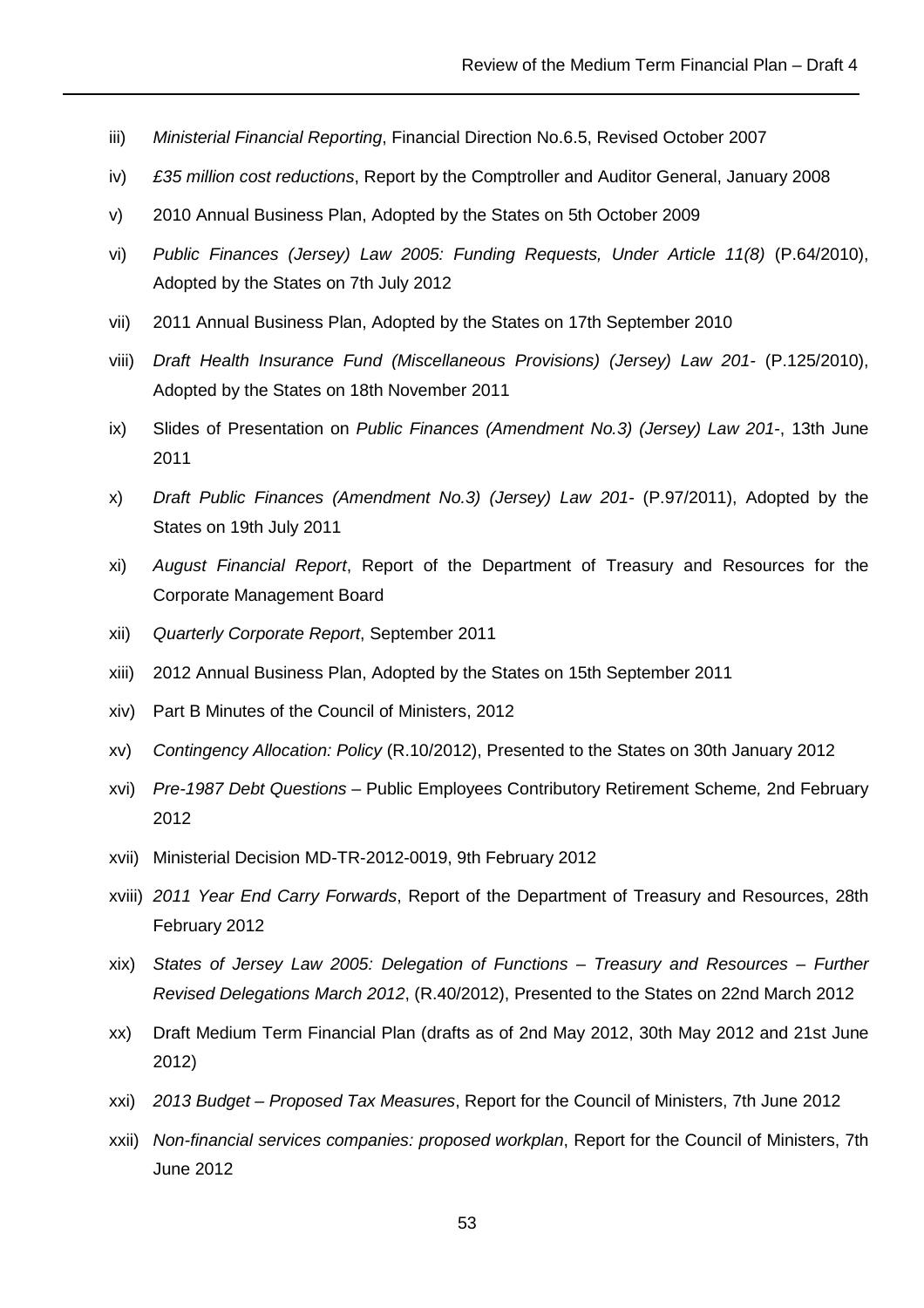iii) *Ministerial Financial Reporting*, Financial Direction No.6.5, Revised October 2007

iv) *£35 million cost reductions*, Report by the Comptroller and Auditor General, January 2008

v) 2010 Annual Business Plan, Adopted by the States on 5th October 2009

vi) *Public Finances (Jersey) Law 2005: Funding Requests, Under Article 11(8)* (P.64/2010), Adopted by the States on 7th July 2012

vii) 2011 Annual Business Plan, Adopted by the States on 17th September 2010

viii) *Draft Health Insurance Fund (Miscellaneous Provisions) (Jersey) Law 201-* (P.125/2010), Adopted by the States on 18th November 2011

ix) Slides of Presentation on *Public Finances (Amendment No.3) (Jersey) Law 201-*, 13th June 2011

x) *Draft Public Finances (Amendment No.3) (Jersey) Law 201-* (P.97/2011), Adopted by the States on 19th July 2011

xi) *August Financial Report*, Report of the Department of Treasury and Resources for the Corporate Management Board

xii) *Quarterly Corporate Report*, September 2011

xiii) 2012 Annual Business Plan, Adopted by the States on 15th September 2011

xiv) Part B Minutes of the Council of Ministers, 2012

xv) *Contingency Allocation: Policy* (R.10/2012), Presented to the States on 30th January 2012

xvi) *Pre-1987 Debt Questions* – Public Employees Contributory Retirement Scheme, 2nd February 2012

xvii) Ministerial Decision MD-TR-2012-0019, 9th February 2012

xviii) *2011 Year End Carry Forwards*, Report of the Department of Treasury and Resources, 28th February 2012

xix) *States of Jersey Law 2005: Delegation of Functions – Treasury and Resources – Further Revised Delegations March 2012*, (R.40/2012), Presented to the States on 22nd March 2012

xx) Draft Medium Term Financial Plan (drafts as of 2nd May 2012, 30th May 2012 and 21st June 2012)

xxi) *2013 Budget – Proposed Tax Measures*, Report for the Council of Ministers, 7th June 2012

xxii) *Non-financial services companies: proposed workplan*, Report for the Council of Ministers, 7th June 2012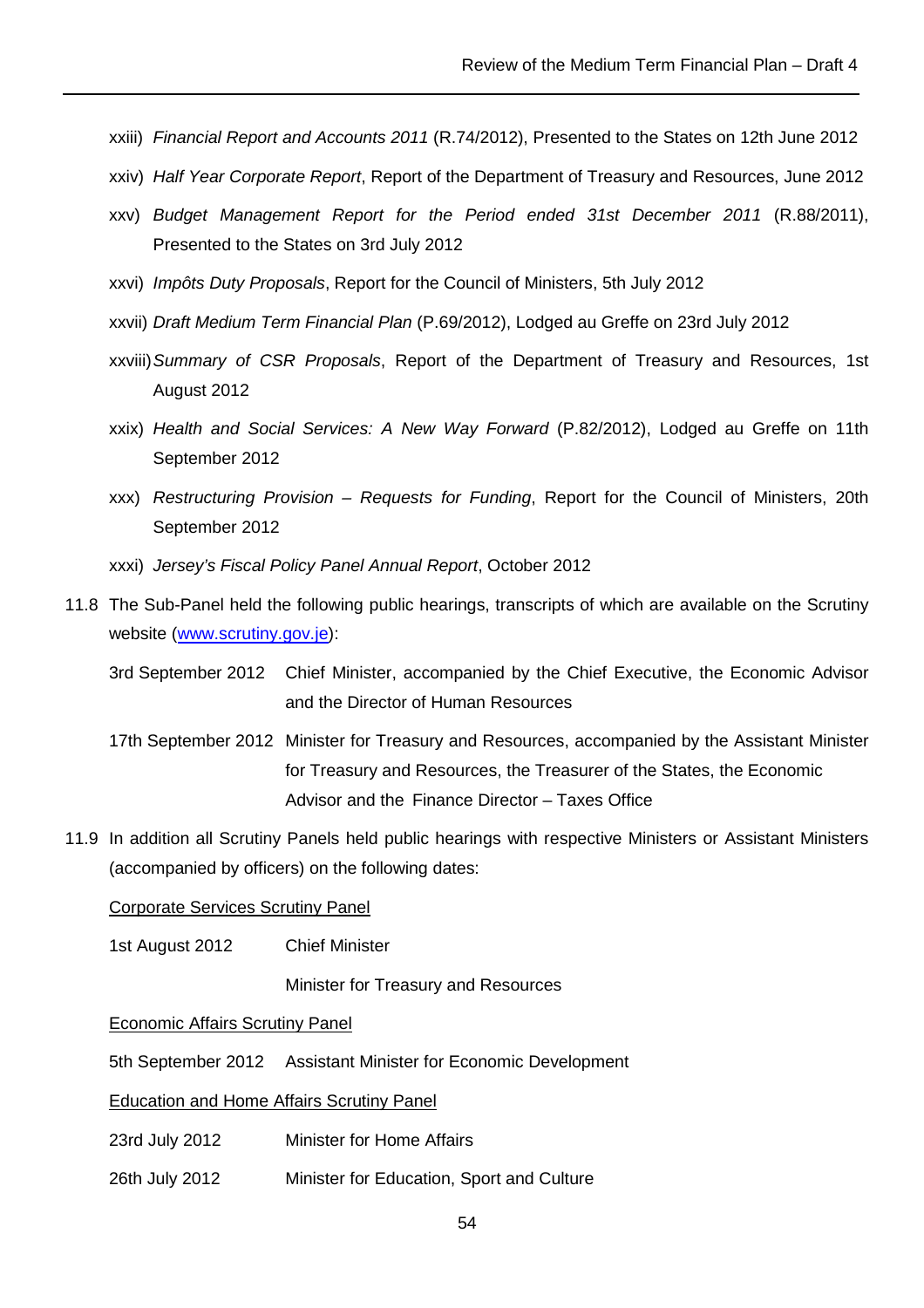xxiii) *Financial Report and Accounts 2011* (R.74/2012), Presented to the States on 12th June 2012

xxiv) *Half Year Corporate Report*, Report of the Department of Treasury and Resources, June 2012

xxv) *Budget Management Report for the Period ended 31st December 2011* (R.88/2011), Presented to the States on 3rd July 2012

xxvi) *Impôts Duty Proposals*, Report for the Council of Ministers, 5th July 2012

xxvii) *Draft Medium Term Financial Plan* (P.69/2012), Lodged au Greffe on 23rd July 2012

xxviii) *Summary of CSR Proposals*, Report of the Department of Treasury and Resources, 1st August 2012

xxix) *Health and Social Services: A New Way Forward* (P.82/2012), Lodged au Greffe on 11th September 2012

xxx) *Restructuring Provision – Requests for Funding*, Report for the Council of Ministers, 20th September 2012

xxxi) *Jersey's Fiscal Policy Panel Annual Report*, October 2012

11.8 The Sub-Panel held the following public hearings, transcripts of which are available on the Scrutiny website (www.scrutiny.gov.je):

3rd September 2012 Chief Minister, accompanied by the Chief Executive, the Economic Advisor and the Director of Human Resources

17th September 2012 Minister for Treasury and Resources, accompanied by the Assistant Minister for Treasury and Resources, the Treasurer of the States, the Economic Advisor and the Finance Director – Taxes Office

11.9 In addition all Scrutiny Panels held public hearings with respective Ministers or Assistant Ministers (accompanied by officers) on the following dates:

Corporate Services Scrutiny Panel

1st August 2012 Chief Minister

Minister for Treasury and Resources

Economic Affairs Scrutiny Panel

5th September 2012 Assistant Minister for Economic Development

Education and Home Affairs Scrutiny Panel

23rd July 2012 Minister for Home Affairs

26th July 2012 Minister for Education, Sport and Culture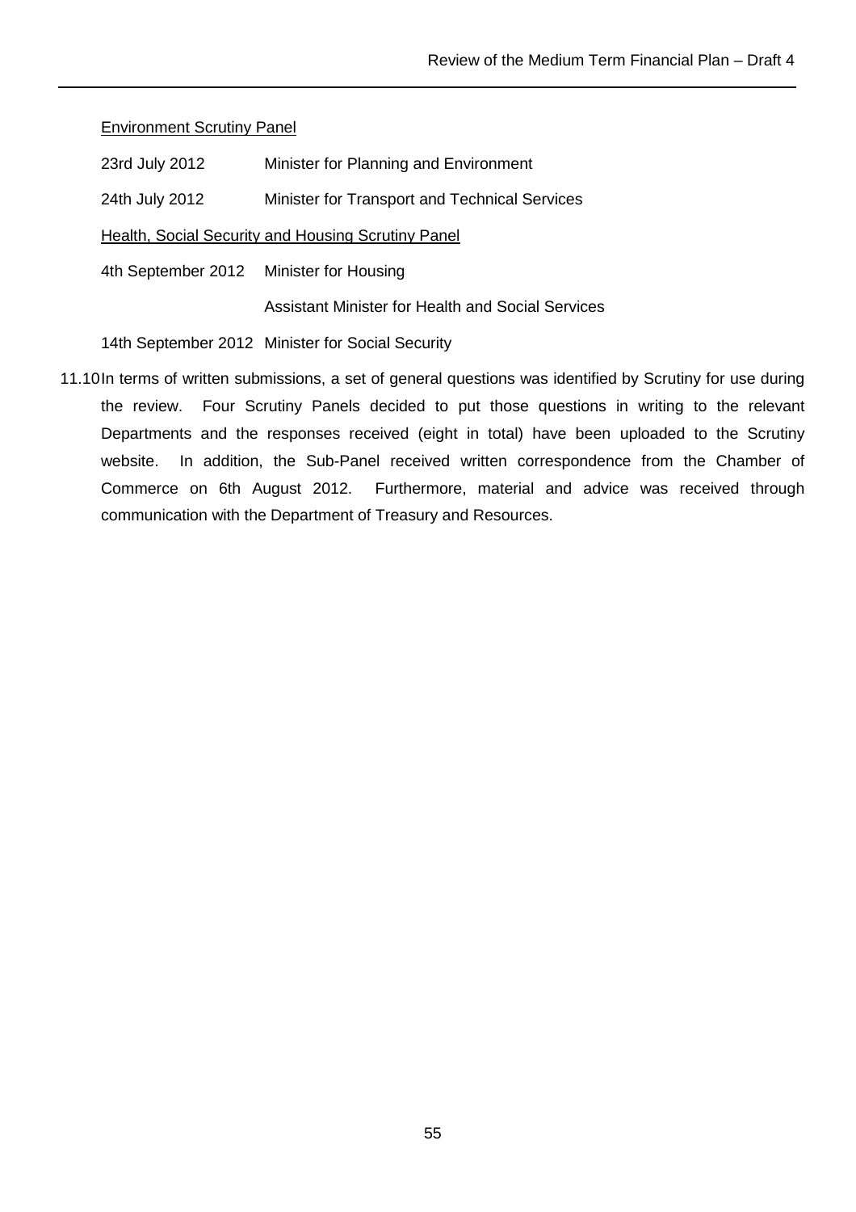Environment Scrutiny Panel

| | |
|---|---|
| 23rd July 2012 | Minister for Planning and Environment |
| 24th July 2012 | Minister for Transport and Technical Services |

Health, Social Security and Housing Scrutiny Panel

| | |
|---|---|
| 4th September 2012 | Minister for Housing |
| | Assistant Minister for Health and Social Services |
| 14th September 2012 | Minister for Social Security |

11.10 In terms of written submissions, a set of general questions was identified by Scrutiny for use during the review. Four Scrutiny Panels decided to put those questions in writing to the relevant Departments and the responses received (eight in total) have been uploaded to the Scrutiny website. In addition, the Sub-Panel received written correspondence from the Chamber of Commerce on 6th August 2012. Furthermore, material and advice was received through communication with the Department of Treasury and Resources.